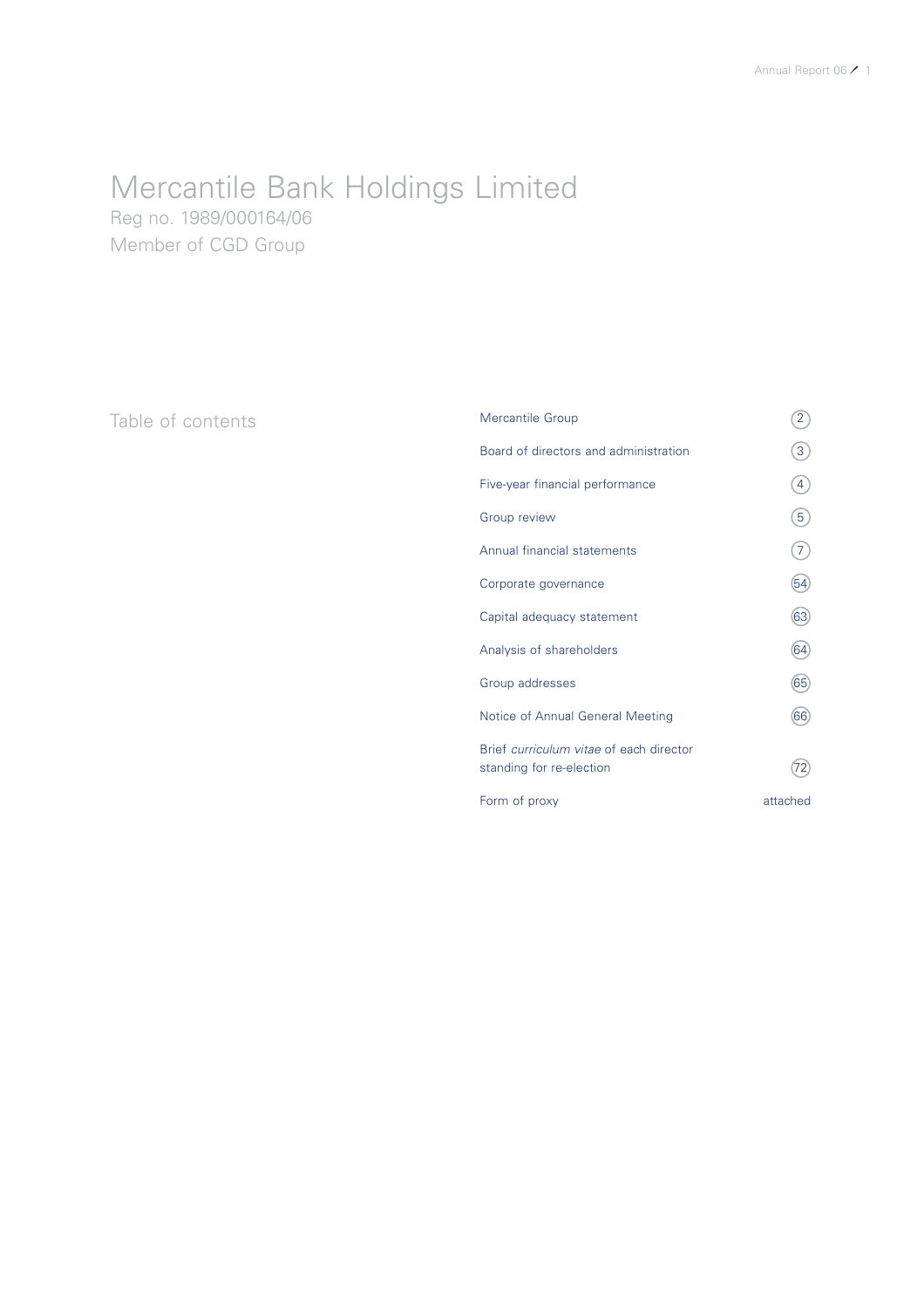# Mercantile Bank Holdings Limited

Reg no. 1989/000164/06

Member of CGD Group

## Table of contents

| | |
|---|---|
| Mercantile Group | 2 |
| Board of directors and administration | 3 |
| Five-year financial performance | 4 |
| Group review | 5 |
| Annual financial statements | 7 |
| Corporate governance | 54 |
| Capital adequacy statement | 63 |
| Analysis of shareholders | 64 |
| Group addresses | 65 |
| Notice of Annual General Meeting | 66 |
| Brief *curriculum vitae* of each director standing for re-election | 72 |
| Form of proxy | attached |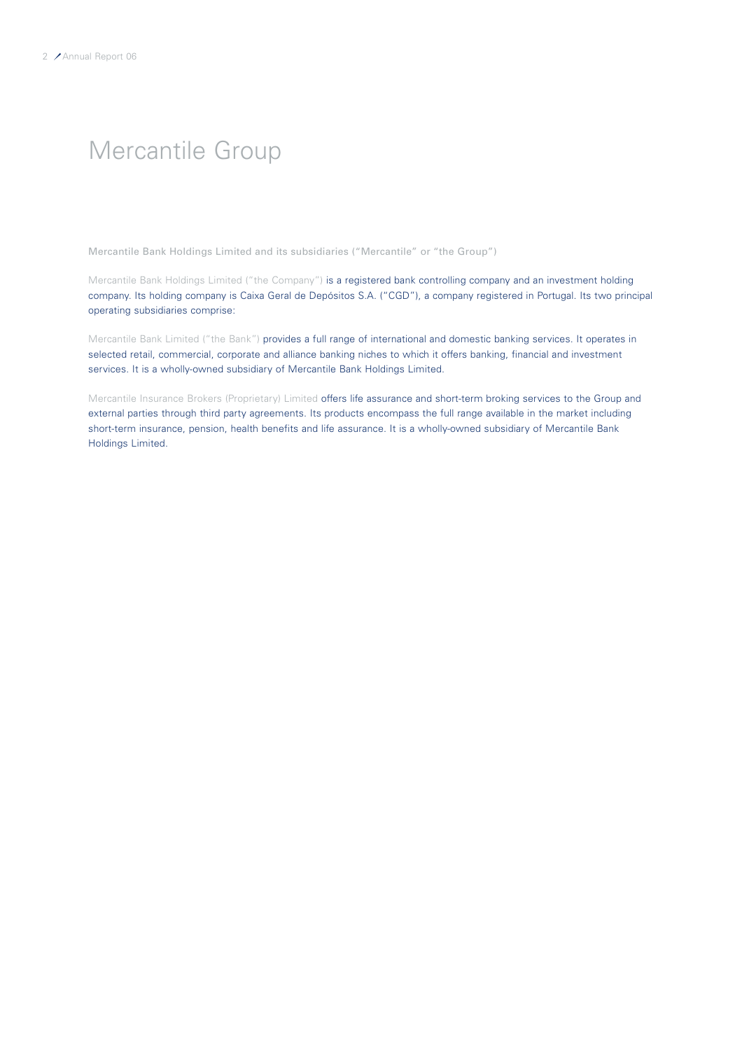# Mercantile Group

**Mercantile Bank Holdings Limited and its subsidiaries ("Mercantile" or "the Group")**

Mercantile Bank Holdings Limited ("the Company") is a registered bank controlling company and an investment holding company. Its holding company is Caixa Geral de Depósitos S.A. ("CGD"), a company registered in Portugal. Its two principal operating subsidiaries comprise:

Mercantile Bank Limited ("the Bank") provides a full range of international and domestic banking services. It operates in selected retail, commercial, corporate and alliance banking niches to which it offers banking, financial and investment services. It is a wholly-owned subsidiary of Mercantile Bank Holdings Limited.

Mercantile Insurance Brokers (Proprietary) Limited offers life assurance and short-term broking services to the Group and external parties through third party agreements. Its products encompass the full range available in the market including short-term insurance, pension, health benefits and life assurance. It is a wholly-owned subsidiary of Mercantile Bank Holdings Limited.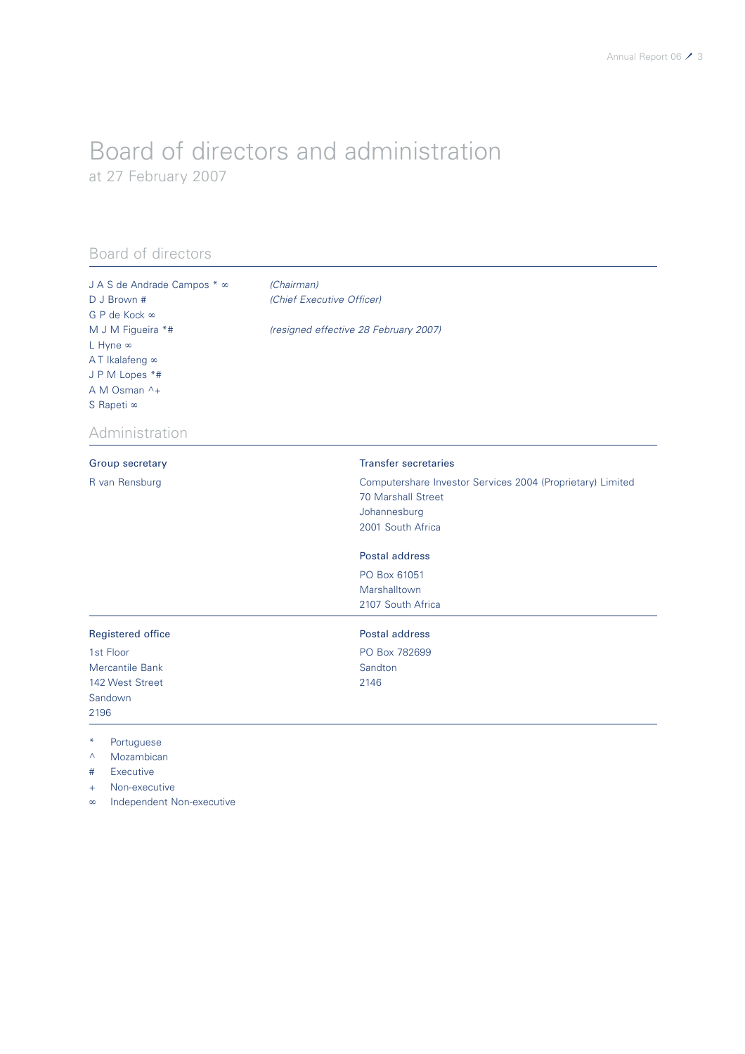# Board of directors and administration

at 27 February 2007

## Board of directors

| | |
|---|---|
| J A S de Andrade Campos * ∞ | *(Chairman)* |
| D J Brown # | *(Chief Executive Officer)* |
| G P de Kock ∞ | |
| M J M Figueira *# | *(resigned effective 28 February 2007)* |
| L Hyne ∞ | |
| A T Ikalafeng ∞ | |
| J P M Lopes *# | |
| A M Osman ^+ | |
| S Rapeti ∞ | |

## Administration

**Group secretary**

R van Rensburg

**Transfer secretaries**

Computershare Investor Services 2004 (Proprietary) Limited
70 Marshall Street
Johannesburg
2001 South Africa

**Postal address**

PO Box 61051
Marshalltown
2107 South Africa

**Registered office**

1st Floor
Mercantile Bank
142 West Street
Sandown
2196

**Postal address**

PO Box 782699
Sandton
2146

- \* Portuguese
- ^ Mozambican
- \# Executive
- \+ Non-executive
- ∞ Independent Non-executive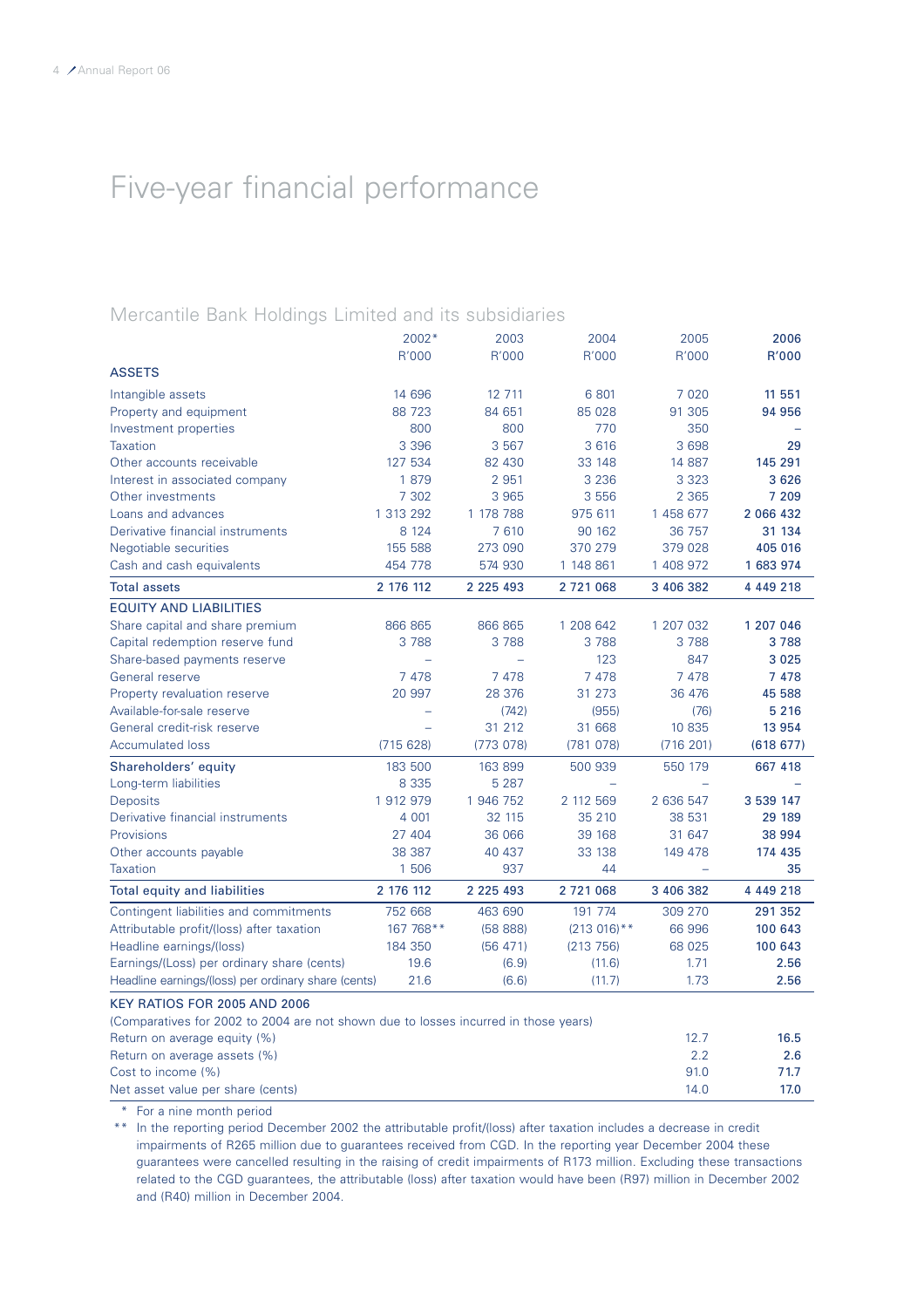# Five-year financial performance

## Mercantile Bank Holdings Limited and its subsidiaries

| | 2002* R'000 | 2003 R'000 | 2004 R'000 | 2005 R'000 | **2006 R'000** |
|---|---|---|---|---|---|
| **ASSETS** | | | | | |
| Intangible assets | 14 696 | 12 711 | 6 801 | 7 020 | **11 551** |
| Property and equipment | 88 723 | 84 651 | 85 028 | 91 305 | **94 956** |
| Investment properties | 800 | 800 | 770 | 350 | **–** |
| Taxation | 3 396 | 3 567 | 3 616 | 3 698 | **29** |
| Other accounts receivable | 127 534 | 82 430 | 33 148 | 14 887 | **145 291** |
| Interest in associated company | 1 879 | 2 951 | 3 236 | 3 323 | **3 626** |
| Other investments | 7 302 | 3 965 | 3 556 | 2 365 | **7 209** |
| Loans and advances | 1 313 292 | 1 178 788 | 975 611 | 1 458 677 | **2 066 432** |
| Derivative financial instruments | 8 124 | 7 610 | 90 162 | 36 757 | **31 134** |
| Negotiable securities | 155 588 | 273 090 | 370 279 | 379 028 | **405 016** |
| Cash and cash equivalents | 454 778 | 574 930 | 1 148 861 | 1 408 972 | **1 683 974** |
| Total assets | 2 176 112 | 2 225 493 | 2 721 068 | 3 406 382 | **4 449 218** |
| **EQUITY AND LIABILITIES** | | | | | |
| Share capital and share premium | 866 865 | 866 865 | 1 208 642 | 1 207 032 | **1 207 046** |
| Capital redemption reserve fund | 3 788 | 3 788 | 3 788 | 3 788 | **3 788** |
| Share-based payments reserve | – | – | 123 | 847 | **3 025** |
| General reserve | 7 478 | 7 478 | 7 478 | 7 478 | **7 478** |
| Property revaluation reserve | 20 997 | 28 376 | 31 273 | 36 476 | **45 588** |
| Available-for-sale reserve | – | (742) | (955) | (76) | **5 216** |
| General credit-risk reserve | – | 31 212 | 31 668 | 10 835 | **13 954** |
| Accumulated loss | (715 628) | (773 078) | (781 078) | (716 201) | **(618 677)** |
| Shareholders' equity | 183 500 | 163 899 | 500 939 | 550 179 | **667 418** |
| Long-term liabilities | 8 335 | 5 287 | – | – | **–** |
| Deposits | 1 912 979 | 1 946 752 | 2 112 569 | 2 636 547 | **3 539 147** |
| Derivative financial instruments | 4 001 | 32 115 | 35 210 | 38 531 | **29 189** |
| Provisions | 27 404 | 36 066 | 39 168 | 31 647 | **38 994** |
| Other accounts payable | 38 387 | 40 437 | 33 138 | 149 478 | **174 435** |
| Taxation | 1 506 | 937 | 44 | – | **35** |
| Total equity and liabilities | 2 176 112 | 2 225 493 | 2 721 068 | 3 406 382 | **4 449 218** |
| Contingent liabilities and commitments | 752 668 | 463 690 | 191 774 | 309 270 | **291 352** |
| Attributable profit/(loss) after taxation | 167 768** | (58 888) | (213 016)** | 66 996 | **100 643** |
| Headline earnings/(loss) | 184 350 | (56 471) | (213 756) | 68 025 | **100 643** |
| Earnings/(Loss) per ordinary share (cents) | 19.6 | (6.9) | (11.6) | 1.71 | **2.56** |
| Headline earnings/(loss) per ordinary share (cents) | 21.6 | (6.6) | (11.7) | 1.73 | **2.56** |
| **KEY RATIOS FOR 2005 AND 2006** | | | | | |
| (Comparatives for 2002 to 2004 are not shown due to losses incurred in those years) | | | | | |
| Return on average equity (%) | | | | 12.7 | **16.5** |
| Return on average assets (%) | | | | 2.2 | **2.6** |
| Cost to income (%) | | | | 91.0 | **71.7** |
| Net asset value per share (cents) | | | | 14.0 | **17.0** |

\* For a nine month period

\*\* In the reporting period December 2002 the attributable profit/(loss) after taxation includes a decrease in credit impairments of R265 million due to guarantees received from CGD. In the reporting year December 2004 these guarantees were cancelled resulting in the raising of credit impairments of R173 million. Excluding these transactions related to the CGD guarantees, the attributable (loss) after taxation would have been (R97) million in December 2002 and (R40) million in December 2004.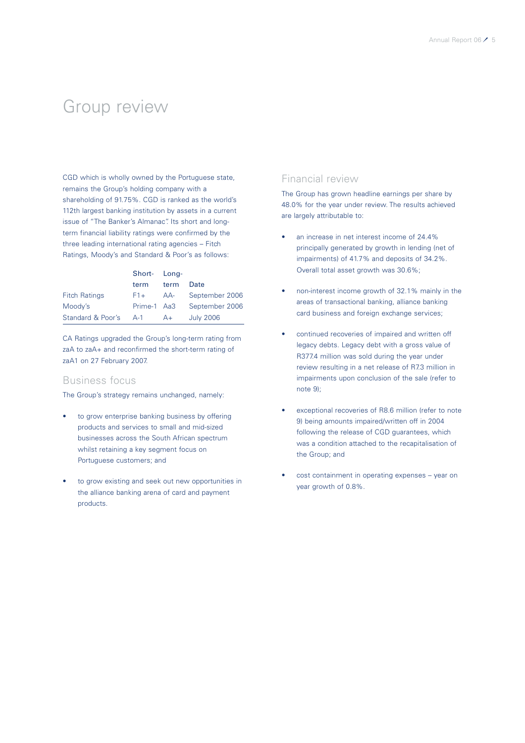# Group review

CGD which is wholly owned by the Portuguese state, remains the Group's holding company with a shareholding of 91.75%. CGD is ranked as the world's 112th largest banking institution by assets in a current issue of "The Banker's Almanac". Its short and long-term financial liability ratings were confirmed by the three leading international rating agencies – Fitch Ratings, Moody's and Standard & Poor's as follows:

| | Short-term | Long-term | Date |
|---|---|---|---|
| Fitch Ratings | F1+ | AA- | September 2006 |
| Moody's | Prime-1 | Aa3 | September 2006 |
| Standard & Poor's | A-1 | A+ | July 2006 |

CA Ratings upgraded the Group's long-term rating from zaA to zaA+ and reconfirmed the short-term rating of zaA1 on 27 February 2007.

## Business focus

The Group's strategy remains unchanged, namely:

- to grow enterprise banking business by offering products and services to small and mid-sized businesses across the South African spectrum whilst retaining a key segment focus on Portuguese customers; and
- to grow existing and seek out new opportunities in the alliance banking arena of card and payment products.

## Financial review

The Group has grown headline earnings per share by 48.0% for the year under review. The results achieved are largely attributable to:

- an increase in net interest income of 24.4% principally generated by growth in lending (net of impairments) of 41.7% and deposits of 34.2%. Overall total asset growth was 30.6%;
- non-interest income growth of 32.1% mainly in the areas of transactional banking, alliance banking card business and foreign exchange services;
- continued recoveries of impaired and written off legacy debts. Legacy debt with a gross value of R377.4 million was sold during the year under review resulting in a net release of R7.3 million in impairments upon conclusion of the sale (refer to note 9);
- exceptional recoveries of R8.6 million (refer to note 9) being amounts impaired/written off in 2004 following the release of CGD guarantees, which was a condition attached to the recapitalisation of the Group; and
- cost containment in operating expenses – year on year growth of 0.8%.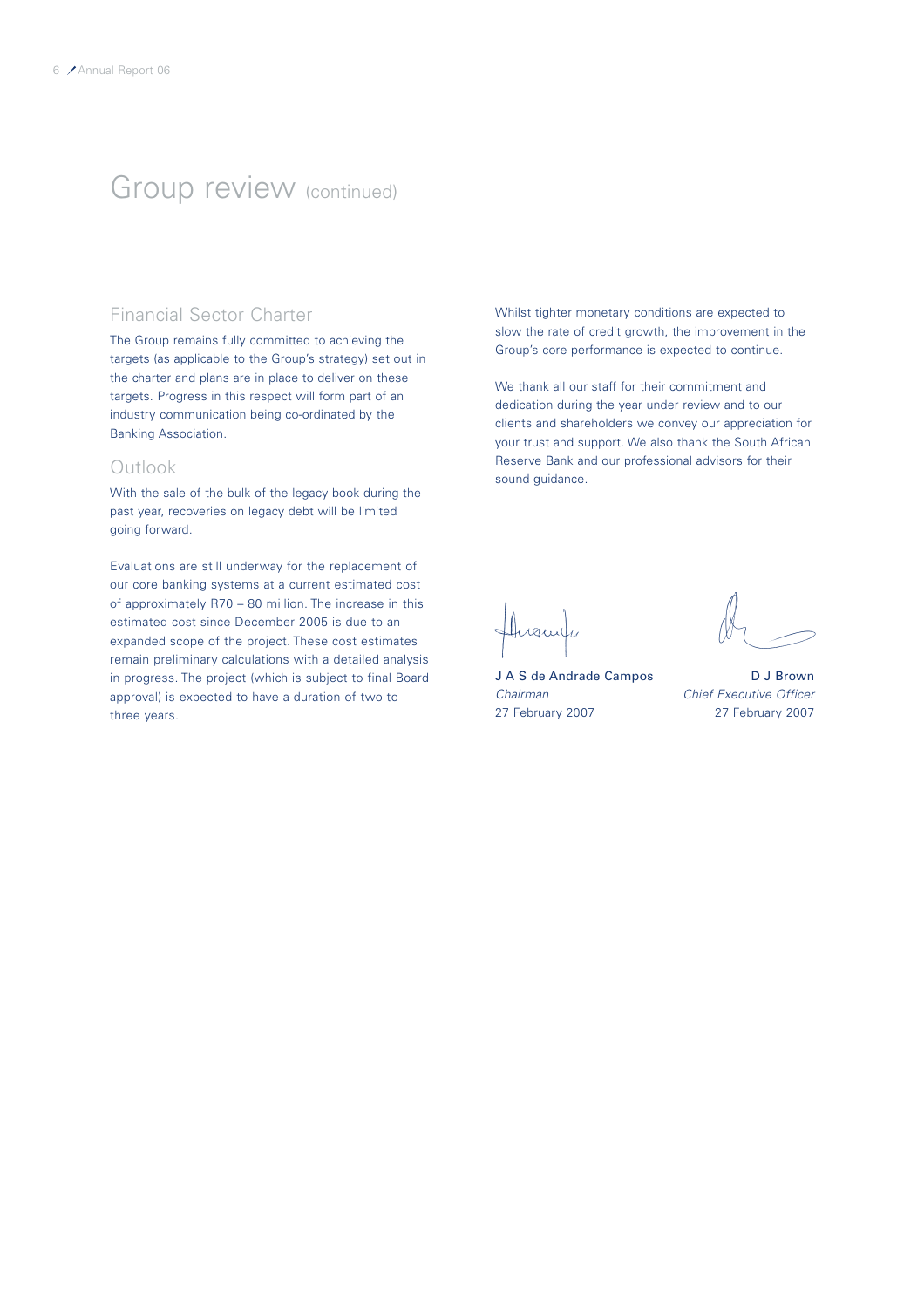# Group review (continued)

## Financial Sector Charter

The Group remains fully committed to achieving the targets (as applicable to the Group's strategy) set out in the charter and plans are in place to deliver on these targets. Progress in this respect will form part of an industry communication being co-ordinated by the Banking Association.

## Outlook

With the sale of the bulk of the legacy book during the past year, recoveries on legacy debt will be limited going forward.

Evaluations are still underway for the replacement of our core banking systems at a current estimated cost of approximately R70 – 80 million. The increase in this estimated cost since December 2005 is due to an expanded scope of the project. These cost estimates remain preliminary calculations with a detailed analysis in progress. The project (which is subject to final Board approval) is expected to have a duration of two to three years.

Whilst tighter monetary conditions are expected to slow the rate of credit growth, the improvement in the Group's core performance is expected to continue.

We thank all our staff for their commitment and dedication during the year under review and to our clients and shareholders we convey our appreciation for your trust and support. We also thank the South African Reserve Bank and our professional advisors for their sound guidance.

J A S de Andrade Campos
*Chairman*
27 February 2007

D J Brown
*Chief Executive Officer*
27 February 2007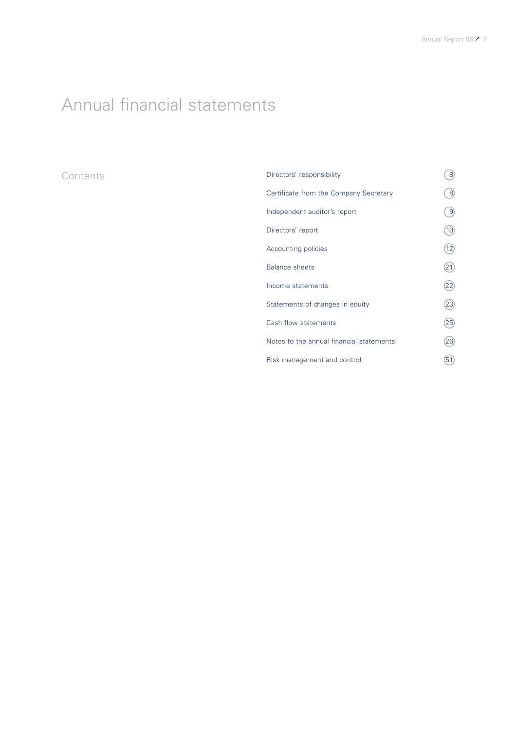# Annual financial statements

## Contents

| | |
|---|---|
| Directors' responsibility | 8 |
| Certificate from the Company Secretary | 8 |
| Independent auditor's report | 9 |
| Directors' report | 10 |
| Accounting policies | 12 |
| Balance sheets | 21 |
| Income statements | 22 |
| Statements of changes in equity | 23 |
| Cash flow statements | 25 |
| Notes to the annual financial statements | 26 |
| Risk management and control | 51 |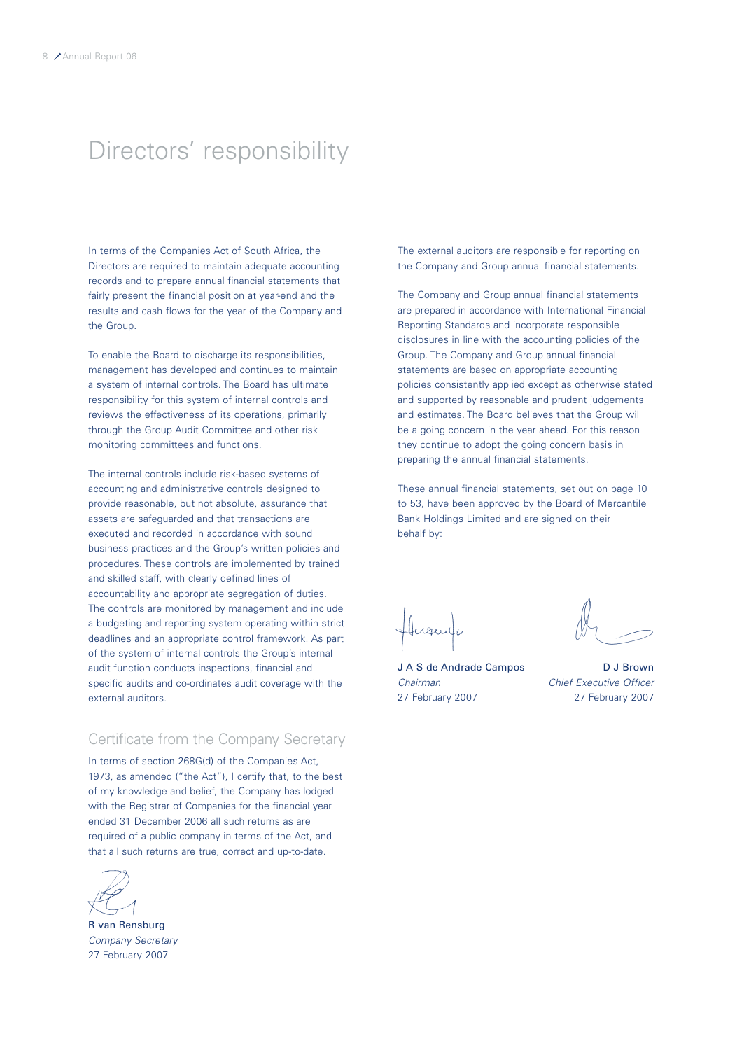# Directors' responsibility

In terms of the Companies Act of South Africa, the Directors are required to maintain adequate accounting records and to prepare annual financial statements that fairly present the financial position at year-end and the results and cash flows for the year of the Company and the Group.

To enable the Board to discharge its responsibilities, management has developed and continues to maintain a system of internal controls. The Board has ultimate responsibility for this system of internal controls and reviews the effectiveness of its operations, primarily through the Group Audit Committee and other risk monitoring committees and functions.

The internal controls include risk-based systems of accounting and administrative controls designed to provide reasonable, but not absolute, assurance that assets are safeguarded and that transactions are executed and recorded in accordance with sound business practices and the Group's written policies and procedures. These controls are implemented by trained and skilled staff, with clearly defined lines of accountability and appropriate segregation of duties. The controls are monitored by management and include a budgeting and reporting system operating within strict deadlines and an appropriate control framework. As part of the system of internal controls the Group's internal audit function conducts inspections, financial and specific audits and co-ordinates audit coverage with the external auditors.

## Certificate from the Company Secretary

In terms of section 268G(d) of the Companies Act, 1973, as amended ("the Act"), I certify that, to the best of my knowledge and belief, the Company has lodged with the Registrar of Companies for the financial year ended 31 December 2006 all such returns as are required of a public company in terms of the Act, and that all such returns are true, correct and up-to-date.

R van Rensburg
*Company Secretary*
27 February 2007

The external auditors are responsible for reporting on the Company and Group annual financial statements.

The Company and Group annual financial statements are prepared in accordance with International Financial Reporting Standards and incorporate responsible disclosures in line with the accounting policies of the Group. The Company and Group annual financial statements are based on appropriate accounting policies consistently applied except as otherwise stated and supported by reasonable and prudent judgements and estimates. The Board believes that the Group will be a going concern in the year ahead. For this reason they continue to adopt the going concern basis in preparing the annual financial statements.

These annual financial statements, set out on page 10 to 53, have been approved by the Board of Mercantile Bank Holdings Limited and are signed on their behalf by:

J A S de Andrade Campos
*Chairman*
27 February 2007

D J Brown
*Chief Executive Officer*
27 February 2007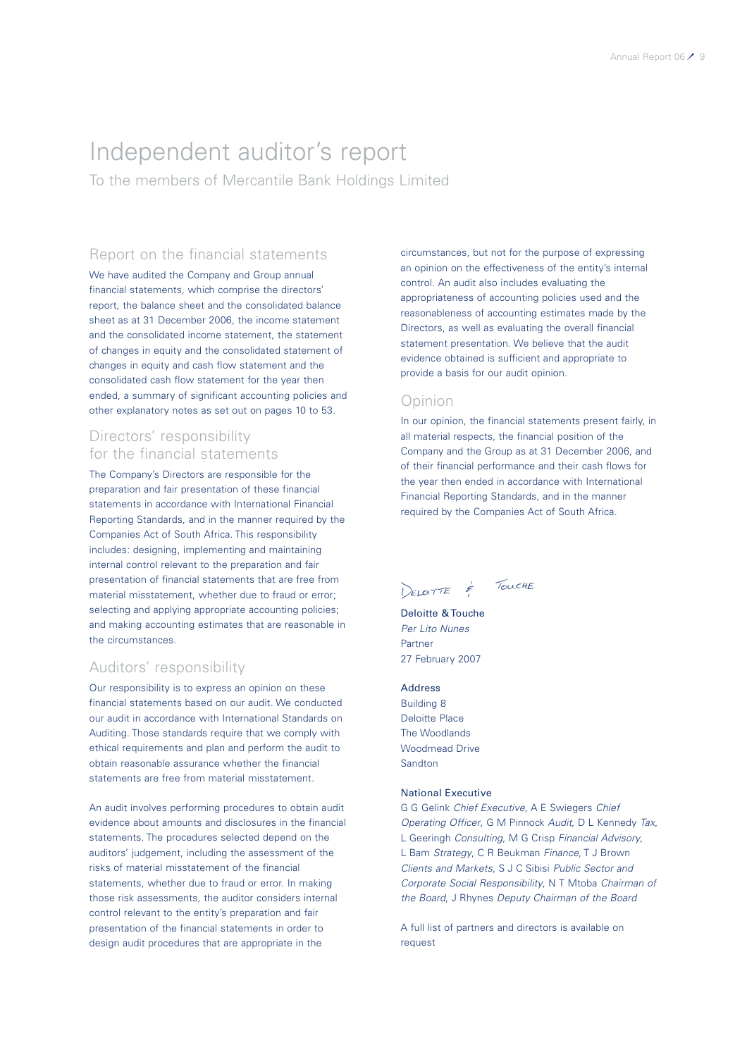# Independent auditor's report

To the members of Mercantile Bank Holdings Limited

## Report on the financial statements

We have audited the Company and Group annual financial statements, which comprise the directors' report, the balance sheet and the consolidated balance sheet as at 31 December 2006, the income statement and the consolidated income statement, the statement of changes in equity and the consolidated statement of changes in equity and cash flow statement and the consolidated cash flow statement for the year then ended, a summary of significant accounting policies and other explanatory notes as set out on pages 10 to 53.

## Directors' responsibility for the financial statements

The Company's Directors are responsible for the preparation and fair presentation of these financial statements in accordance with International Financial Reporting Standards, and in the manner required by the Companies Act of South Africa. This responsibility includes: designing, implementing and maintaining internal control relevant to the preparation and fair presentation of financial statements that are free from material misstatement, whether due to fraud or error; selecting and applying appropriate accounting policies; and making accounting estimates that are reasonable in the circumstances.

## Auditors' responsibility

Our responsibility is to express an opinion on these financial statements based on our audit. We conducted our audit in accordance with International Standards on Auditing. Those standards require that we comply with ethical requirements and plan and perform the audit to obtain reasonable assurance whether the financial statements are free from material misstatement.

An audit involves performing procedures to obtain audit evidence about amounts and disclosures in the financial statements. The procedures selected depend on the auditors' judgement, including the assessment of the risks of material misstatement of the financial statements, whether due to fraud or error. In making those risk assessments, the auditor considers internal control relevant to the entity's preparation and fair presentation of the financial statements in order to design audit procedures that are appropriate in the circumstances, but not for the purpose of expressing an opinion on the effectiveness of the entity's internal control. An audit also includes evaluating the appropriateness of accounting policies used and the reasonableness of accounting estimates made by the Directors, as well as evaluating the overall financial statement presentation. We believe that the audit evidence obtained is sufficient and appropriate to provide a basis for our audit opinion.

## Opinion

In our opinion, the financial statements present fairly, in all material respects, the financial position of the Company and the Group as at 31 December 2006, and of their financial performance and their cash flows for the year then ended in accordance with International Financial Reporting Standards, and in the manner required by the Companies Act of South Africa.

Deloitte & Touche

**Deloitte & Touche**
*Per Lito Nunes*
Partner
27 February 2007

**Address**
Building 8
Deloitte Place
The Woodlands
Woodmead Drive
Sandton

**National Executive**
G G Gelink *Chief Executive*, A E Swiegers *Chief Operating Officer*, G M Pinnock *Audit*, D L Kennedy *Tax*, L Geeringh *Consulting*, M G Crisp *Financial Advisory*, L Bam *Strategy*, C R Beukman *Finance*, T J Brown *Clients and Markets*, S J C Sibisi *Public Sector and Corporate Social Responsibility*, N T Mtoba *Chairman of the Board*, J Rhynes *Deputy Chairman of the Board*

A full list of partners and directors is available on request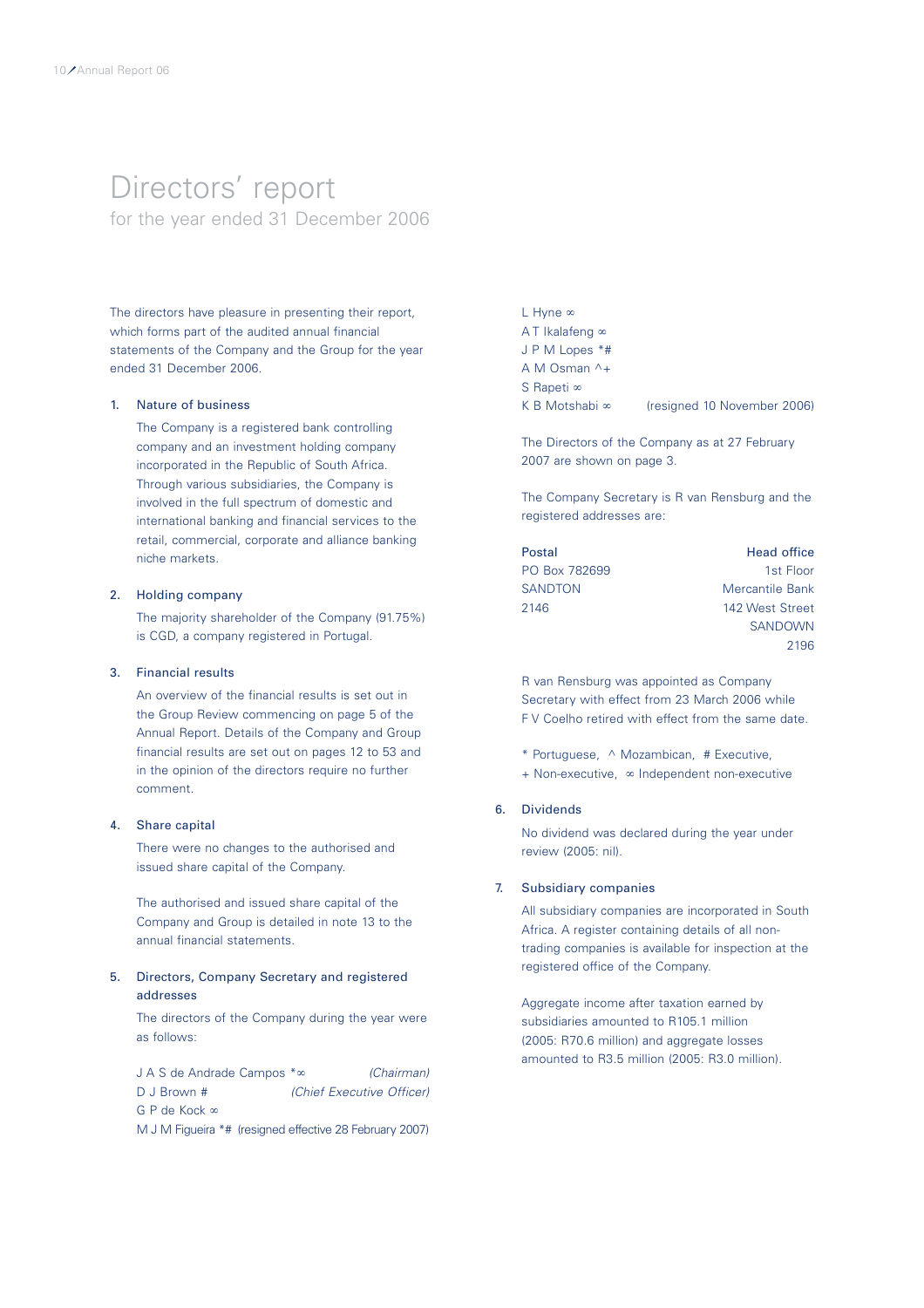# Directors' report

for the year ended 31 December 2006

The directors have pleasure in presenting their report, which forms part of the audited annual financial statements of the Company and the Group for the year ended 31 December 2006.

1. Nature of business

   The Company is a registered bank controlling company and an investment holding company incorporated in the Republic of South Africa. Through various subsidiaries, the Company is involved in the full spectrum of domestic and international banking and financial services to the retail, commercial, corporate and alliance banking niche markets.

2. Holding company

   The majority shareholder of the Company (91.75%) is CGD, a company registered in Portugal.

3. Financial results

   An overview of the financial results is set out in the Group Review commencing on page 5 of the Annual Report. Details of the Company and Group financial results are set out on pages 12 to 53 and in the opinion of the directors require no further comment.

4. Share capital

   There were no changes to the authorised and issued share capital of the Company.

   The authorised and issued share capital of the Company and Group is detailed in note 13 to the annual financial statements.

5. Directors, Company Secretary and registered addresses

   The directors of the Company during the year were as follows:

   J A S de Andrade Campos *∞ *(Chairman)*
   D J Brown # *(Chief Executive Officer)*
   G P de Kock ∞
   M J M Figueira *# (resigned effective 28 February 2007)
   L Hyne ∞
   A T Ikalafeng ∞
   J P M Lopes *#
   A M Osman ^+
   S Rapeti ∞
   K B Motshabi ∞ (resigned 10 November 2006)

   The Directors of the Company as at 27 February 2007 are shown on page 3.

   The Company Secretary is R van Rensburg and the registered addresses are:

   | Postal | Head office |
   |---|---|
   | PO Box 782699 | 1st Floor |
   | SANDTON | Mercantile Bank |
   | 2146 | 142 West Street |
   | | SANDOWN |
   | | 2196 |

   R van Rensburg was appointed as Company Secretary with effect from 23 March 2006 while F V Coelho retired with effect from the same date.

   \* Portuguese, ^ Mozambican, # Executive,
   \+ Non-executive, ∞ Independent non-executive

6. Dividends

   No dividend was declared during the year under review (2005: nil).

7. Subsidiary companies

   All subsidiary companies are incorporated in South Africa. A register containing details of all non-trading companies is available for inspection at the registered office of the Company.

   Aggregate income after taxation earned by subsidiaries amounted to R105.1 million (2005: R70.6 million) and aggregate losses amounted to R3.5 million (2005: R3.0 million).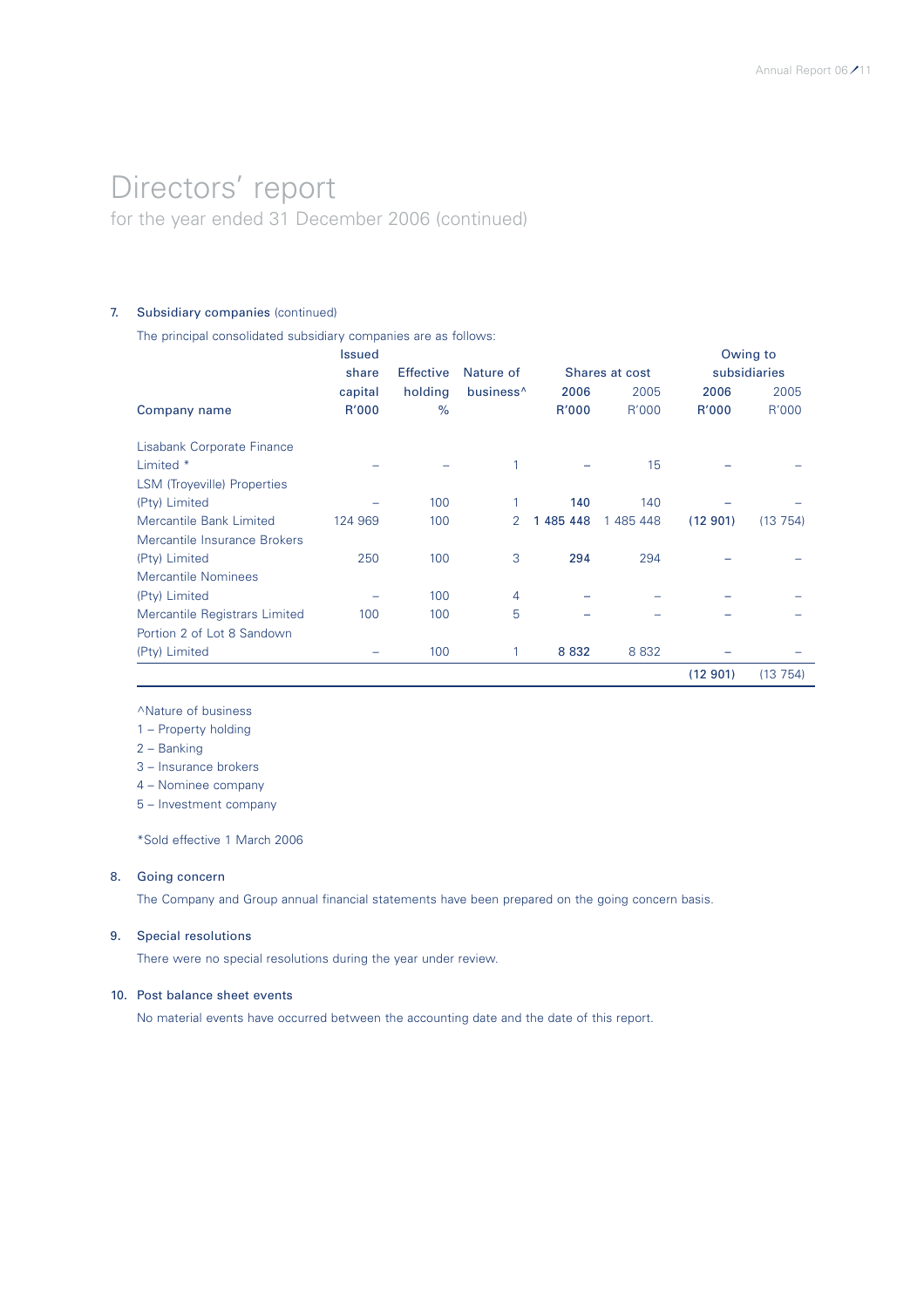# Directors' report

for the year ended 31 December 2006 (continued)

## 7. Subsidiary companies (continued)

The principal consolidated subsidiary companies are as follows:

| Company name | Issued share capital R'000 | Effective holding % | Nature of business^ | Shares at cost 2006 R'000 | Shares at cost 2005 R'000 | Owing to subsidiaries 2006 R'000 | Owing to subsidiaries 2005 R'000 |
|---|---|---|---|---|---|---|---|
| Lisabank Corporate Finance Limited * | – | – | 1 | – | 15 | – | – |
| LSM (Troyeville) Properties (Pty) Limited | – | 100 | 1 | **140** | 140 | – | – |
| Mercantile Bank Limited | 124 969 | 100 | 2 | **1 485 448** | 1 485 448 | **(12 901)** | (13 754) |
| Mercantile Insurance Brokers (Pty) Limited | 250 | 100 | 3 | **294** | 294 | – | – |
| Mercantile Nominees (Pty) Limited | – | 100 | 4 | – | – | – | – |
| Mercantile Registrars Limited | 100 | 100 | 5 | – | – | – | – |
| Portion 2 of Lot 8 Sandown (Pty) Limited | – | 100 | 1 | **8 832** | 8 832 | – | – |
| | | | | | | **(12 901)** | (13 754) |

^Nature of business

1 – Property holding

2 – Banking

3 – Insurance brokers

4 – Nominee company

5 – Investment company

*Sold effective 1 March 2006

## 8. Going concern

The Company and Group annual financial statements have been prepared on the going concern basis.

## 9. Special resolutions

There were no special resolutions during the year under review.

## 10. Post balance sheet events

No material events have occurred between the accounting date and the date of this report.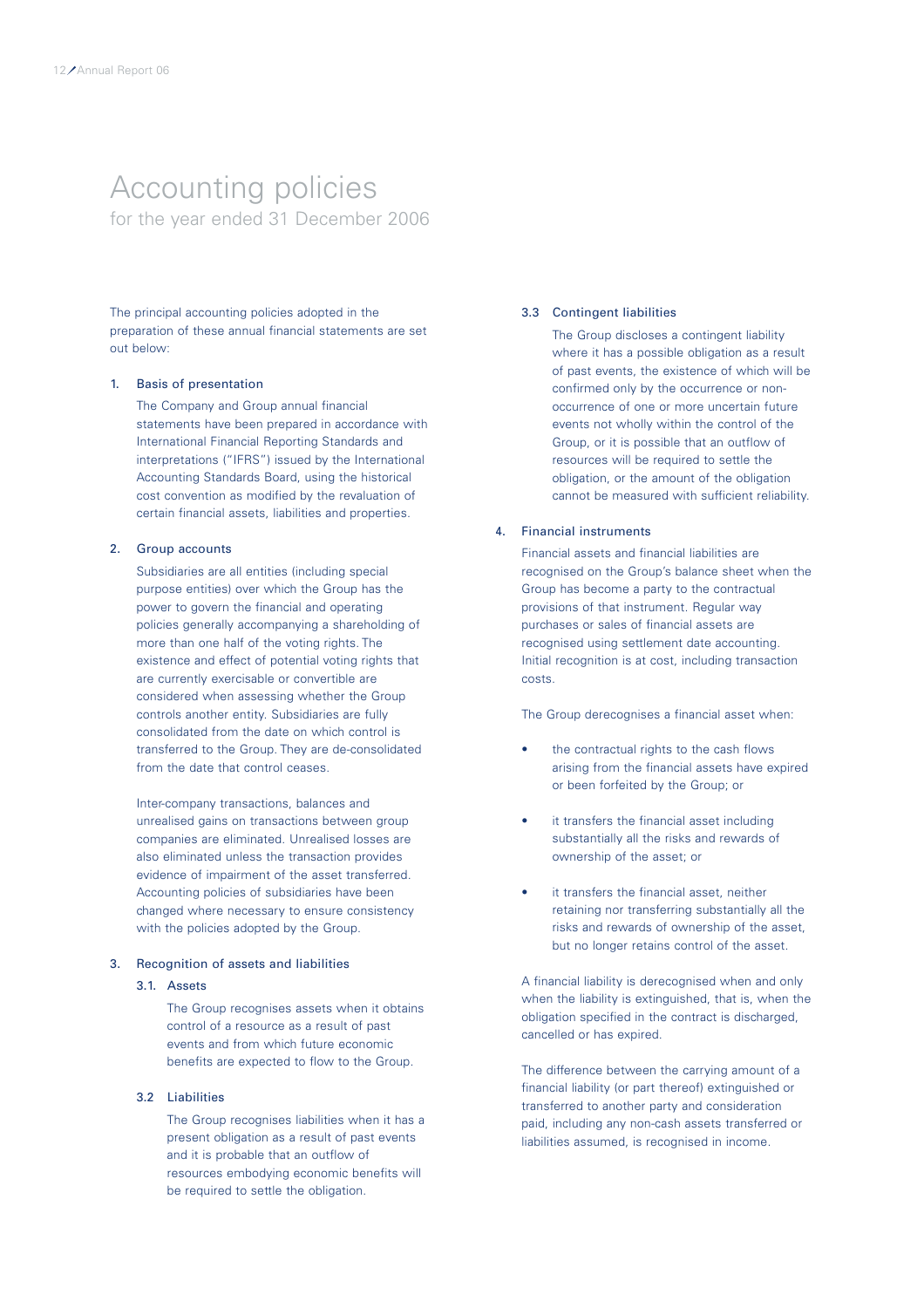# Accounting policies

for the year ended 31 December 2006

The principal accounting policies adopted in the preparation of these annual financial statements are set out below:

## 1. Basis of presentation

The Company and Group annual financial statements have been prepared in accordance with International Financial Reporting Standards and interpretations ("IFRS") issued by the International Accounting Standards Board, using the historical cost convention as modified by the revaluation of certain financial assets, liabilities and properties.

## 2. Group accounts

Subsidiaries are all entities (including special purpose entities) over which the Group has the power to govern the financial and operating policies generally accompanying a shareholding of more than one half of the voting rights. The existence and effect of potential voting rights that are currently exercisable or convertible are considered when assessing whether the Group controls another entity. Subsidiaries are fully consolidated from the date on which control is transferred to the Group. They are de-consolidated from the date that control ceases.

Inter-company transactions, balances and unrealised gains on transactions between group companies are eliminated. Unrealised losses are also eliminated unless the transaction provides evidence of impairment of the asset transferred. Accounting policies of subsidiaries have been changed where necessary to ensure consistency with the policies adopted by the Group.

## 3. Recognition of assets and liabilities

### 3.1. Assets

The Group recognises assets when it obtains control of a resource as a result of past events and from which future economic benefits are expected to flow to the Group.

### 3.2 Liabilities

The Group recognises liabilities when it has a present obligation as a result of past events and it is probable that an outflow of resources embodying economic benefits will be required to settle the obligation.

### 3.3 Contingent liabilities

The Group discloses a contingent liability where it has a possible obligation as a result of past events, the existence of which will be confirmed only by the occurrence or non-occurrence of one or more uncertain future events not wholly within the control of the Group, or it is possible that an outflow of resources will be required to settle the obligation, or the amount of the obligation cannot be measured with sufficient reliability.

## 4. Financial instruments

Financial assets and financial liabilities are recognised on the Group's balance sheet when the Group has become a party to the contractual provisions of that instrument. Regular way purchases or sales of financial assets are recognised using settlement date accounting. Initial recognition is at cost, including transaction costs.

The Group derecognises a financial asset when:

- the contractual rights to the cash flows arising from the financial assets have expired or been forfeited by the Group; or
- it transfers the financial asset including substantially all the risks and rewards of ownership of the asset; or
- it transfers the financial asset, neither retaining nor transferring substantially all the risks and rewards of ownership of the asset, but no longer retains control of the asset.

A financial liability is derecognised when and only when the liability is extinguished, that is, when the obligation specified in the contract is discharged, cancelled or has expired.

The difference between the carrying amount of a financial liability (or part thereof) extinguished or transferred to another party and consideration paid, including any non-cash assets transferred or liabilities assumed, is recognised in income.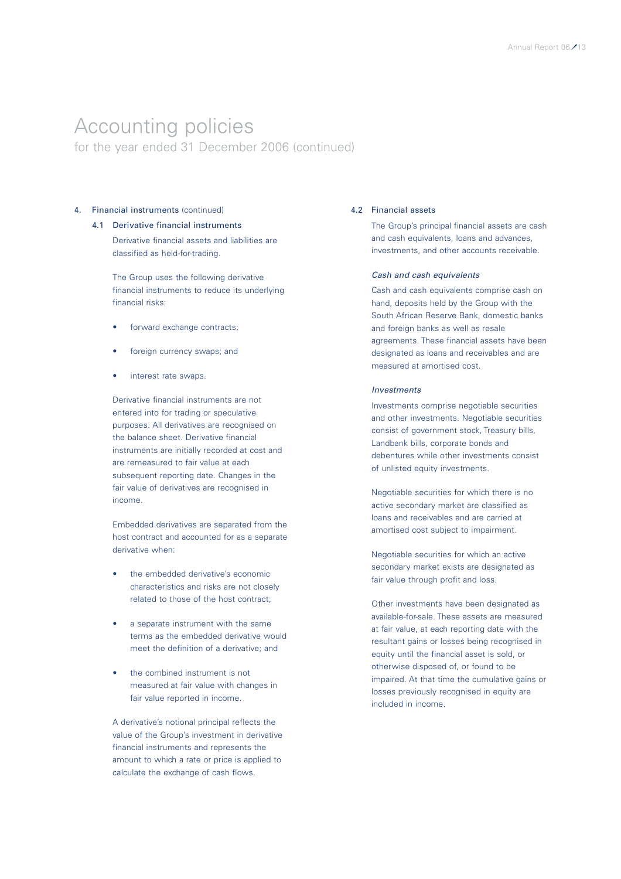# Accounting policies

for the year ended 31 December 2006 (continued)

## 4. Financial instruments (continued)

### 4.1 Derivative financial instruments

Derivative financial assets and liabilities are classified as held-for-trading.

The Group uses the following derivative financial instruments to reduce its underlying financial risks:

- forward exchange contracts;
- foreign currency swaps; and
- interest rate swaps.

Derivative financial instruments are not entered into for trading or speculative purposes. All derivatives are recognised on the balance sheet. Derivative financial instruments are initially recorded at cost and are remeasured to fair value at each subsequent reporting date. Changes in the fair value of derivatives are recognised in income.

Embedded derivatives are separated from the host contract and accounted for as a separate derivative when:

- the embedded derivative's economic characteristics and risks are not closely related to those of the host contract;
- a separate instrument with the same terms as the embedded derivative would meet the definition of a derivative; and
- the combined instrument is not measured at fair value with changes in fair value reported in income.

A derivative's notional principal reflects the value of the Group's investment in derivative financial instruments and represents the amount to which a rate or price is applied to calculate the exchange of cash flows.

### 4.2 Financial assets

The Group's principal financial assets are cash and cash equivalents, loans and advances, investments, and other accounts receivable.

*Cash and cash equivalents*

Cash and cash equivalents comprise cash on hand, deposits held by the Group with the South African Reserve Bank, domestic banks and foreign banks as well as resale agreements. These financial assets have been designated as loans and receivables and are measured at amortised cost.

*Investments*

Investments comprise negotiable securities and other investments. Negotiable securities consist of government stock, Treasury bills, Landbank bills, corporate bonds and debentures while other investments consist of unlisted equity investments.

Negotiable securities for which there is no active secondary market are classified as loans and receivables and are carried at amortised cost subject to impairment.

Negotiable securities for which an active secondary market exists are designated as fair value through profit and loss.

Other investments have been designated as available-for-sale. These assets are measured at fair value, at each reporting date with the resultant gains or losses being recognised in equity until the financial asset is sold, or otherwise disposed of, or found to be impaired. At that time the cumulative gains or losses previously recognised in equity are included in income.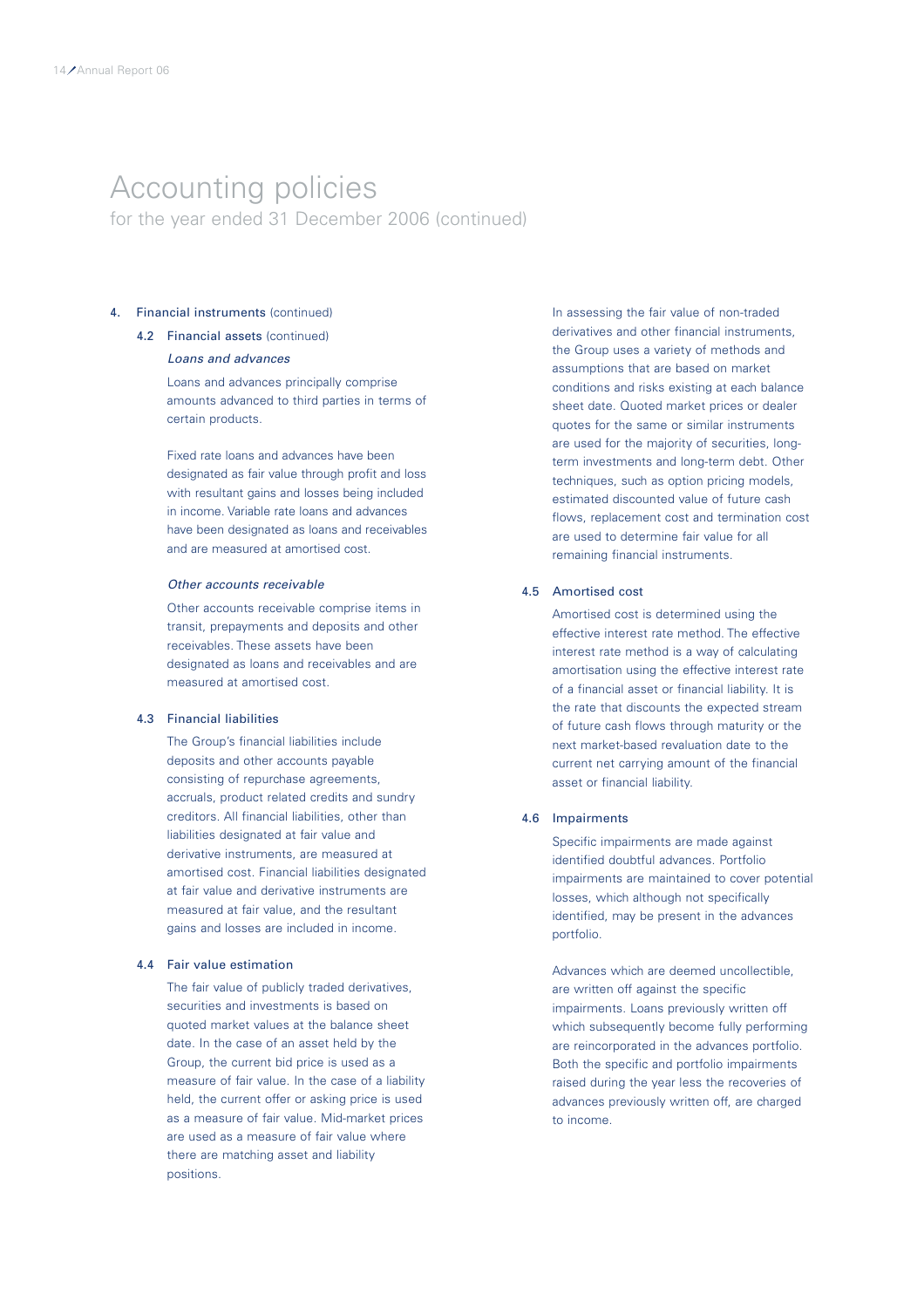# Accounting policies

for the year ended 31 December 2006 (continued)

## 4. Financial instruments (continued)

### 4.2 Financial assets (continued)

*Loans and advances*

Loans and advances principally comprise amounts advanced to third parties in terms of certain products.

Fixed rate loans and advances have been designated as fair value through profit and loss with resultant gains and losses being included in income. Variable rate loans and advances have been designated as loans and receivables and are measured at amortised cost.

*Other accounts receivable*

Other accounts receivable comprise items in transit, prepayments and deposits and other receivables. These assets have been designated as loans and receivables and are measured at amortised cost.

### 4.3 Financial liabilities

The Group's financial liabilities include deposits and other accounts payable consisting of repurchase agreements, accruals, product related credits and sundry creditors. All financial liabilities, other than liabilities designated at fair value and derivative instruments, are measured at amortised cost. Financial liabilities designated at fair value and derivative instruments are measured at fair value, and the resultant gains and losses are included in income.

### 4.4 Fair value estimation

The fair value of publicly traded derivatives, securities and investments is based on quoted market values at the balance sheet date. In the case of an asset held by the Group, the current bid price is used as a measure of fair value. In the case of a liability held, the current offer or asking price is used as a measure of fair value. Mid-market prices are used as a measure of fair value where there are matching asset and liability positions.

In assessing the fair value of non-traded derivatives and other financial instruments, the Group uses a variety of methods and assumptions that are based on market conditions and risks existing at each balance sheet date. Quoted market prices or dealer quotes for the same or similar instruments are used for the majority of securities, long-term investments and long-term debt. Other techniques, such as option pricing models, estimated discounted value of future cash flows, replacement cost and termination cost are used to determine fair value for all remaining financial instruments.

### 4.5 Amortised cost

Amortised cost is determined using the effective interest rate method. The effective interest rate method is a way of calculating amortisation using the effective interest rate of a financial asset or financial liability. It is the rate that discounts the expected stream of future cash flows through maturity or the next market-based revaluation date to the current net carrying amount of the financial asset or financial liability.

### 4.6 Impairments

Specific impairments are made against identified doubtful advances. Portfolio impairments are maintained to cover potential losses, which although not specifically identified, may be present in the advances portfolio.

Advances which are deemed uncollectible, are written off against the specific impairments. Loans previously written off which subsequently become fully performing are reincorporated in the advances portfolio. Both the specific and portfolio impairments raised during the year less the recoveries of advances previously written off, are charged to income.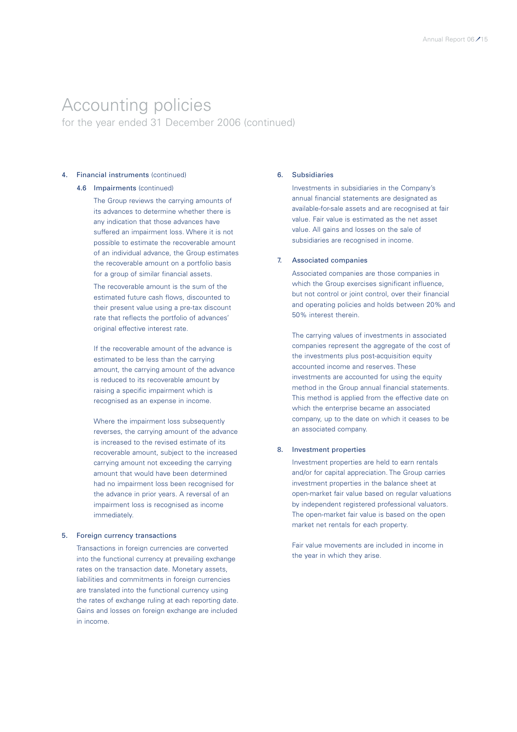# Accounting policies

for the year ended 31 December 2006 (continued)

## 4. Financial instruments (continued)

### 4.6 Impairments (continued)

The Group reviews the carrying amounts of its advances to determine whether there is any indication that those advances have suffered an impairment loss. Where it is not possible to estimate the recoverable amount of an individual advance, the Group estimates the recoverable amount on a portfolio basis for a group of similar financial assets.

The recoverable amount is the sum of the estimated future cash flows, discounted to their present value using a pre-tax discount rate that reflects the portfolio of advances' original effective interest rate.

If the recoverable amount of the advance is estimated to be less than the carrying amount, the carrying amount of the advance is reduced to its recoverable amount by raising a specific impairment which is recognised as an expense in income.

Where the impairment loss subsequently reverses, the carrying amount of the advance is increased to the revised estimate of its recoverable amount, subject to the increased carrying amount not exceeding the carrying amount that would have been determined had no impairment loss been recognised for the advance in prior years. A reversal of an impairment loss is recognised as income immediately.

## 5. Foreign currency transactions

Transactions in foreign currencies are converted into the functional currency at prevailing exchange rates on the transaction date. Monetary assets, liabilities and commitments in foreign currencies are translated into the functional currency using the rates of exchange ruling at each reporting date. Gains and losses on foreign exchange are included in income.

## 6. Subsidiaries

Investments in subsidiaries in the Company's annual financial statements are designated as available-for-sale assets and are recognised at fair value. Fair value is estimated as the net asset value. All gains and losses on the sale of subsidiaries are recognised in income.

## 7. Associated companies

Associated companies are those companies in which the Group exercises significant influence, but not control or joint control, over their financial and operating policies and holds between 20% and 50% interest therein.

The carrying values of investments in associated companies represent the aggregate of the cost of the investments plus post-acquisition equity accounted income and reserves. These investments are accounted for using the equity method in the Group annual financial statements. This method is applied from the effective date on which the enterprise became an associated company, up to the date on which it ceases to be an associated company.

## 8. Investment properties

Investment properties are held to earn rentals and/or for capital appreciation. The Group carries investment properties in the balance sheet at open-market fair value based on regular valuations by independent registered professional valuators. The open-market fair value is based on the open market net rentals for each property.

Fair value movements are included in income in the year in which they arise.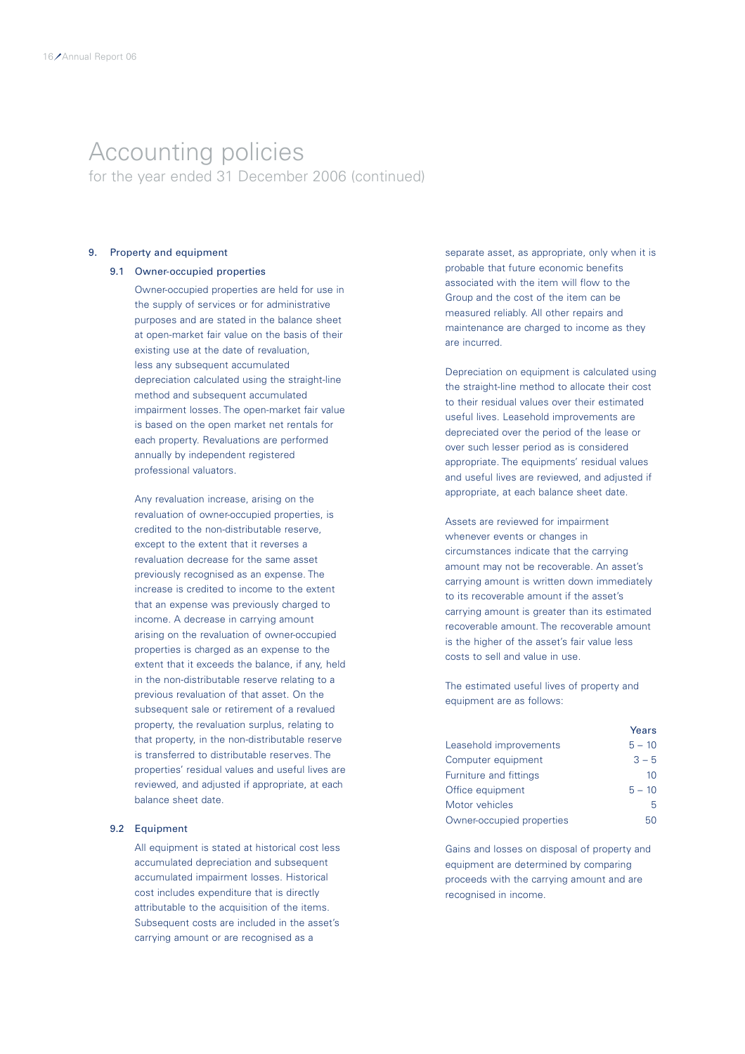# Accounting policies

for the year ended 31 December 2006 (continued)

## 9. Property and equipment

### 9.1 Owner-occupied properties

Owner-occupied properties are held for use in the supply of services or for administrative purposes and are stated in the balance sheet at open-market fair value on the basis of their existing use at the date of revaluation, less any subsequent accumulated depreciation calculated using the straight-line method and subsequent accumulated impairment losses. The open-market fair value is based on the open market net rentals for each property. Revaluations are performed annually by independent registered professional valuators.

Any revaluation increase, arising on the revaluation of owner-occupied properties, is credited to the non-distributable reserve, except to the extent that it reverses a revaluation decrease for the same asset previously recognised as an expense. The increase is credited to income to the extent that an expense was previously charged to income. A decrease in carrying amount arising on the revaluation of owner-occupied properties is charged as an expense to the extent that it exceeds the balance, if any, held in the non-distributable reserve relating to a previous revaluation of that asset. On the subsequent sale or retirement of a revalued property, the revaluation surplus, relating to that property, in the non-distributable reserve is transferred to distributable reserves. The properties' residual values and useful lives are reviewed, and adjusted if appropriate, at each balance sheet date.

### 9.2 Equipment

All equipment is stated at historical cost less accumulated depreciation and subsequent accumulated impairment losses. Historical cost includes expenditure that is directly attributable to the acquisition of the items. Subsequent costs are included in the asset's carrying amount or are recognised as a separate asset, as appropriate, only when it is probable that future economic benefits associated with the item will flow to the Group and the cost of the item can be measured reliably. All other repairs and maintenance are charged to income as they are incurred.

Depreciation on equipment is calculated using the straight-line method to allocate their cost to their residual values over their estimated useful lives. Leasehold improvements are depreciated over the period of the lease or over such lesser period as is considered appropriate. The equipments' residual values and useful lives are reviewed, and adjusted if appropriate, at each balance sheet date.

Assets are reviewed for impairment whenever events or changes in circumstances indicate that the carrying amount may not be recoverable. An asset's carrying amount is written down immediately to its recoverable amount if the asset's carrying amount is greater than its estimated recoverable amount. The recoverable amount is the higher of the asset's fair value less costs to sell and value in use.

The estimated useful lives of property and equipment are as follows:

| | Years |
|---|---|
| Leasehold improvements | 5 – 10 |
| Computer equipment | 3 – 5 |
| Furniture and fittings | 10 |
| Office equipment | 5 – 10 |
| Motor vehicles | 5 |
| Owner-occupied properties | 50 |

Gains and losses on disposal of property and equipment are determined by comparing proceeds with the carrying amount and are recognised in income.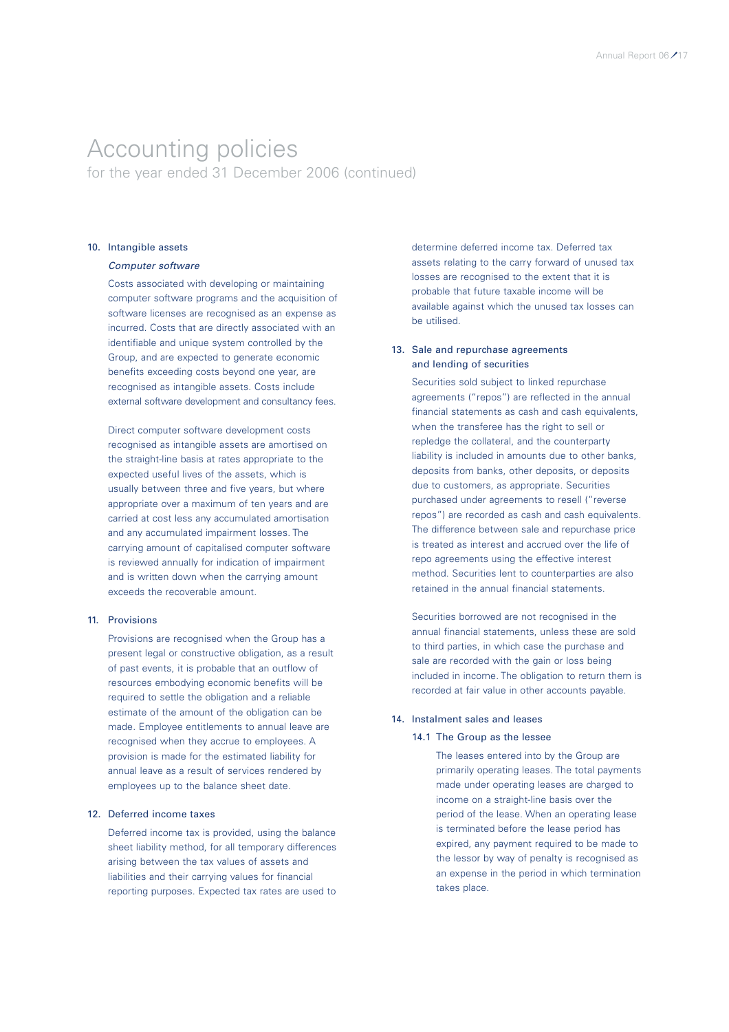# Accounting policies

for the year ended 31 December 2006 (continued)

## 10. Intangible assets

*Computer software*

Costs associated with developing or maintaining computer software programs and the acquisition of software licenses are recognised as an expense as incurred. Costs that are directly associated with an identifiable and unique system controlled by the Group, and are expected to generate economic benefits exceeding costs beyond one year, are recognised as intangible assets. Costs include external software development and consultancy fees.

Direct computer software development costs recognised as intangible assets are amortised on the straight-line basis at rates appropriate to the expected useful lives of the assets, which is usually between three and five years, but where appropriate over a maximum of ten years and are carried at cost less any accumulated amortisation and any accumulated impairment losses. The carrying amount of capitalised computer software is reviewed annually for indication of impairment and is written down when the carrying amount exceeds the recoverable amount.

## 11. Provisions

Provisions are recognised when the Group has a present legal or constructive obligation, as a result of past events, it is probable that an outflow of resources embodying economic benefits will be required to settle the obligation and a reliable estimate of the amount of the obligation can be made. Employee entitlements to annual leave are recognised when they accrue to employees. A provision is made for the estimated liability for annual leave as a result of services rendered by employees up to the balance sheet date.

## 12. Deferred income taxes

Deferred income tax is provided, using the balance sheet liability method, for all temporary differences arising between the tax values of assets and liabilities and their carrying values for financial reporting purposes. Expected tax rates are used to determine deferred income tax. Deferred tax assets relating to the carry forward of unused tax losses are recognised to the extent that it is probable that future taxable income will be available against which the unused tax losses can be utilised.

## 13. Sale and repurchase agreements and lending of securities

Securities sold subject to linked repurchase agreements ("repos") are reflected in the annual financial statements as cash and cash equivalents, when the transferee has the right to sell or repledge the collateral, and the counterparty liability is included in amounts due to other banks, deposits from banks, other deposits, or deposits due to customers, as appropriate. Securities purchased under agreements to resell ("reverse repos") are recorded as cash and cash equivalents. The difference between sale and repurchase price is treated as interest and accrued over the life of repo agreements using the effective interest method. Securities lent to counterparties are also retained in the annual financial statements.

Securities borrowed are not recognised in the annual financial statements, unless these are sold to third parties, in which case the purchase and sale are recorded with the gain or loss being included in income. The obligation to return them is recorded at fair value in other accounts payable.

## 14. Instalment sales and leases

### 14.1 The Group as the lessee

The leases entered into by the Group are primarily operating leases. The total payments made under operating leases are charged to income on a straight-line basis over the period of the lease. When an operating lease is terminated before the lease period has expired, any payment required to be made to the lessor by way of penalty is recognised as an expense in the period in which termination takes place.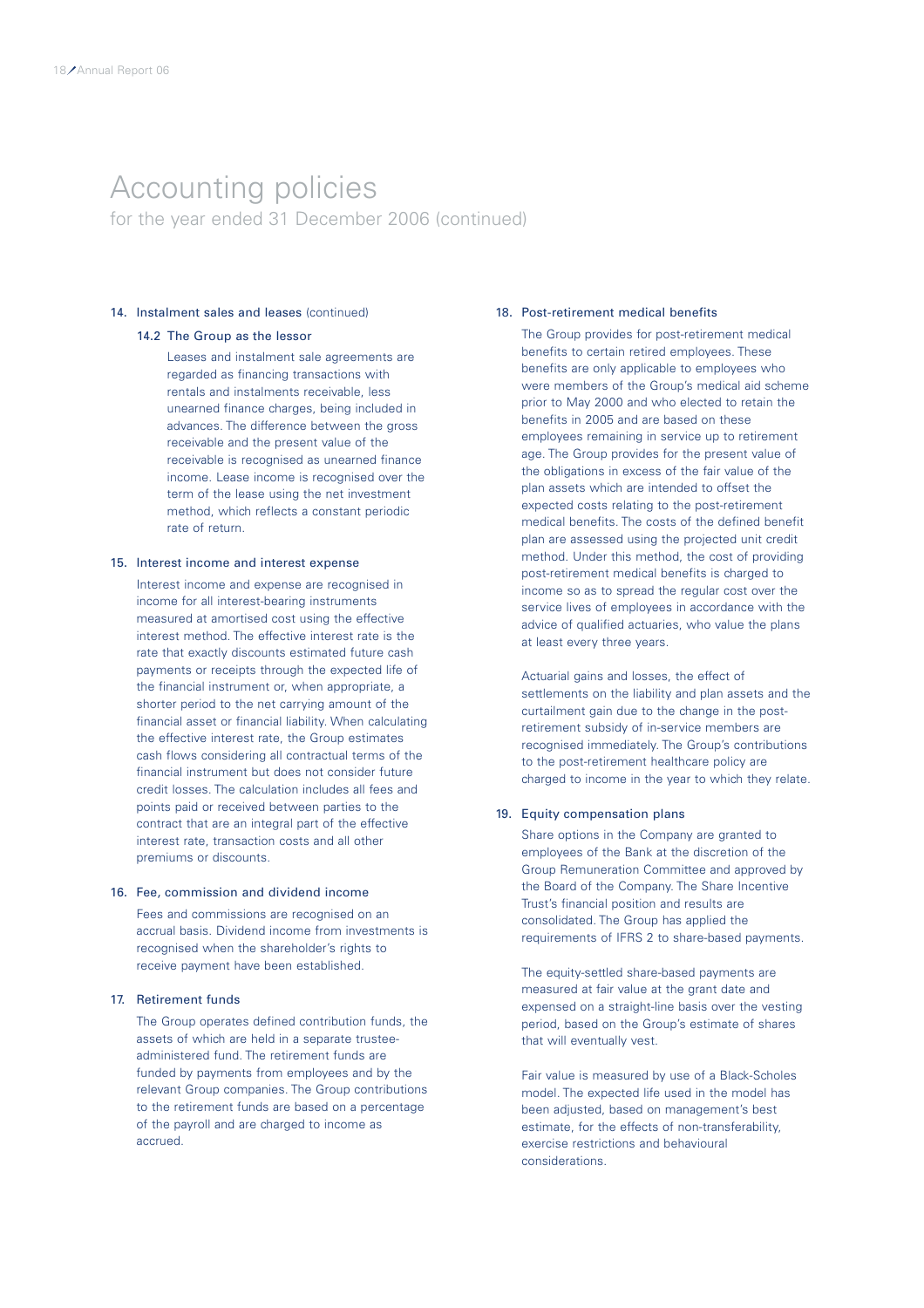# Accounting policies

for the year ended 31 December 2006 (continued)

## 14. Instalment sales and leases (continued)

### 14.2 The Group as the lessor

Leases and instalment sale agreements are regarded as financing transactions with rentals and instalments receivable, less unearned finance charges, being included in advances. The difference between the gross receivable and the present value of the receivable is recognised as unearned finance income. Lease income is recognised over the term of the lease using the net investment method, which reflects a constant periodic rate of return.

## 15. Interest income and interest expense

Interest income and expense are recognised in income for all interest-bearing instruments measured at amortised cost using the effective interest method. The effective interest rate is the rate that exactly discounts estimated future cash payments or receipts through the expected life of the financial instrument or, when appropriate, a shorter period to the net carrying amount of the financial asset or financial liability. When calculating the effective interest rate, the Group estimates cash flows considering all contractual terms of the financial instrument but does not consider future credit losses. The calculation includes all fees and points paid or received between parties to the contract that are an integral part of the effective interest rate, transaction costs and all other premiums or discounts.

## 16. Fee, commission and dividend income

Fees and commissions are recognised on an accrual basis. Dividend income from investments is recognised when the shareholder's rights to receive payment have been established.

## 17. Retirement funds

The Group operates defined contribution funds, the assets of which are held in a separate trustee-administered fund. The retirement funds are funded by payments from employees and by the relevant Group companies. The Group contributions to the retirement funds are based on a percentage of the payroll and are charged to income as accrued.

## 18. Post-retirement medical benefits

The Group provides for post-retirement medical benefits to certain retired employees. These benefits are only applicable to employees who were members of the Group's medical aid scheme prior to May 2000 and who elected to retain the benefits in 2005 and are based on these employees remaining in service up to retirement age. The Group provides for the present value of the obligations in excess of the fair value of the plan assets which are intended to offset the expected costs relating to the post-retirement medical benefits. The costs of the defined benefit plan are assessed using the projected unit credit method. Under this method, the cost of providing post-retirement medical benefits is charged to income so as to spread the regular cost over the service lives of employees in accordance with the advice of qualified actuaries, who value the plans at least every three years.

Actuarial gains and losses, the effect of settlements on the liability and plan assets and the curtailment gain due to the change in the post-retirement subsidy of in-service members are recognised immediately. The Group's contributions to the post-retirement healthcare policy are charged to income in the year to which they relate.

## 19. Equity compensation plans

Share options in the Company are granted to employees of the Bank at the discretion of the Group Remuneration Committee and approved by the Board of the Company. The Share Incentive Trust's financial position and results are consolidated. The Group has applied the requirements of IFRS 2 to share-based payments.

The equity-settled share-based payments are measured at fair value at the grant date and expensed on a straight-line basis over the vesting period, based on the Group's estimate of shares that will eventually vest.

Fair value is measured by use of a Black-Scholes model. The expected life used in the model has been adjusted, based on management's best estimate, for the effects of non-transferability, exercise restrictions and behavioural considerations.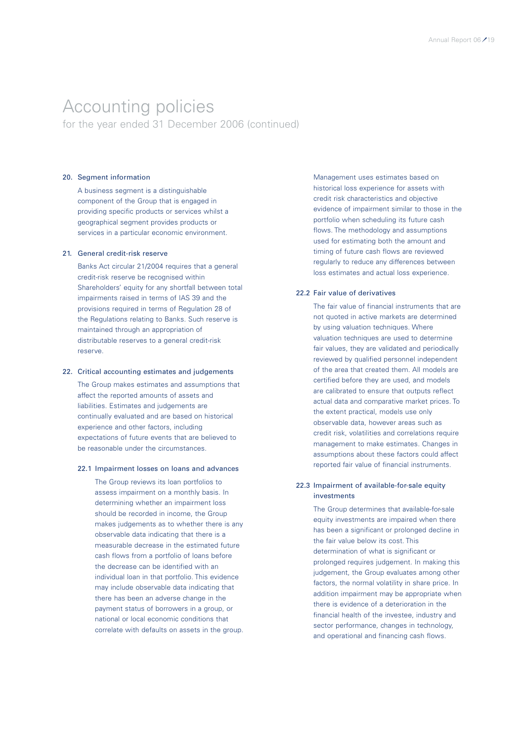# Accounting policies

for the year ended 31 December 2006 (continued)

## 20. Segment information

A business segment is a distinguishable component of the Group that is engaged in providing specific products or services whilst a geographical segment provides products or services in a particular economic environment.

## 21. General credit-risk reserve

Banks Act circular 21/2004 requires that a general credit-risk reserve be recognised within Shareholders' equity for any shortfall between total impairments raised in terms of IAS 39 and the provisions required in terms of Regulation 28 of the Regulations relating to Banks. Such reserve is maintained through an appropriation of distributable reserves to a general credit-risk reserve.

## 22. Critical accounting estimates and judgements

The Group makes estimates and assumptions that affect the reported amounts of assets and liabilities. Estimates and judgements are continually evaluated and are based on historical experience and other factors, including expectations of future events that are believed to be reasonable under the circumstances.

### 22.1 Impairment losses on loans and advances

The Group reviews its loan portfolios to assess impairment on a monthly basis. In determining whether an impairment loss should be recorded in income, the Group makes judgements as to whether there is any observable data indicating that there is a measurable decrease in the estimated future cash flows from a portfolio of loans before the decrease can be identified with an individual loan in that portfolio. This evidence may include observable data indicating that there has been an adverse change in the payment status of borrowers in a group, or national or local economic conditions that correlate with defaults on assets in the group. Management uses estimates based on historical loss experience for assets with credit risk characteristics and objective evidence of impairment similar to those in the portfolio when scheduling its future cash flows. The methodology and assumptions used for estimating both the amount and timing of future cash flows are reviewed regularly to reduce any differences between loss estimates and actual loss experience.

### 22.2 Fair value of derivatives

The fair value of financial instruments that are not quoted in active markets are determined by using valuation techniques. Where valuation techniques are used to determine fair values, they are validated and periodically reviewed by qualified personnel independent of the area that created them. All models are certified before they are used, and models are calibrated to ensure that outputs reflect actual data and comparative market prices. To the extent practical, models use only observable data, however areas such as credit risk, volatilities and correlations require management to make estimates. Changes in assumptions about these factors could affect reported fair value of financial instruments.

### 22.3 Impairment of available-for-sale equity investments

The Group determines that available-for-sale equity investments are impaired when there has been a significant or prolonged decline in the fair value below its cost. This determination of what is significant or prolonged requires judgement. In making this judgement, the Group evaluates among other factors, the normal volatility in share price. In addition impairment may be appropriate when there is evidence of a deterioration in the financial health of the investee, industry and sector performance, changes in technology, and operational and financing cash flows.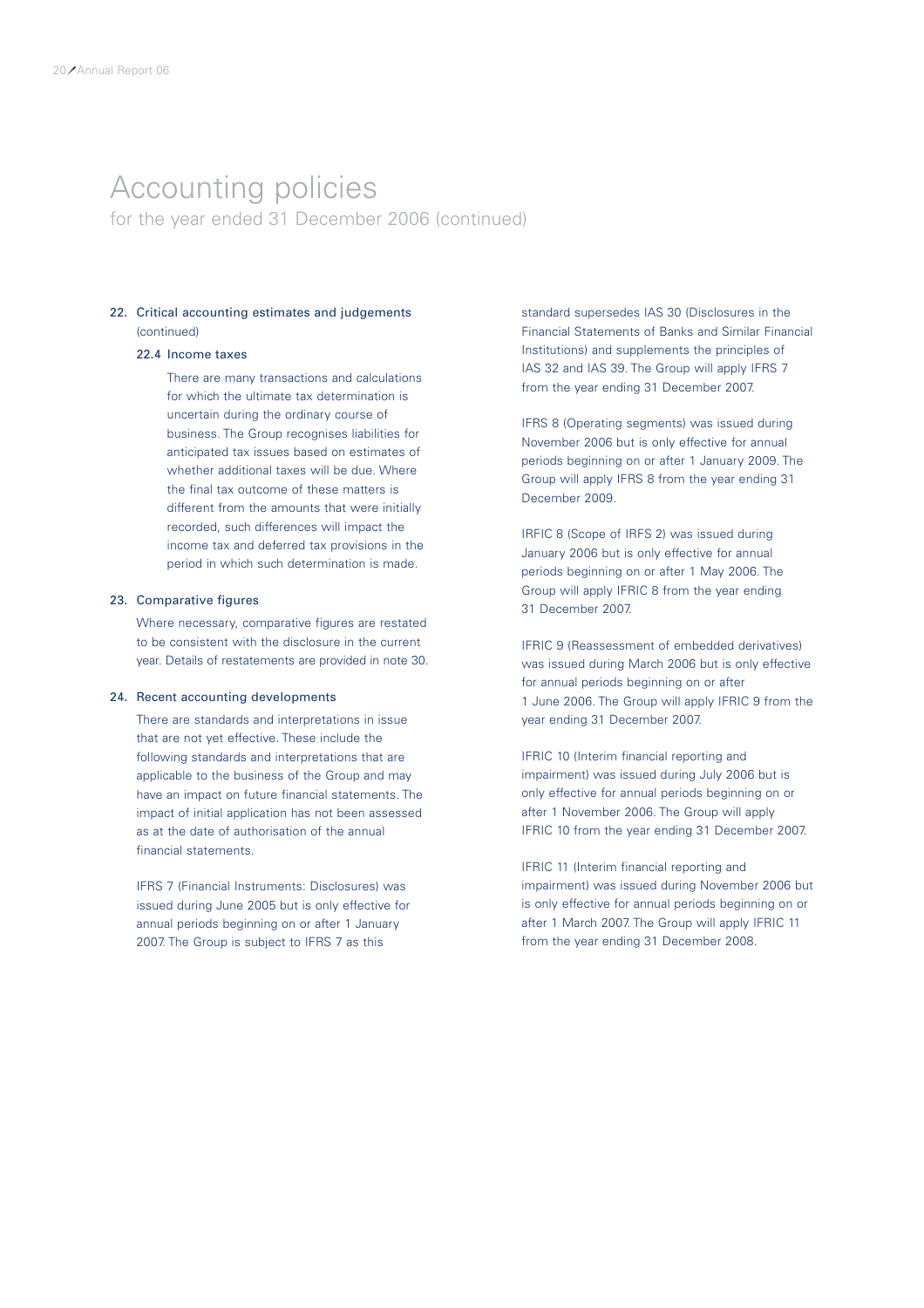# Accounting policies

for the year ended 31 December 2006 (continued)

## 22. Critical accounting estimates and judgements (continued)

### 22.4 Income taxes

There are many transactions and calculations for which the ultimate tax determination is uncertain during the ordinary course of business. The Group recognises liabilities for anticipated tax issues based on estimates of whether additional taxes will be due. Where the final tax outcome of these matters is different from the amounts that were initially recorded, such differences will impact the income tax and deferred tax provisions in the period in which such determination is made.

## 23. Comparative figures

Where necessary, comparative figures are restated to be consistent with the disclosure in the current year. Details of restatements are provided in note 30.

## 24. Recent accounting developments

There are standards and interpretations in issue that are not yet effective. These include the following standards and interpretations that are applicable to the business of the Group and may have an impact on future financial statements. The impact of initial application has not been assessed as at the date of authorisation of the annual financial statements.

IFRS 7 (Financial Instruments: Disclosures) was issued during June 2005 but is only effective for annual periods beginning on or after 1 January 2007. The Group is subject to IFRS 7 as this standard supersedes IAS 30 (Disclosures in the Financial Statements of Banks and Similar Financial Institutions) and supplements the principles of IAS 32 and IAS 39. The Group will apply IFRS 7 from the year ending 31 December 2007.

IFRS 8 (Operating segments) was issued during November 2006 but is only effective for annual periods beginning on or after 1 January 2009. The Group will apply IFRS 8 from the year ending 31 December 2009.

IRFIC 8 (Scope of IFRS 2) was issued during January 2006 but is only effective for annual periods beginning on or after 1 May 2006. The Group will apply IFRIC 8 from the year ending 31 December 2007.

IFRIC 9 (Reassessment of embedded derivatives) was issued during March 2006 but is only effective for annual periods beginning on or after 1 June 2006. The Group will apply IFRIC 9 from the year ending 31 December 2007.

IFRIC 10 (Interim financial reporting and impairment) was issued during July 2006 but is only effective for annual periods beginning on or after 1 November 2006. The Group will apply IFRIC 10 from the year ending 31 December 2007.

IFRIC 11 (Interim financial reporting and impairment) was issued during November 2006 but is only effective for annual periods beginning on or after 1 March 2007. The Group will apply IFRIC 11 from the year ending 31 December 2008.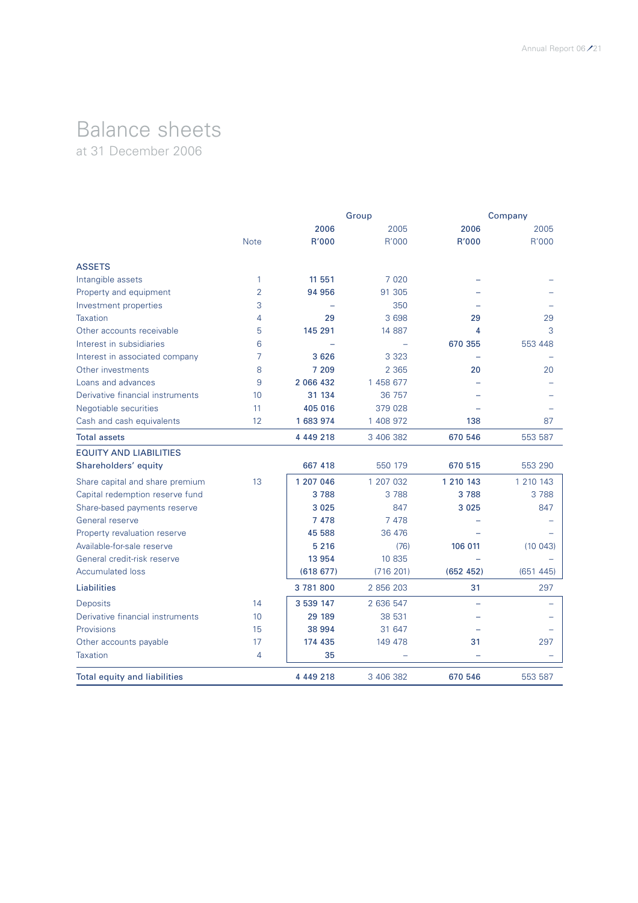# Balance sheets

at 31 December 2006

| | Note | Group 2006 R'000 | Group 2005 R'000 | Company 2006 R'000 | Company 2005 R'000 |
|---|---|---|---|---|---|
| **ASSETS** | | | | | |
| Intangible assets | 1 | **11 551** | 7 020 | **–** | – |
| Property and equipment | 2 | **94 956** | 91 305 | **–** | – |
| Investment properties | 3 | **–** | 350 | **–** | – |
| Taxation | 4 | **29** | 3 698 | **29** | 29 |
| Other accounts receivable | 5 | **145 291** | 14 887 | **4** | 3 |
| Interest in subsidiaries | 6 | **–** | – | **670 355** | 553 448 |
| Interest in associated company | 7 | **3 626** | 3 323 | **–** | – |
| Other investments | 8 | **7 209** | 2 365 | **20** | 20 |
| Loans and advances | 9 | **2 066 432** | 1 458 677 | **–** | – |
| Derivative financial instruments | 10 | **31 134** | 36 757 | **–** | – |
| Negotiable securities | 11 | **405 016** | 379 028 | **–** | – |
| Cash and cash equivalents | 12 | **1 683 974** | 1 408 972 | **138** | 87 |
| **Total assets** | | **4 449 218** | 3 406 382 | **670 546** | 553 587 |
| **EQUITY AND LIABILITIES** | | | | | |
| **Shareholders' equity** | | **667 418** | 550 179 | **670 515** | 553 290 |
| Share capital and share premium | 13 | **1 207 046** | 1 207 032 | **1 210 143** | 1 210 143 |
| Capital redemption reserve fund | | **3 788** | 3 788 | **3 788** | 3 788 |
| Share-based payments reserve | | **3 025** | 847 | **3 025** | 847 |
| General reserve | | **7 478** | 7 478 | **–** | – |
| Property revaluation reserve | | **45 588** | 36 476 | **–** | – |
| Available-for-sale reserve | | **5 216** | (76) | **106 011** | (10 043) |
| General credit-risk reserve | | **13 954** | 10 835 | **–** | – |
| Accumulated loss | | **(618 677)** | (716 201) | **(652 452)** | (651 445) |
| **Liabilities** | | **3 781 800** | 2 856 203 | **31** | 297 |
| Deposits | 14 | **3 539 147** | 2 636 547 | **–** | – |
| Derivative financial instruments | 10 | **29 189** | 38 531 | **–** | – |
| Provisions | 15 | **38 994** | 31 647 | **–** | – |
| Other accounts payable | 17 | **174 435** | 149 478 | **31** | 297 |
| Taxation | 4 | **35** | – | **–** | – |
| **Total equity and liabilities** | | **4 449 218** | 3 406 382 | **670 546** | 553 587 |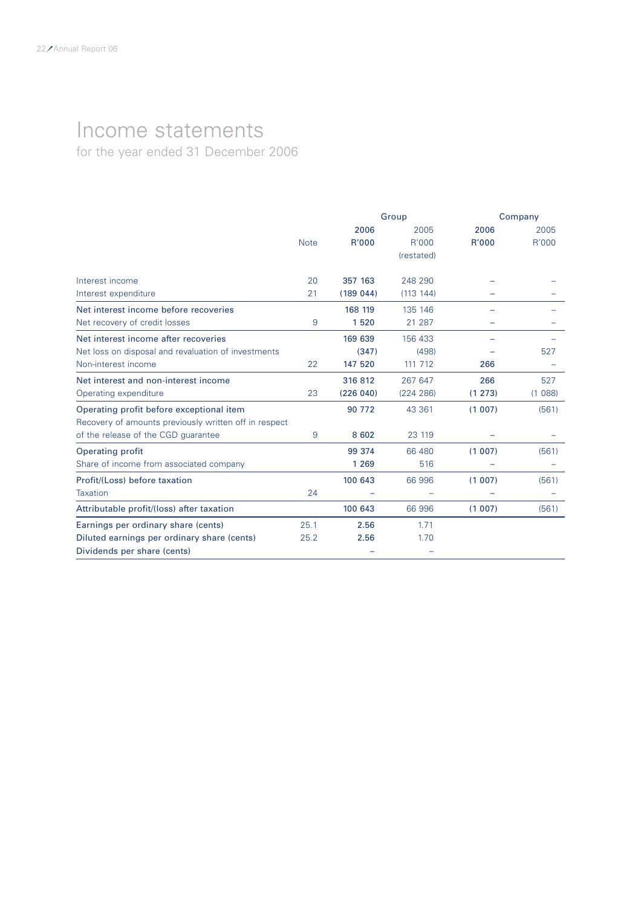# Income statements

for the year ended 31 December 2006

| | | Group | | Company | |
|---|---|---|---|---|---|
| | Note | 2006 R'000 | 2005 R'000 (restated) | 2006 R'000 | 2005 R'000 |
| Interest income | 20 | 357 163 | 248 290 | – | – |
| Interest expenditure | 21 | (189 044) | (113 144) | – | – |
| Net interest income before recoveries | | 168 119 | 135 146 | – | – |
| Net recovery of credit losses | 9 | 1 520 | 21 287 | – | – |
| Net interest income after recoveries | | 169 639 | 156 433 | – | – |
| Net loss on disposal and revaluation of investments | | (347) | (498) | – | 527 |
| Non-interest income | 22 | 147 520 | 111 712 | 266 | – |
| Net interest and non-interest income | | 316 812 | 267 647 | 266 | 527 |
| Operating expenditure | 23 | (226 040) | (224 286) | (1 273) | (1 088) |
| Operating profit before exceptional item | | 90 772 | 43 361 | (1 007) | (561) |
| Recovery of amounts previously written off in respect of the release of the CGD guarantee | 9 | 8 602 | 23 119 | – | – |
| Operating profit | | 99 374 | 66 480 | (1 007) | (561) |
| Share of income from associated company | | 1 269 | 516 | – | – |
| Profit/(Loss) before taxation | | 100 643 | 66 996 | (1 007) | (561) |
| Taxation | 24 | – | – | – | – |
| Attributable profit/(loss) after taxation | | 100 643 | 66 996 | (1 007) | (561) |
| Earnings per ordinary share (cents) | 25.1 | 2.56 | 1.71 | | |
| Diluted earnings per ordinary share (cents) | 25.2 | 2.56 | 1.70 | | |
| Dividends per share (cents) | | – | – | | |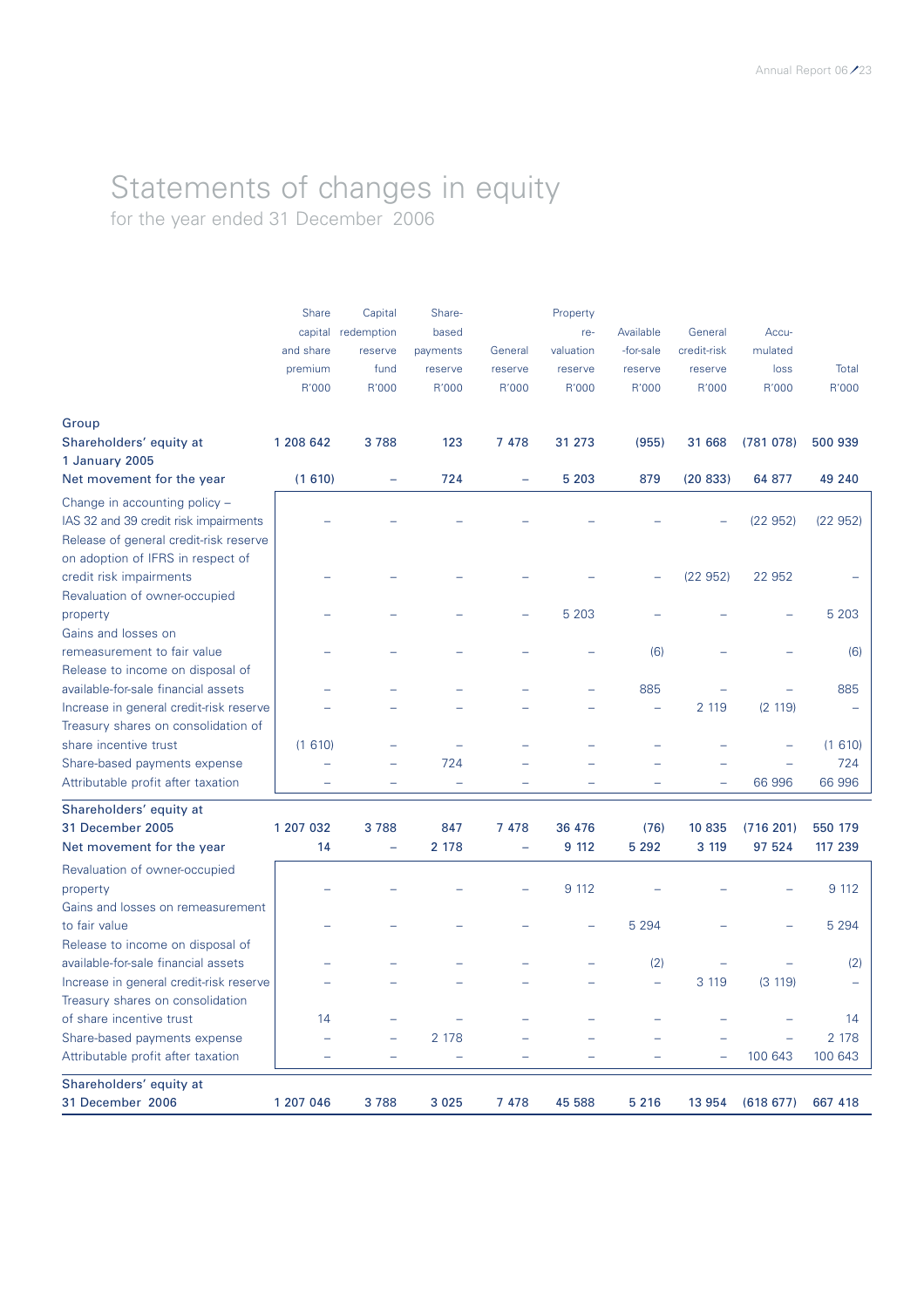# Statements of changes in equity

for the year ended 31 December 2006

| | Share capital and share premium R'000 | Capital redemption reserve fund R'000 | Share-based payments reserve R'000 | General reserve R'000 | Property re-valuation reserve R'000 | Available -for-sale reserve R'000 | General credit-risk reserve R'000 | Accu-mulated loss R'000 | Total R'000 |
|---|---|---|---|---|---|---|---|---|---|
| **Group** | | | | | | | | | |
| **Shareholders' equity at 1 January 2005** | **1 208 642** | **3 788** | **123** | **7 478** | **31 273** | **(955)** | **31 668** | **(781 078)** | **500 939** |
| **Net movement for the year** | **(1 610)** | **–** | **724** | **–** | **5 203** | **879** | **(20 833)** | **64 877** | **49 240** |
| Change in accounting policy – IAS 32 and 39 credit risk impairments | – | – | – | – | – | – | – | (22 952) | (22 952) |
| Release of general credit-risk reserve on adoption of IFRS in respect of credit risk impairments | – | – | – | – | – | – | (22 952) | 22 952 | – |
| Revaluation of owner-occupied property | – | – | – | – | 5 203 | – | – | – | 5 203 |
| Gains and losses on remeasurement to fair value | – | – | – | – | – | (6) | – | – | (6) |
| Release to income on disposal of available-for-sale financial assets | – | – | – | – | – | 885 | – | – | 885 |
| Increase in general credit-risk reserve | – | – | – | – | – | – | 2 119 | (2 119) | – |
| Treasury shares on consolidation of share incentive trust | (1 610) | – | – | – | – | – | – | – | (1 610) |
| Share-based payments expense | – | – | 724 | – | – | – | – | – | 724 |
| Attributable profit after taxation | – | – | – | – | – | – | – | 66 996 | 66 996 |
| **Shareholders' equity at 31 December 2005** | **1 207 032** | **3 788** | **847** | **7 478** | **36 476** | **(76)** | **10 835** | **(716 201)** | **550 179** |
| **Net movement for the year** | **14** | **–** | **2 178** | **–** | **9 112** | **5 292** | **3 119** | **97 524** | **117 239** |
| Revaluation of owner-occupied property | – | – | – | – | 9 112 | – | – | – | 9 112 |
| Gains and losses on remeasurement to fair value | – | – | – | – | – | 5 294 | – | – | 5 294 |
| Release to income on disposal of available-for-sale financial assets | – | – | – | – | – | (2) | – | – | (2) |
| Increase in general credit-risk reserve | – | – | – | – | – | – | 3 119 | (3 119) | – |
| Treasury shares on consolidation of share incentive trust | 14 | – | – | – | – | – | – | – | 14 |
| Share-based payments expense | – | – | 2 178 | – | – | – | – | – | 2 178 |
| Attributable profit after taxation | – | – | – | – | – | – | – | 100 643 | 100 643 |
| **Shareholders' equity at 31 December 2006** | **1 207 046** | **3 788** | **3 025** | **7 478** | **45 588** | **5 216** | **13 954** | **(618 677)** | **667 418** |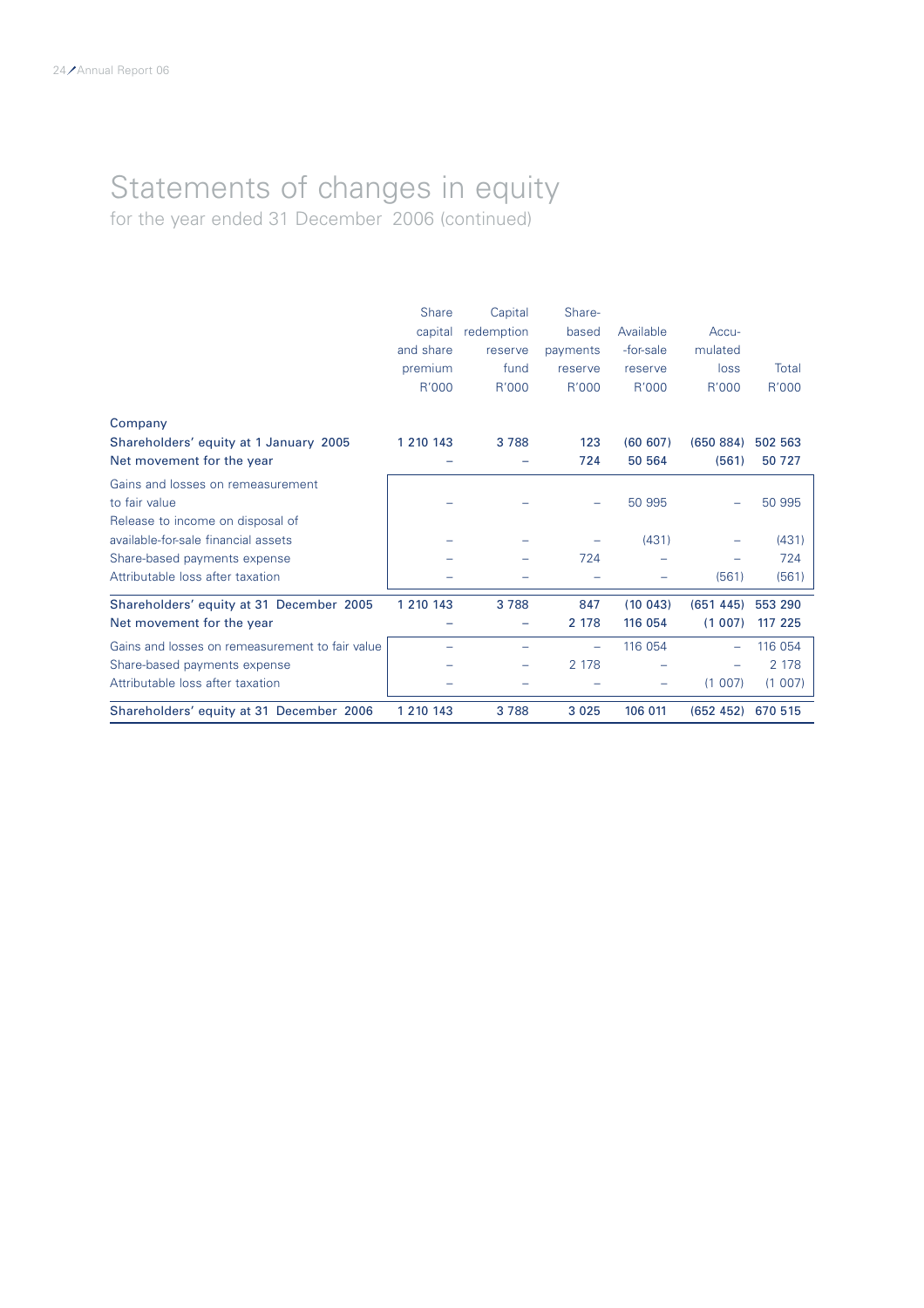# Statements of changes in equity

for the year ended 31 December 2006 (continued)

| | Share capital and share premium R'000 | Capital redemption reserve fund R'000 | Share-based payments reserve R'000 | Available -for-sale reserve R'000 | Accu-mulated loss R'000 | Total R'000 |
|---|---|---|---|---|---|---|
| **Company** | | | | | | |
| **Shareholders' equity at 1 January 2005** | **1 210 143** | **3 788** | **123** | **(60 607)** | **(650 884)** | **502 563** |
| **Net movement for the year** | **–** | **–** | **724** | **50 564** | **(561)** | **50 727** |
| Gains and losses on remeasurement to fair value | – | – | – | 50 995 | – | 50 995 |
| Release to income on disposal of available-for-sale financial assets | – | – | – | (431) | – | (431) |
| Share-based payments expense | – | – | 724 | – | – | 724 |
| Attributable loss after taxation | – | – | – | – | (561) | (561) |
| **Shareholders' equity at 31 December 2005** | **1 210 143** | **3 788** | **847** | **(10 043)** | **(651 445)** | **553 290** |
| **Net movement for the year** | **–** | **–** | **2 178** | **116 054** | **(1 007)** | **117 225** |
| Gains and losses on remeasurement to fair value | – | – | – | 116 054 | – | 116 054 |
| Share-based payments expense | – | – | 2 178 | – | – | 2 178 |
| Attributable loss after taxation | – | – | – | – | (1 007) | (1 007) |
| **Shareholders' equity at 31 December 2006** | **1 210 143** | **3 788** | **3 025** | **106 011** | **(652 452)** | **670 515** |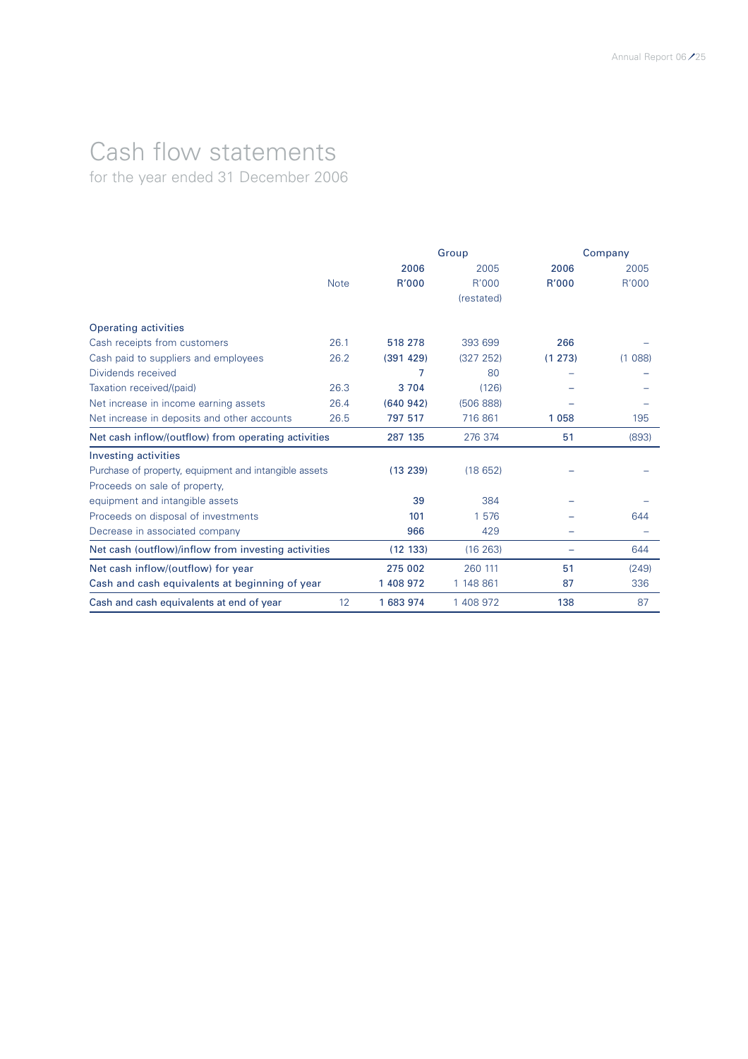# Cash flow statements

for the year ended 31 December 2006

| | Note | Group | | Company | |
|---|---|---|---|---|---|
| | | 2006 | 2005 | 2006 | 2005 |
| | | R'000 | R'000 (restated) | R'000 | R'000 |
| **Operating activities** | | | | | |
| Cash receipts from customers | 26.1 | 518 278 | 393 699 | 266 | – |
| Cash paid to suppliers and employees | 26.2 | (391 429) | (327 252) | (1 273) | (1 088) |
| Dividends received | | 7 | 80 | – | – |
| Taxation received/(paid) | 26.3 | 3 704 | (126) | – | – |
| Net increase in income earning assets | 26.4 | (640 942) | (506 888) | – | – |
| Net increase in deposits and other accounts | 26.5 | 797 517 | 716 861 | 1 058 | 195 |
| **Net cash inflow/(outflow) from operating activities** | | 287 135 | 276 374 | 51 | (893) |
| **Investing activities** | | | | | |
| Purchase of property, equipment and intangible assets | | (13 239) | (18 652) | – | – |
| Proceeds on sale of property, equipment and intangible assets | | 39 | 384 | – | – |
| Proceeds on disposal of investments | | 101 | 1 576 | – | 644 |
| Decrease in associated company | | 966 | 429 | – | – |
| **Net cash (outflow)/inflow from investing activities** | | (12 133) | (16 263) | – | 644 |
| **Net cash inflow/(outflow) for year** | | 275 002 | 260 111 | 51 | (249) |
| **Cash and cash equivalents at beginning of year** | | 1 408 972 | 1 148 861 | 87 | 336 |
| **Cash and cash equivalents at end of year** | 12 | 1 683 974 | 1 408 972 | 138 | 87 |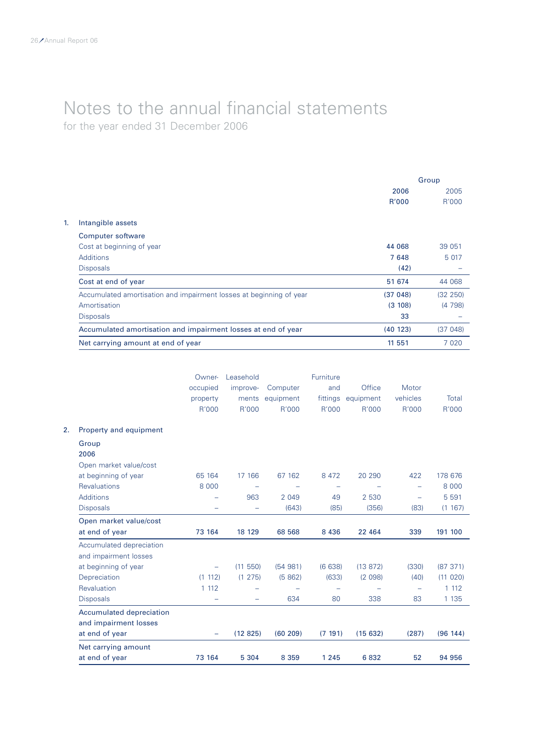# Notes to the annual financial statements

for the year ended 31 December 2006

| | Group 2006 R'000 | Group 2005 R'000 |
|---|---|---|
| **1. Intangible assets** | | |
| Computer software | | |
| Cost at beginning of year | **44 068** | 39 051 |
| Additions | **7 648** | 5 017 |
| Disposals | **(42)** | – |
| Cost at end of year | **51 674** | 44 068 |
| Accumulated amortisation and impairment losses at beginning of year | **(37 048)** | (32 250) |
| Amortisation | **(3 108)** | (4 798) |
| Disposals | **33** | – |
| Accumulated amortisation and impairment losses at end of year | **(40 123)** | (37 048) |
| Net carrying amount at end of year | **11 551** | 7 020 |

| | Owner-occupied property R'000 | Leasehold improve-ments R'000 | Computer equipment R'000 | Furniture and fittings R'000 | Office equipment R'000 | Motor vehicles R'000 | Total R'000 |
|---|---|---|---|---|---|---|---|
| **2. Property and equipment** | | | | | | | |
| Group | | | | | | | |
| 2006 | | | | | | | |
| Open market value/cost at beginning of year | 65 164 | 17 166 | 67 162 | 8 472 | 20 290 | 422 | 178 676 |
| Revaluations | 8 000 | – | – | – | – | – | 8 000 |
| Additions | – | 963 | 2 049 | 49 | 2 530 | – | 5 591 |
| Disposals | – | – | (643) | (85) | (356) | (83) | (1 167) |
| Open market value/cost at end of year | **73 164** | **18 129** | **68 568** | **8 436** | **22 464** | **339** | **191 100** |
| Accumulated depreciation and impairment losses at beginning of year | – | (11 550) | (54 981) | (6 638) | (13 872) | (330) | (87 371) |
| Depreciation | (1 112) | (1 275) | (5 862) | (633) | (2 098) | (40) | (11 020) |
| Revaluation | 1 112 | – | – | – | – | – | 1 112 |
| Disposals | – | – | 634 | 80 | 338 | 83 | 1 135 |
| Accumulated depreciation and impairment losses at end of year | **–** | **(12 825)** | **(60 209)** | **(7 191)** | **(15 632)** | **(287)** | **(96 144)** |
| Net carrying amount at end of year | **73 164** | **5 304** | **8 359** | **1 245** | **6 832** | **52** | **94 956** |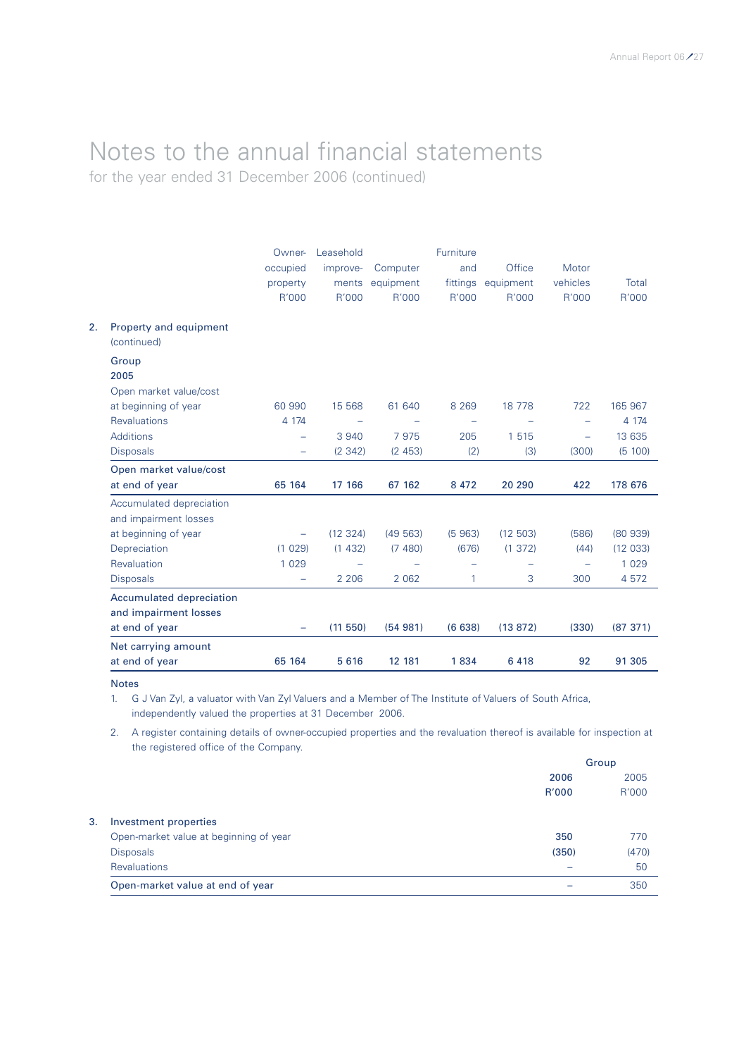# Notes to the annual financial statements

for the year ended 31 December 2006 (continued)

| | Owner-occupied property R'000 | Leasehold improvements R'000 | Computer equipment R'000 | Furniture and fittings R'000 | Office equipment R'000 | Motor vehicles R'000 | Total R'000 |
|---|---|---|---|---|---|---|---|
| **2. Property and equipment** (continued) | | | | | | | |
| Group | | | | | | | |
| 2005 | | | | | | | |
| Open market value/cost at beginning of year | 60 990 | 15 568 | 61 640 | 8 269 | 18 778 | 722 | 165 967 |
| Revaluations | 4 174 | – | – | – | – | – | 4 174 |
| Additions | – | 3 940 | 7 975 | 205 | 1 515 | – | 13 635 |
| Disposals | – | (2 342) | (2 453) | (2) | (3) | (300) | (5 100) |
| **Open market value/cost at end of year** | **65 164** | **17 166** | **67 162** | **8 472** | **20 290** | **422** | **178 676** |
| Accumulated depreciation and impairment losses at beginning of year | – | (12 324) | (49 563) | (5 963) | (12 503) | (586) | (80 939) |
| Depreciation | (1 029) | (1 432) | (7 480) | (676) | (1 372) | (44) | (12 033) |
| Revaluation | 1 029 | – | – | – | – | – | 1 029 |
| Disposals | – | 2 206 | 2 062 | 1 | 3 | 300 | 4 572 |
| **Accumulated depreciation and impairment losses at end of year** | – | **(11 550)** | **(54 981)** | **(6 638)** | **(13 872)** | **(330)** | **(87 371)** |
| **Net carrying amount at end of year** | **65 164** | **5 616** | **12 181** | **1 834** | **6 418** | **92** | **91 305** |

Notes

1. G J Van Zyl, a valuator with Van Zyl Valuers and a Member of The Institute of Valuers of South Africa, independently valued the properties at 31 December 2006.
2. A register containing details of owner-occupied properties and the revaluation thereof is available for inspection at the registered office of the Company.

| | Group 2006 R'000 | Group 2005 R'000 |
|---|---|---|
| **3. Investment properties** | | |
| Open-market value at beginning of year | **350** | 770 |
| Disposals | **(350)** | (470) |
| Revaluations | – | 50 |
| Open-market value at end of year | – | 350 |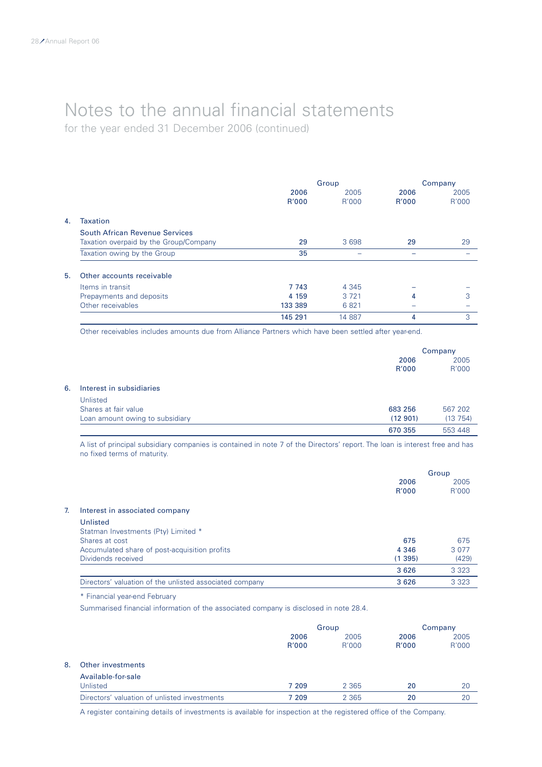# Notes to the annual financial statements

for the year ended 31 December 2006 (continued)

| | | Group | | Company | |
|---|---|---|---|---|---|
| | | **2006** | 2005 | **2006** | 2005 |
| | | **R'000** | R'000 | **R'000** | R'000 |
| **4.** | **Taxation** | | | | |
| | South African Revenue Services | | | | |
| | Taxation overpaid by the Group/Company | **29** | 3 698 | **29** | 29 |
| | Taxation owing by the Group | **35** | – | **–** | – |
| **5.** | **Other accounts receivable** | | | | |
| | Items in transit | **7 743** | 4 345 | **–** | – |
| | Prepayments and deposits | **4 159** | 3 721 | **4** | 3 |
| | Other receivables | **133 389** | 6 821 | **–** | – |
| | | **145 291** | 14 887 | **4** | 3 |

Other receivables includes amounts due from Alliance Partners which have been settled after year-end.

| | | Company | |
|---|---|---|---|
| | | **2006** | 2005 |
| | | **R'000** | R'000 |
| **6.** | **Interest in subsidiaries** | | |
| | Unlisted | | |
| | Shares at fair value | **683 256** | 567 202 |
| | Loan amount owing to subsidiary | **(12 901)** | (13 754) |
| | | **670 355** | 553 448 |

A list of principal subsidiary companies is contained in note 7 of the Directors' report. The loan is interest free and has no fixed terms of maturity.

| | | Group | |
|---|---|---|---|
| | | **2006** | 2005 |
| | | **R'000** | R'000 |
| **7.** | **Interest in associated company** | | |
| | **Unlisted** | | |
| | Statman Investments (Pty) Limited * | | |
| | Shares at cost | **675** | 675 |
| | Accumulated share of post-acquisition profits | **4 346** | 3 077 |
| | Dividends received | **(1 395)** | (429) |
| | | **3 626** | 3 323 |
| | Directors' valuation of the unlisted associated company | **3 626** | 3 323 |

* Financial year-end February

Summarised financial information of the associated company is disclosed in note 28.4.

| | | Group | | Company | |
|---|---|---|---|---|---|
| | | **2006** | 2005 | **2006** | 2005 |
| | | **R'000** | R'000 | **R'000** | R'000 |
| **8.** | **Other investments** | | | | |
| | **Available-for-sale** | | | | |
| | Unlisted | **7 209** | 2 365 | **20** | 20 |
| | Directors' valuation of unlisted investments | **7 209** | 2 365 | **20** | 20 |

A register containing details of investments is available for inspection at the registered office of the Company.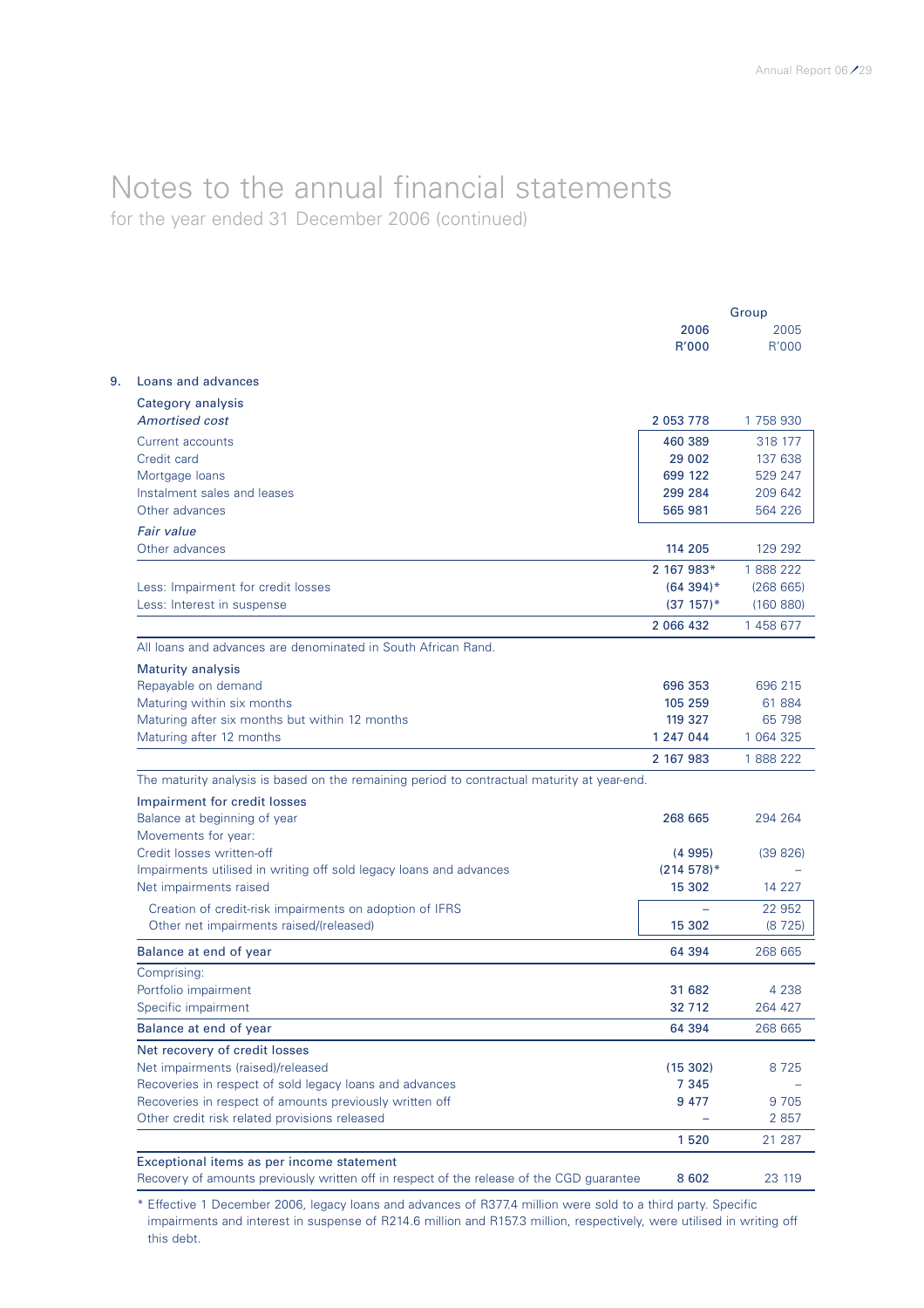# Notes to the annual financial statements

for the year ended 31 December 2006 (continued)

| | Group 2006 R'000 | Group 2005 R'000 |
|---|---|---|
| **9. Loans and advances** | | |
| **Category analysis** | | |
| *Amortised cost* | **2 053 778** | 1 758 930 |
| Current accounts | **460 389** | 318 177 |
| Credit card | **29 002** | 137 638 |
| Mortgage loans | **699 122** | 529 247 |
| Instalment sales and leases | **299 284** | 209 642 |
| Other advances | **565 981** | 564 226 |
| *Fair value* | | |
| Other advances | **114 205** | 129 292 |
| | **2 167 983*** | 1 888 222 |
| Less: Impairment for credit losses | **(64 394)*** | (268 665) |
| Less: Interest in suspense | **(37 157)*** | (160 880) |
| | **2 066 432** | 1 458 677 |
| All loans and advances are denominated in South African Rand. | | |
| **Maturity analysis** | | |
| Repayable on demand | **696 353** | 696 215 |
| Maturing within six months | **105 259** | 61 884 |
| Maturing after six months but within 12 months | **119 327** | 65 798 |
| Maturing after 12 months | **1 247 044** | 1 064 325 |
| | **2 167 983** | 1 888 222 |
| The maturity analysis is based on the remaining period to contractual maturity at year-end. | | |
| **Impairment for credit losses** | | |
| Balance at beginning of year | **268 665** | 294 264 |
| Movements for year: | | |
| Credit losses written-off | **(4 995)** | (39 826) |
| Impairments utilised in writing off sold legacy loans and advances | **(214 578)*** | – |
| Net impairments raised | **15 302** | 14 227 |
| Creation of credit-risk impairments on adoption of IFRS | – | 22 952 |
| Other net impairments raised/(released) | **15 302** | (8 725) |
| **Balance at end of year** | **64 394** | 268 665 |
| Comprising: | | |
| Portfolio impairment | **31 682** | 4 238 |
| Specific impairment | **32 712** | 264 427 |
| **Balance at end of year** | **64 394** | 268 665 |
| **Net recovery of credit losses** | | |
| Net impairments (raised)/released | **(15 302)** | 8 725 |
| Recoveries in respect of sold legacy loans and advances | **7 345** | – |
| Recoveries in respect of amounts previously written off | **9 477** | 9 705 |
| Other credit risk related provisions released | – | 2 857 |
| | **1 520** | 21 287 |
| **Exceptional items as per income statement** | | |
| Recovery of amounts previously written off in respect of the release of the CGD guarantee | **8 602** | 23 119 |

\* Effective 1 December 2006, legacy loans and advances of R377.4 million were sold to a third party. Specific impairments and interest in suspense of R214.6 million and R157.3 million, respectively, were utilised in writing off this debt.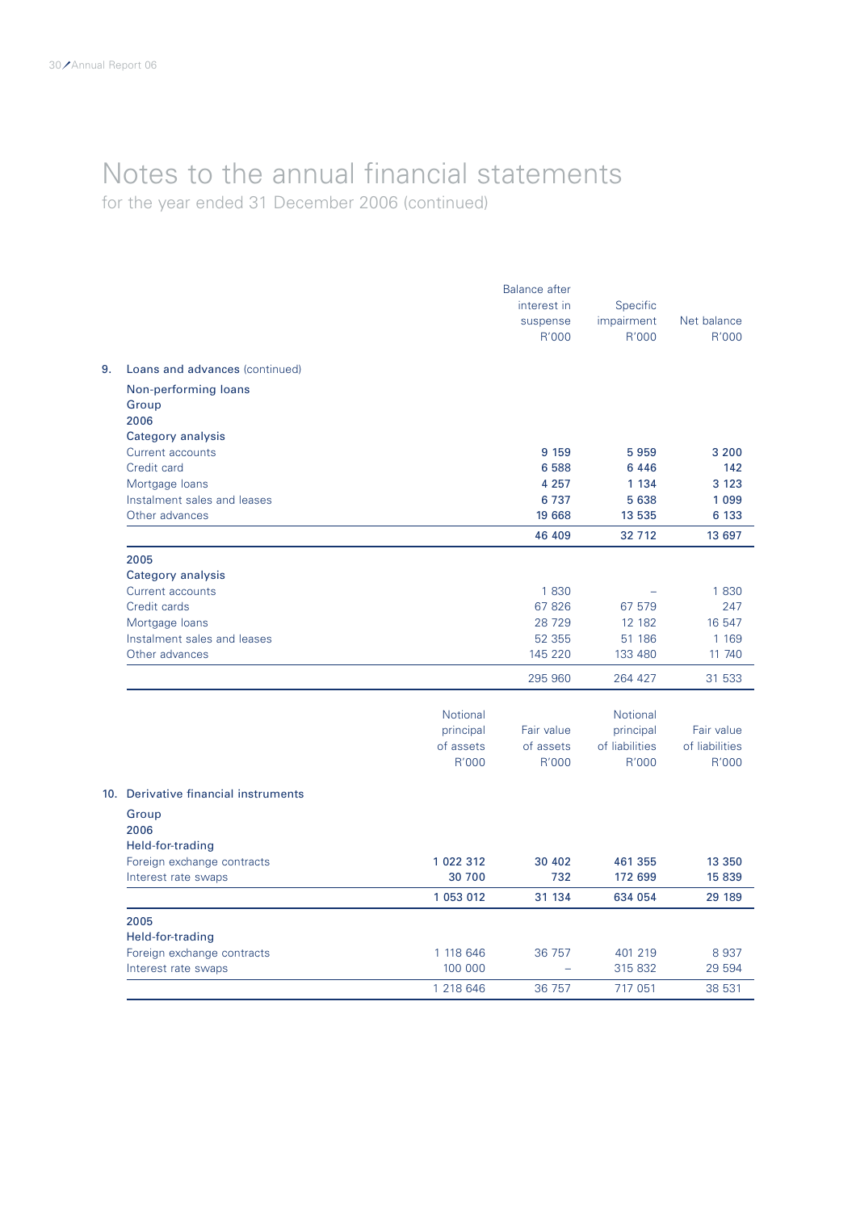# Notes to the annual financial statements

for the year ended 31 December 2006 (continued)

| | Balance after interest in suspense R'000 | Specific impairment R'000 | Net balance R'000 |
|---|---|---|---|
| **9. Loans and advances** (continued) | | | |
| **Non-performing loans** | | | |
| **Group** | | | |
| **2006** | | | |
| **Category analysis** | | | |
| Current accounts | **9 159** | **5 959** | **3 200** |
| Credit card | **6 588** | **6 446** | **142** |
| Mortgage loans | **4 257** | **1 134** | **3 123** |
| Instalment sales and leases | **6 737** | **5 638** | **1 099** |
| Other advances | **19 668** | **13 535** | **6 133** |
| | **46 409** | **32 712** | **13 697** |
| **2005** | | | |
| **Category analysis** | | | |
| Current accounts | 1 830 | – | 1 830 |
| Credit cards | 67 826 | 67 579 | 247 |
| Mortgage loans | 28 729 | 12 182 | 16 547 |
| Instalment sales and leases | 52 355 | 51 186 | 1 169 |
| Other advances | 145 220 | 133 480 | 11 740 |
| | 295 960 | 264 427 | 31 533 |

| | Notional principal of assets R'000 | Fair value of assets R'000 | Notional principal of liabilities R'000 | Fair value of liabilities R'000 |
|---|---|---|---|---|
| **10. Derivative financial instruments** | | | | |
| **Group** | | | | |
| **2006** | | | | |
| **Held-for-trading** | | | | |
| Foreign exchange contracts | **1 022 312** | **30 402** | **461 355** | **13 350** |
| Interest rate swaps | **30 700** | **732** | **172 699** | **15 839** |
| | **1 053 012** | **31 134** | **634 054** | **29 189** |
| **2005** | | | | |
| **Held-for-trading** | | | | |
| Foreign exchange contracts | 1 118 646 | 36 757 | 401 219 | 8 937 |
| Interest rate swaps | 100 000 | – | 315 832 | 29 594 |
| | 1 218 646 | 36 757 | 717 051 | 38 531 |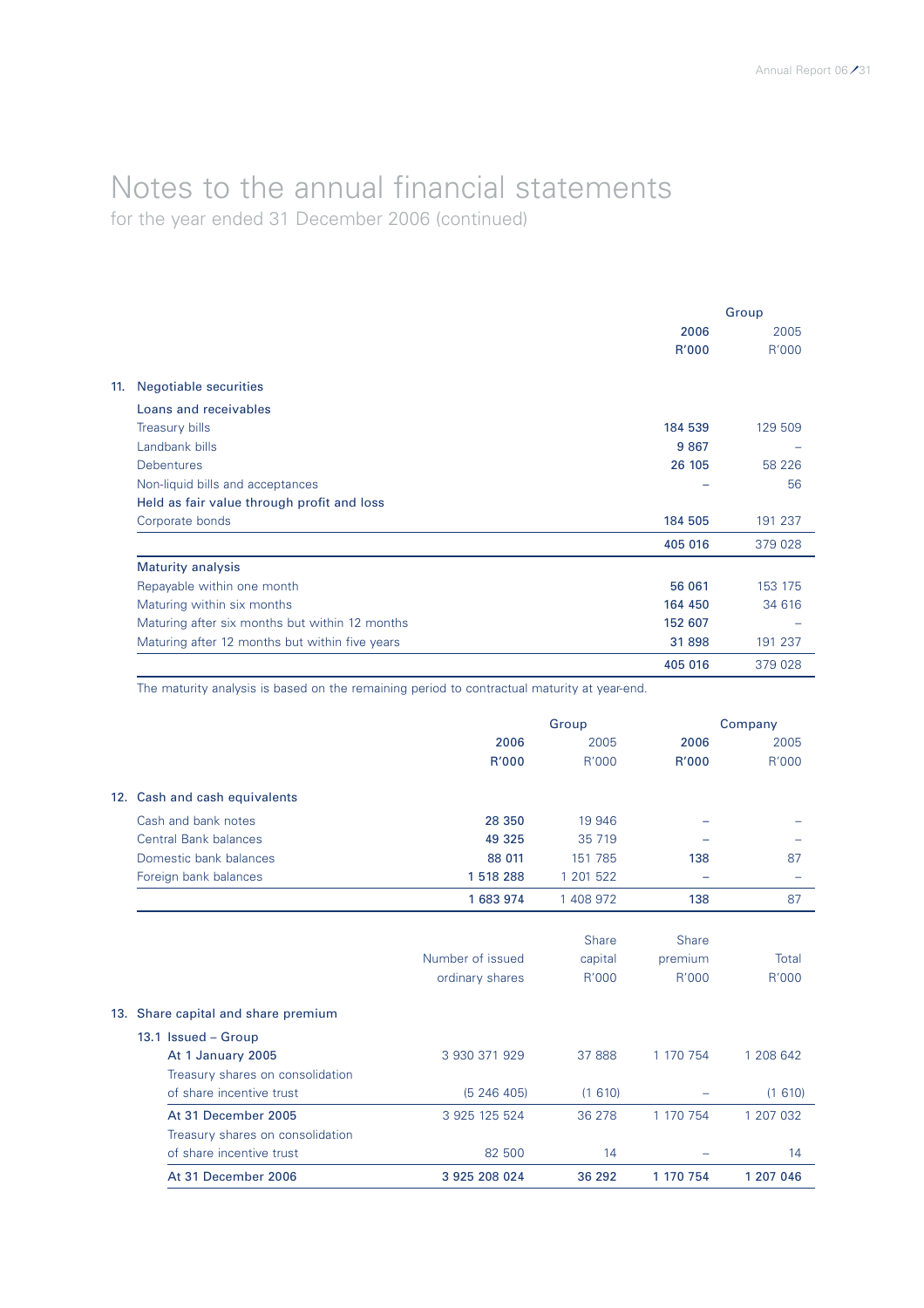# Notes to the annual financial statements

for the year ended 31 December 2006 (continued)

| | Group | |
|---|---|---|
| | **2006** | 2005 |
| | **R'000** | R'000 |
| **11. Negotiable securities** | | |
| **Loans and receivables** | | |
| Treasury bills | **184 539** | 129 509 |
| Landbank bills | **9 867** | – |
| Debentures | **26 105** | 58 226 |
| Non-liquid bills and acceptances | **–** | 56 |
| **Held as fair value through profit and loss** | | |
| Corporate bonds | **184 505** | 191 237 |
| | **405 016** | 379 028 |
| **Maturity analysis** | | |
| Repayable within one month | **56 061** | 153 175 |
| Maturing within six months | **164 450** | 34 616 |
| Maturing after six months but within 12 months | **152 607** | – |
| Maturing after 12 months but within five years | **31 898** | 191 237 |
| | **405 016** | 379 028 |

The maturity analysis is based on the remaining period to contractual maturity at year-end.

| | Group | | Company | |
|---|---|---|---|---|
| | **2006** | 2005 | **2006** | 2005 |
| | **R'000** | R'000 | **R'000** | R'000 |
| **12. Cash and cash equivalents** | | | | |
| Cash and bank notes | **28 350** | 19 946 | **–** | – |
| Central Bank balances | **49 325** | 35 719 | **–** | – |
| Domestic bank balances | **88 011** | 151 785 | **138** | 87 |
| Foreign bank balances | **1 518 288** | 1 201 522 | **–** | – |
| | **1 683 974** | 1 408 972 | **138** | 87 |

| | Number of issued ordinary shares | Share capital R'000 | Share premium R'000 | Total R'000 |
|---|---|---|---|---|
| **13. Share capital and share premium** | | | | |
| **13.1 Issued – Group** | | | | |
| **At 1 January 2005** | 3 930 371 929 | 37 888 | 1 170 754 | 1 208 642 |
| Treasury shares on consolidation of share incentive trust | (5 246 405) | (1 610) | – | (1 610) |
| **At 31 December 2005** | 3 925 125 524 | 36 278 | 1 170 754 | 1 207 032 |
| Treasury shares on consolidation of share incentive trust | 82 500 | 14 | – | 14 |
| **At 31 December 2006** | **3 925 208 024** | **36 292** | **1 170 754** | **1 207 046** |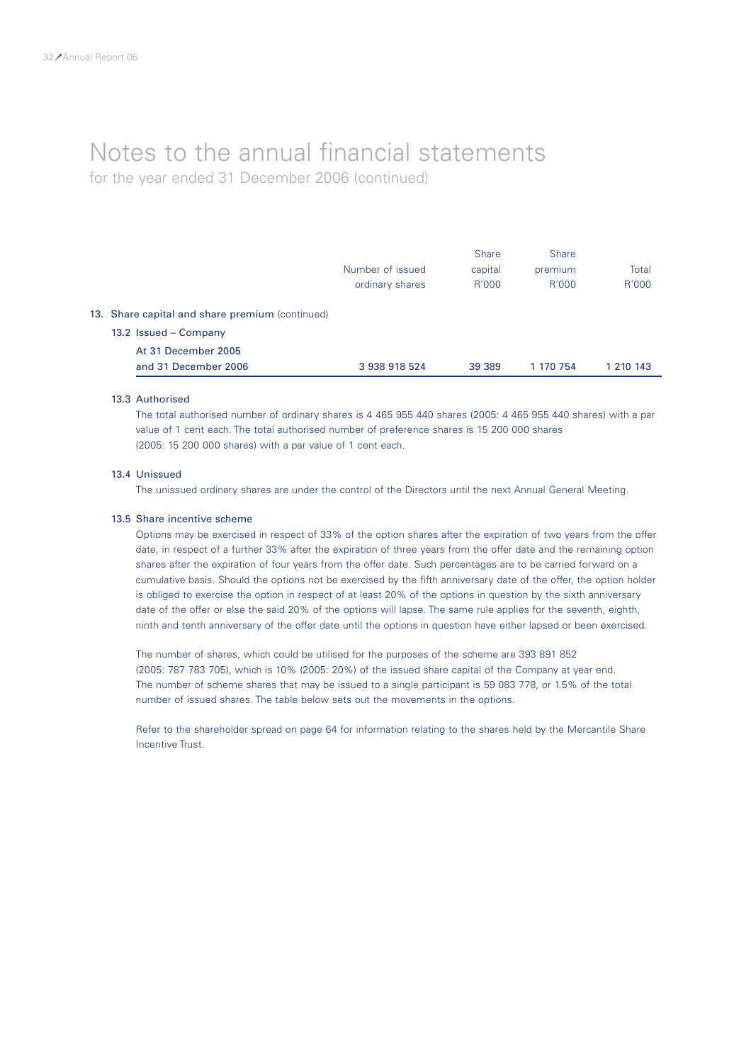# Notes to the annual financial statements

for the year ended 31 December 2006 (continued)

| | Number of issued ordinary shares | Share capital R'000 | Share premium R'000 | Total R'000 |
|---|---|---|---|---|
| **13. Share capital and share premium** (continued) | | | | |
| 13.2 Issued – Company | | | | |
| At 31 December 2005 and 31 December 2006 | 3 938 918 524 | 39 389 | 1 170 754 | 1 210 143 |

### 13.3 Authorised

The total authorised number of ordinary shares is 4 465 955 440 shares (2005: 4 465 955 440 shares) with a par value of 1 cent each. The total authorised number of preference shares is 15 200 000 shares (2005: 15 200 000 shares) with a par value of 1 cent each.

### 13.4 Unissued

The unissued ordinary shares are under the control of the Directors until the next Annual General Meeting.

### 13.5 Share incentive scheme

Options may be exercised in respect of 33% of the option shares after the expiration of two years from the offer date, in respect of a further 33% after the expiration of three years from the offer date and the remaining option shares after the expiration of four years from the offer date. Such percentages are to be carried forward on a cumulative basis. Should the options not be exercised by the fifth anniversary date of the offer, the option holder is obliged to exercise the option in respect of at least 20% of the options in question by the sixth anniversary date of the offer or else the said 20% of the options will lapse. The same rule applies for the seventh, eighth, ninth and tenth anniversary of the offer date until the options in question have either lapsed or been exercised.

The number of shares, which could be utilised for the purposes of the scheme are 393 891 852 (2005: 787 783 705), which is 10% (2005: 20%) of the issued share capital of the Company at year end. The number of scheme shares that may be issued to a single participant is 59 083 778, or 1.5% of the total number of issued shares. The table below sets out the movements in the options.

Refer to the shareholder spread on page 64 for information relating to the shares held by the Mercantile Share Incentive Trust.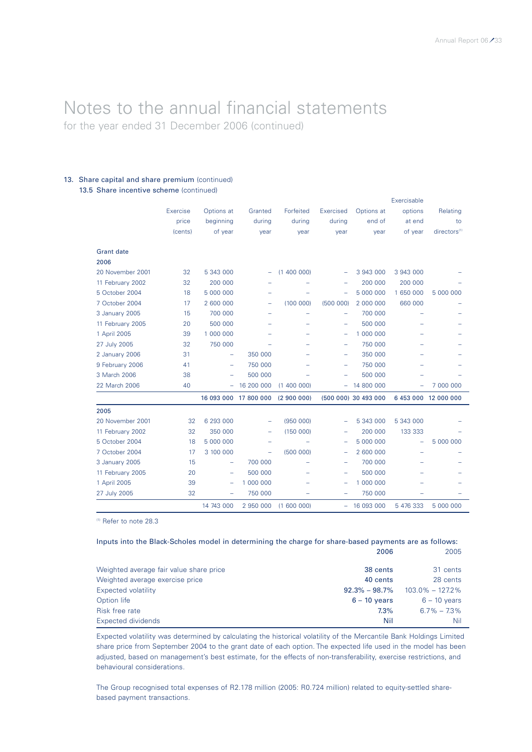# Notes to the annual financial statements

for the year ended 31 December 2006 (continued)

## 13. Share capital and share premium (continued)

### 13.5 Share incentive scheme (continued)

| | Exercise price (cents) | Options at beginning of year | Granted during year | Forfeited during year | Exercised during year | Options at end of year | Exercisable options at end of year | Relating to directors[1] |
|---|---|---|---|---|---|---|---|---|
| **Grant date** | | | | | | | | |
| **2006** | | | | | | | | |
| 20 November 2001 | 32 | 5 343 000 | – | (1 400 000) | – | 3 943 000 | 3 943 000 | – |
| 11 February 2002 | 32 | 200 000 | – | – | – | 200 000 | 200 000 | – |
| 5 October 2004 | 18 | 5 000 000 | – | – | – | 5 000 000 | 1 650 000 | 5 000 000 |
| 7 October 2004 | 17 | 2 600 000 | – | (100 000) | (500 000) | 2 000 000 | 660 000 | – |
| 3 January 2005 | 15 | 700 000 | – | – | – | 700 000 | – | – |
| 11 February 2005 | 20 | 500 000 | – | – | – | 500 000 | – | – |
| 1 April 2005 | 39 | 1 000 000 | – | – | – | 1 000 000 | – | – |
| 27 July 2005 | 32 | 750 000 | – | – | – | 750 000 | – | – |
| 2 January 2006 | 31 | – | 350 000 | – | – | 350 000 | – | – |
| 9 February 2006 | 41 | – | 750 000 | – | – | 750 000 | – | – |
| 3 March 2006 | 38 | – | 500 000 | – | – | 500 000 | – | – |
| 22 March 2006 | 40 | – | 16 200 000 | (1 400 000) | – | 14 800 000 | – | 7 000 000 |
| | | **16 093 000** | **17 800 000** | **(2 900 000)** | **(500 000)** | **30 493 000** | **6 453 000** | **12 000 000** |
| **2005** | | | | | | | | |
| 20 November 2001 | 32 | 6 293 000 | – | (950 000) | – | 5 343 000 | 5 343 000 | – |
| 11 February 2002 | 32 | 350 000 | – | (150 000) | – | 200 000 | 133 333 | – |
| 5 October 2004 | 18 | 5 000 000 | – | – | – | 5 000 000 | – | 5 000 000 |
| 7 October 2004 | 17 | 3 100 000 | – | (500 000) | – | 2 600 000 | – | – |
| 3 January 2005 | 15 | – | 700 000 | – | – | 700 000 | – | – |
| 11 February 2005 | 20 | – | 500 000 | – | – | 500 000 | – | – |
| 1 April 2005 | 39 | – | 1 000 000 | – | – | 1 000 000 | – | – |
| 27 July 2005 | 32 | – | 750 000 | – | – | 750 000 | – | – |
| | | 14 743 000 | 2 950 000 | (1 600 000) | – | 16 093 000 | 5 476 333 | 5 000 000 |

[1] Refer to note 28.3

Inputs into the Black-Scholes model in determining the charge for share-based payments are as follows:

| | 2006 | 2005 |
|---|---|---|
| Weighted average fair value share price | **38 cents** | 31 cents |
| Weighted average exercise price | **40 cents** | 28 cents |
| Expected volatility | **92.3% – 98.7%** | 103.0% – 127.2% |
| Option life | **6 – 10 years** | 6 – 10 years |
| Risk free rate | **7.3%** | 6.7% – 7.3% |
| Expected dividends | **Nil** | Nil |

Expected volatility was determined by calculating the historical volatility of the Mercantile Bank Holdings Limited share price from September 2004 to the grant date of each option. The expected life used in the model has been adjusted, based on management's best estimate, for the effects of non-transferability, exercise restrictions, and behavioural considerations.

The Group recognised total expenses of R2.178 million (2005: R0.724 million) related to equity-settled share-based payment transactions.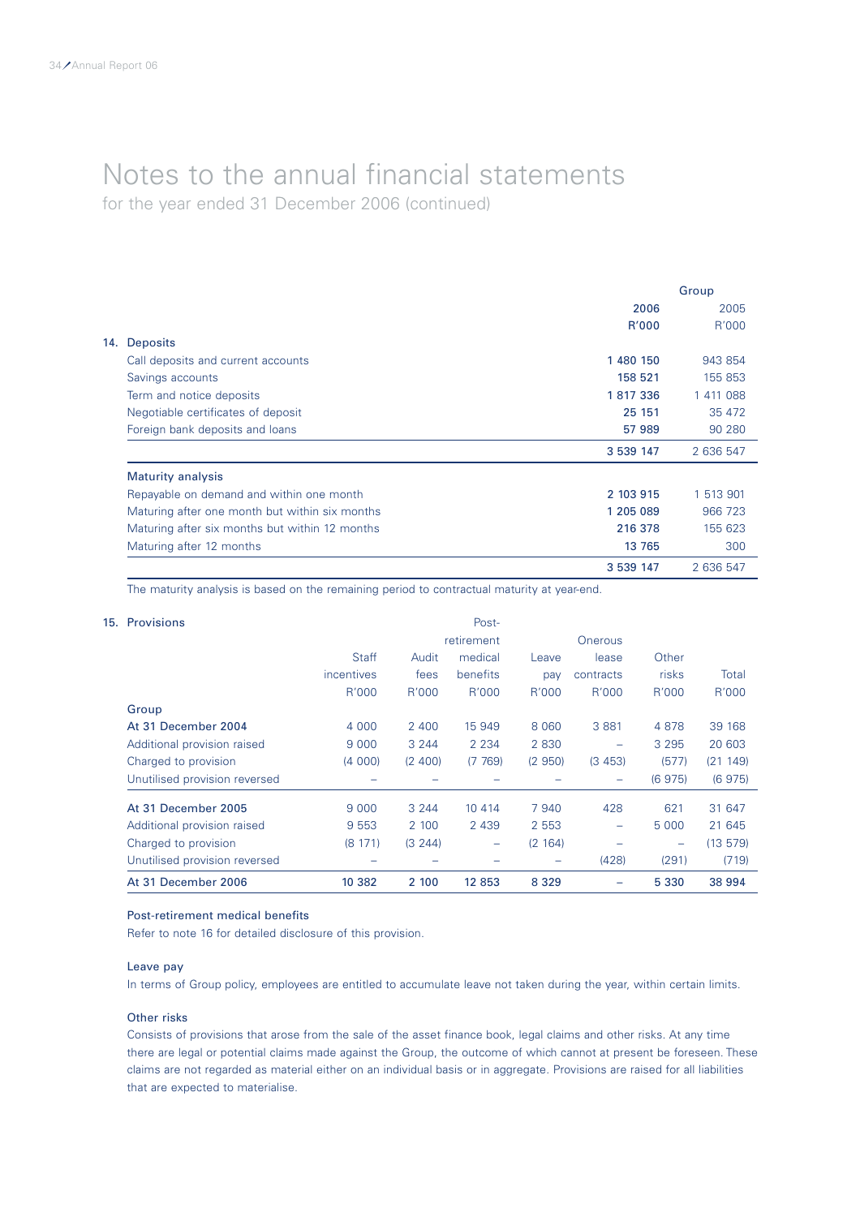# Notes to the annual financial statements

for the year ended 31 December 2006 (continued)

| | Group | |
|---|---|---|
| | **2006** | 2005 |
| | **R'000** | R'000 |
| **14. Deposits** | | |
| Call deposits and current accounts | **1 480 150** | 943 854 |
| Savings accounts | **158 521** | 155 853 |
| Term and notice deposits | **1 817 336** | 1 411 088 |
| Negotiable certificates of deposit | **25 151** | 35 472 |
| Foreign bank deposits and loans | **57 989** | 90 280 |
| | **3 539 147** | 2 636 547 |
| **Maturity analysis** | | |
| Repayable on demand and within one month | **2 103 915** | 1 513 901 |
| Maturing after one month but within six months | **1 205 089** | 966 723 |
| Maturing after six months but within 12 months | **216 378** | 155 623 |
| Maturing after 12 months | **13 765** | 300 |
| | **3 539 147** | 2 636 547 |

The maturity analysis is based on the remaining period to contractual maturity at year-end.

**15. Provisions**

| | Staff incentives R'000 | Audit fees R'000 | Post-retirement medical benefits R'000 | Leave pay R'000 | Onerous lease contracts R'000 | Other risks R'000 | Total R'000 |
|---|---|---|---|---|---|---|---|
| **Group** | | | | | | | |
| **At 31 December 2004** | 4 000 | 2 400 | 15 949 | 8 060 | 3 881 | 4 878 | 39 168 |
| Additional provision raised | 9 000 | 3 244 | 2 234 | 2 830 | – | 3 295 | 20 603 |
| Charged to provision | (4 000) | (2 400) | (7 769) | (2 950) | (3 453) | (577) | (21 149) |
| Unutilised provision reversed | – | – | – | – | – | (6 975) | (6 975) |
| **At 31 December 2005** | 9 000 | 3 244 | 10 414 | 7 940 | 428 | 621 | 31 647 |
| Additional provision raised | 9 553 | 2 100 | 2 439 | 2 553 | – | 5 000 | 21 645 |
| Charged to provision | (8 171) | (3 244) | – | (2 164) | – | – | (13 579) |
| Unutilised provision reversed | – | – | – | – | (428) | (291) | (719) |
| **At 31 December 2006** | **10 382** | **2 100** | **12 853** | **8 329** | **–** | **5 330** | **38 994** |

### Post-retirement medical benefits

Refer to note 16 for detailed disclosure of this provision.

### Leave pay

In terms of Group policy, employees are entitled to accumulate leave not taken during the year, within certain limits.

### Other risks

Consists of provisions that arose from the sale of the asset finance book, legal claims and other risks. At any time there are legal or potential claims made against the Group, the outcome of which cannot at present be foreseen. These claims are not regarded as material either on an individual basis or in aggregate. Provisions are raised for all liabilities that are expected to materialise.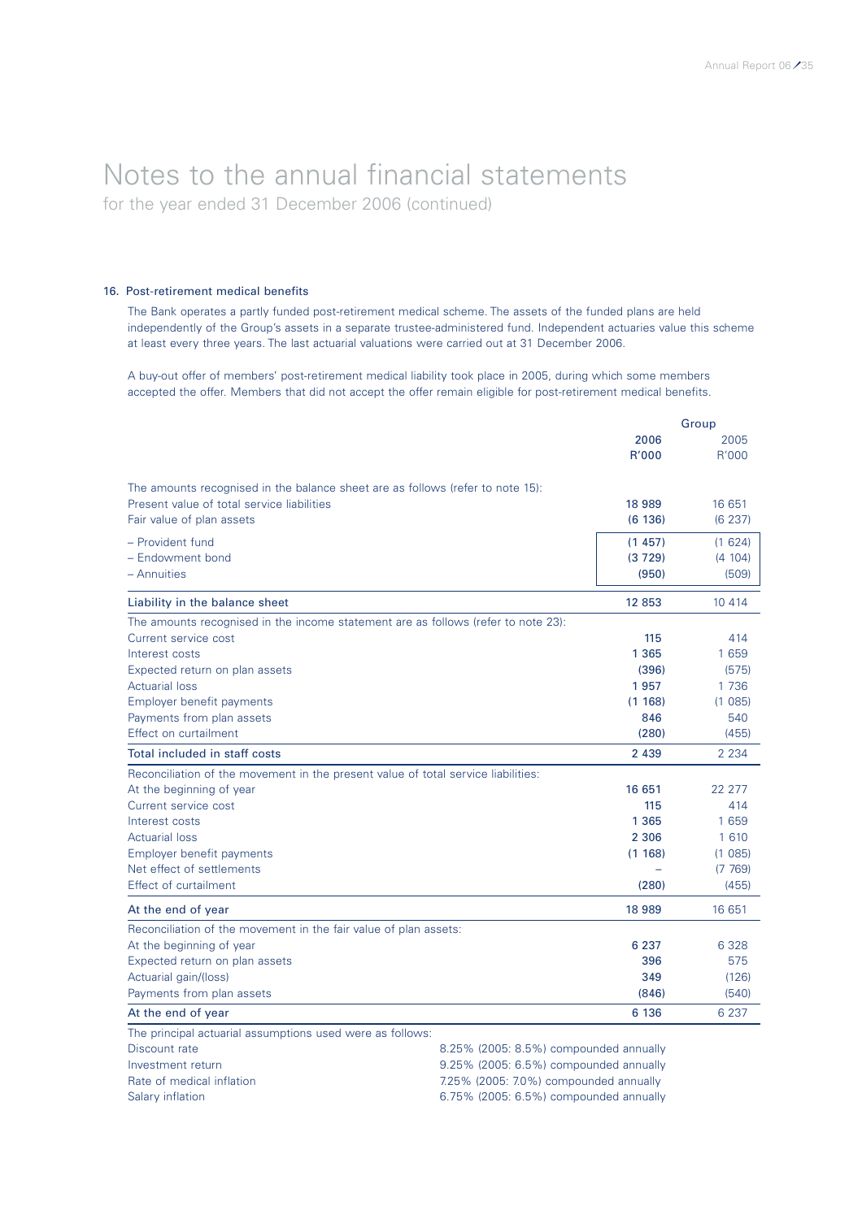# Notes to the annual financial statements

for the year ended 31 December 2006 (continued)

## 16. Post-retirement medical benefits

The Bank operates a partly funded post-retirement medical scheme. The assets of the funded plans are held independently of the Group's assets in a separate trustee-administered fund. Independent actuaries value this scheme at least every three years. The last actuarial valuations were carried out at 31 December 2006.

A buy-out offer of members' post-retirement medical liability took place in 2005, during which some members accepted the offer. Members that did not accept the offer remain eligible for post-retirement medical benefits.

| | Group | |
|---|---|---|
| | **2006** | 2005 |
| | **R'000** | R'000 |
| The amounts recognised in the balance sheet are as follows (refer to note 15): | | |
| Present value of total service liabilities | **18 989** | 16 651 |
| Fair value of plan assets | **(6 136)** | (6 237) |
| – Provident fund | **(1 457)** | (1 624) |
| – Endowment bond | **(3 729)** | (4 104) |
| – Annuities | **(950)** | (509) |
| Liability in the balance sheet | **12 853** | 10 414 |
| The amounts recognised in the income statement are as follows (refer to note 23): | | |
| Current service cost | **115** | 414 |
| Interest costs | **1 365** | 1 659 |
| Expected return on plan assets | **(396)** | (575) |
| Actuarial loss | **1 957** | 1 736 |
| Employer benefit payments | **(1 168)** | (1 085) |
| Payments from plan assets | **846** | 540 |
| Effect on curtailment | **(280)** | (455) |
| Total included in staff costs | **2 439** | 2 234 |
| Reconciliation of the movement in the present value of total service liabilities: | | |
| At the beginning of year | **16 651** | 22 277 |
| Current service cost | **115** | 414 |
| Interest costs | **1 365** | 1 659 |
| Actuarial loss | **2 306** | 1 610 |
| Employer benefit payments | **(1 168)** | (1 085) |
| Net effect of settlements | **–** | (7 769) |
| Effect of curtailment | **(280)** | (455) |
| At the end of year | **18 989** | 16 651 |
| Reconciliation of the movement in the fair value of plan assets: | | |
| At the beginning of year | **6 237** | 6 328 |
| Expected return on plan assets | **396** | 575 |
| Actuarial gain/(loss) | **349** | (126) |
| Payments from plan assets | **(846)** | (540) |
| At the end of year | **6 136** | 6 237 |

The principal actuarial assumptions used were as follows:

| | |
|---|---|
| Discount rate | 8.25% (2005: 8.5%) compounded annually |
| Investment return | 9.25% (2005: 6.5%) compounded annually |
| Rate of medical inflation | 7.25% (2005: 7.0%) compounded annually |
| Salary inflation | 6.75% (2005: 6.5%) compounded annually |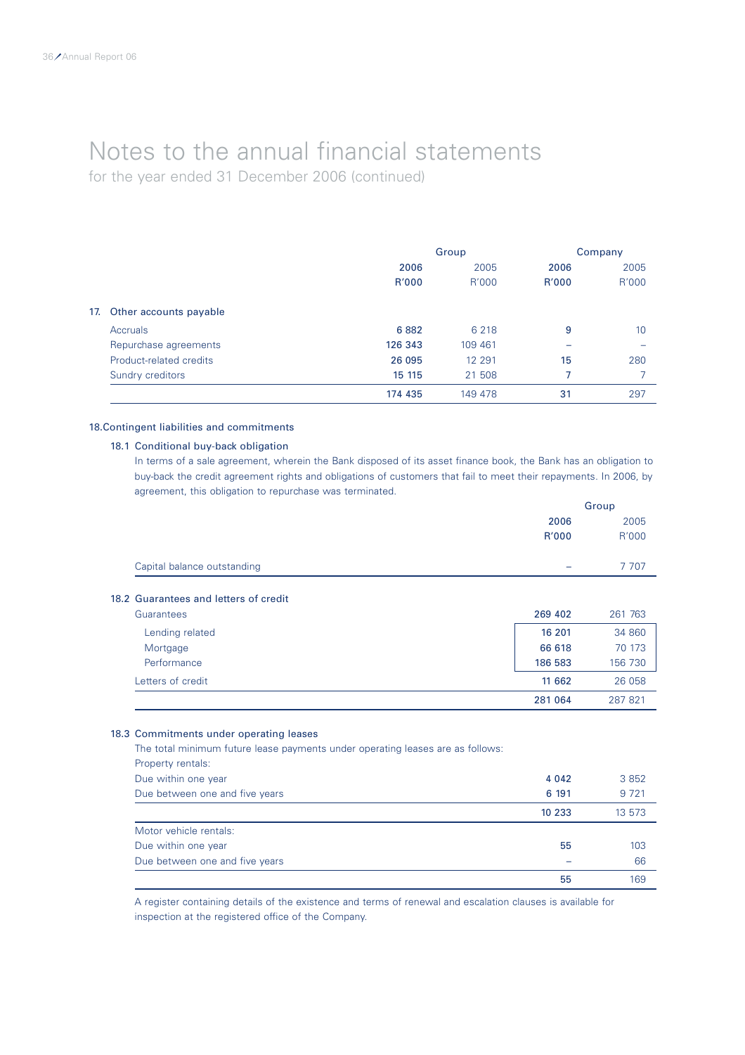# Notes to the annual financial statements

for the year ended 31 December 2006 (continued)

| | Group | | Company | |
|---|---|---|---|---|
| | **2006** | 2005 | **2006** | 2005 |
| | **R'000** | R'000 | **R'000** | R'000 |
| **17. Other accounts payable** | | | | |
| Accruals | **6 882** | 6 218 | **9** | 10 |
| Repurchase agreements | **126 343** | 109 461 | **–** | – |
| Product-related credits | **26 095** | 12 291 | **15** | 280 |
| Sundry creditors | **15 115** | 21 508 | **7** | 7 |
| | **174 435** | 149 478 | **31** | 297 |

## 18. Contingent liabilities and commitments

### 18.1 Conditional buy-back obligation

In terms of a sale agreement, wherein the Bank disposed of its asset finance book, the Bank has an obligation to buy-back the credit agreement rights and obligations of customers that fail to meet their repayments. In 2006, by agreement, this obligation to repurchase was terminated.

| | Group | |
|---|---|---|
| | **2006** | 2005 |
| | **R'000** | R'000 |
| Capital balance outstanding | **–** | 7 707 |

### 18.2 Guarantees and letters of credit

| | **2006** | 2005 |
|---|---|---|
| Guarantees | **269 402** | 261 763 |
| Lending related | **16 201** | 34 860 |
| Mortgage | **66 618** | 70 173 |
| Performance | **186 583** | 156 730 |
| Letters of credit | **11 662** | 26 058 |
| | **281 064** | 287 821 |

### 18.3 Commitments under operating leases

The total minimum future lease payments under operating leases are as follows:

| | **2006** | 2005 |
|---|---|---|
| Property rentals: | | |
| Due within one year | **4 042** | 3 852 |
| Due between one and five years | **6 191** | 9 721 |
| | **10 233** | 13 573 |
| Motor vehicle rentals: | | |
| Due within one year | **55** | 103 |
| Due between one and five years | **–** | 66 |
| | **55** | 169 |

A register containing details of the existence and terms of renewal and escalation clauses is available for inspection at the registered office of the Company.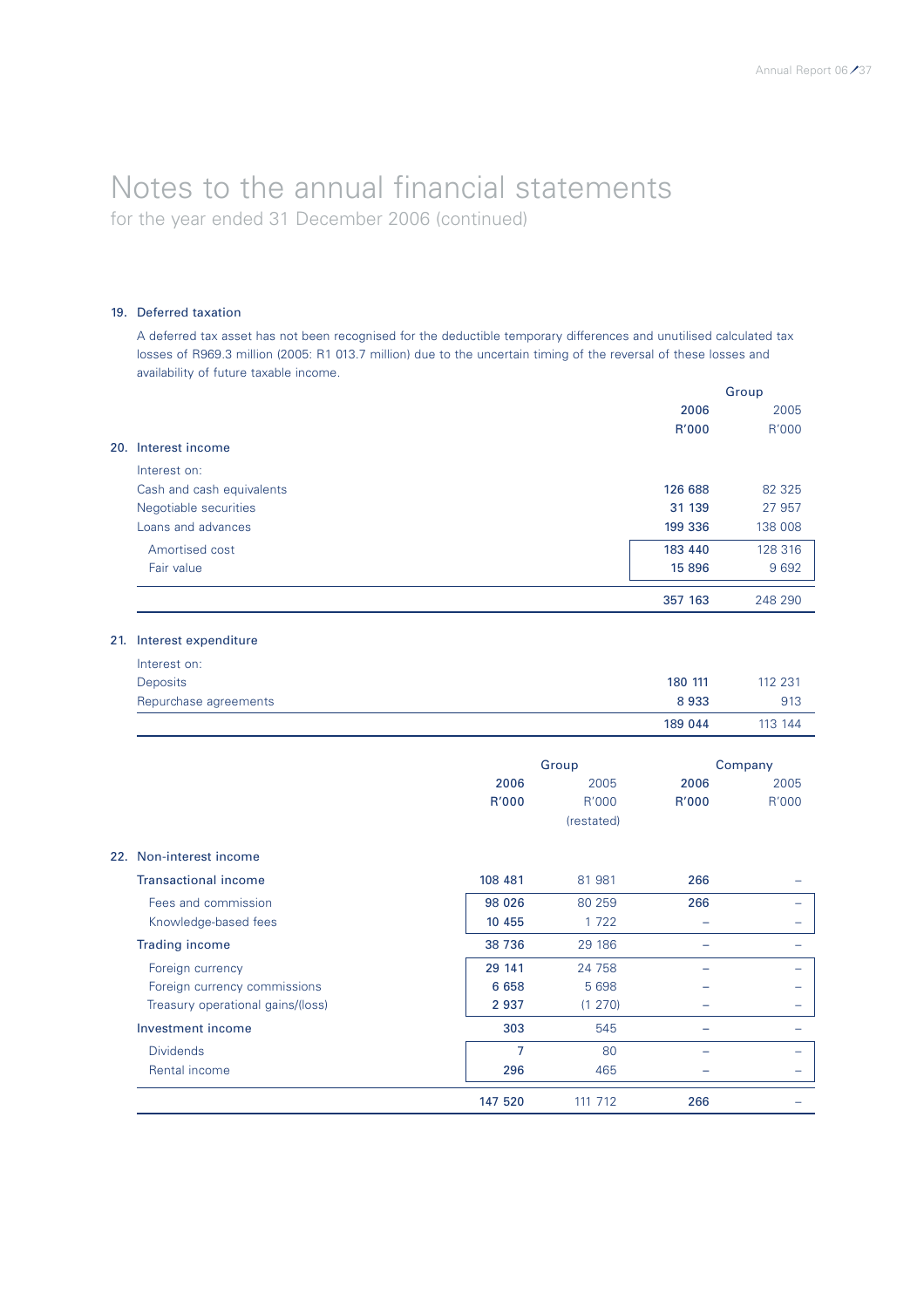# Notes to the annual financial statements

for the year ended 31 December 2006 (continued)

## 19. Deferred taxation

A deferred tax asset has not been recognised for the deductible temporary differences and unutilised calculated tax losses of R969.3 million (2005: R1 013.7 million) due to the uncertain timing of the reversal of these losses and availability of future taxable income.

| | Group | |
|---|---|---|
| | **2006** | 2005 |
| | **R'000** | R'000 |
| **20. Interest income** | | |
| Interest on: | | |
| Cash and cash equivalents | **126 688** | 82 325 |
| Negotiable securities | **31 139** | 27 957 |
| Loans and advances | **199 336** | 138 008 |
| Amortised cost | **183 440** | 128 316 |
| Fair value | **15 896** | 9 692 |
| | **357 163** | 248 290 |
| **21. Interest expenditure** | | |
| Interest on: | | |
| Deposits | **180 111** | 112 231 |
| Repurchase agreements | **8 933** | 913 |
| | **189 044** | 113 144 |

| | Group | | Company | |
|---|---|---|---|---|
| | **2006** | 2005 | **2006** | 2005 |
| | **R'000** | R'000 | **R'000** | R'000 |
| | | (restated) | | |
| **22. Non-interest income** | | | | |
| Transactional income | **108 481** | 81 981 | **266** | – |
| Fees and commission | **98 026** | 80 259 | **266** | – |
| Knowledge-based fees | **10 455** | 1 722 | **–** | – |
| Trading income | **38 736** | 29 186 | **–** | – |
| Foreign currency | **29 141** | 24 758 | **–** | – |
| Foreign currency commissions | **6 658** | 5 698 | **–** | – |
| Treasury operational gains/(loss) | **2 937** | (1 270) | **–** | – |
| Investment income | **303** | 545 | **–** | – |
| Dividends | **7** | 80 | **–** | – |
| Rental income | **296** | 465 | **–** | – |
| | **147 520** | 111 712 | **266** | – |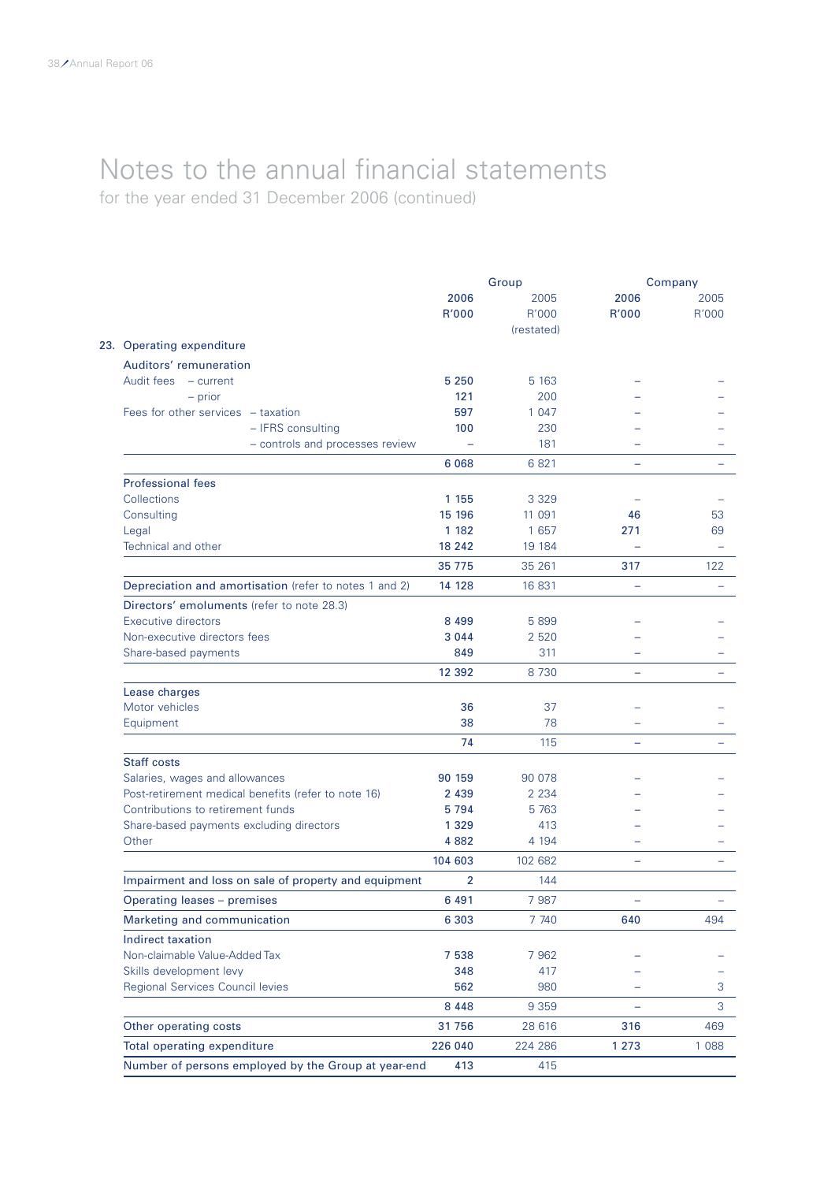# Notes to the annual financial statements

for the year ended 31 December 2006 (continued)

| | Group | | Company | |
|---|---|---|---|---|
| | **2006** | 2005 | **2006** | 2005 |
| | **R'000** | R'000 (restated) | **R'000** | R'000 |
| **23. Operating expenditure** | | | | |
| **Auditors' remuneration** | | | | |
| Audit fees – current | **5 250** | 5 163 | – | – |
| – prior | **121** | 200 | – | – |
| Fees for other services – taxation | **597** | 1 047 | – | – |
| – IFRS consulting | **100** | 230 | – | – |
| – controls and processes review | – | 181 | – | – |
| | **6 068** | 6 821 | – | – |
| **Professional fees** | | | | |
| Collections | **1 155** | 3 329 | – | – |
| Consulting | **15 196** | 11 091 | **46** | 53 |
| Legal | **1 182** | 1 657 | **271** | 69 |
| Technical and other | **18 242** | 19 184 | – | – |
| | **35 775** | 35 261 | **317** | 122 |
| **Depreciation and amortisation** (refer to notes 1 and 2) | **14 128** | 16 831 | – | – |
| **Directors' emoluments** (refer to note 28.3) | | | | |
| Executive directors | **8 499** | 5 899 | – | – |
| Non-executive directors fees | **3 044** | 2 520 | – | – |
| Share-based payments | **849** | 311 | – | – |
| | **12 392** | 8 730 | – | – |
| **Lease charges** | | | | |
| Motor vehicles | **36** | 37 | – | – |
| Equipment | **38** | 78 | – | – |
| | **74** | 115 | – | – |
| **Staff costs** | | | | |
| Salaries, wages and allowances | **90 159** | 90 078 | – | – |
| Post-retirement medical benefits (refer to note 16) | **2 439** | 2 234 | – | – |
| Contributions to retirement funds | **5 794** | 5 763 | – | – |
| Share-based payments excluding directors | **1 329** | 413 | – | – |
| Other | **4 882** | 4 194 | – | – |
| | **104 603** | 102 682 | – | – |
| **Impairment and loss on sale of property and equipment** | **2** | 144 | | |
| **Operating leases – premises** | **6 491** | 7 987 | – | – |
| **Marketing and communication** | **6 303** | 7 740 | **640** | 494 |
| **Indirect taxation** | | | | |
| Non-claimable Value-Added Tax | **7 538** | 7 962 | – | – |
| Skills development levy | **348** | 417 | – | – |
| Regional Services Council levies | **562** | 980 | – | 3 |
| | **8 448** | 9 359 | – | 3 |
| **Other operating costs** | **31 756** | 28 616 | **316** | 469 |
| **Total operating expenditure** | **226 040** | 224 286 | **1 273** | 1 088 |
| **Number of persons employed by the Group at year-end** | **413** | 415 | | |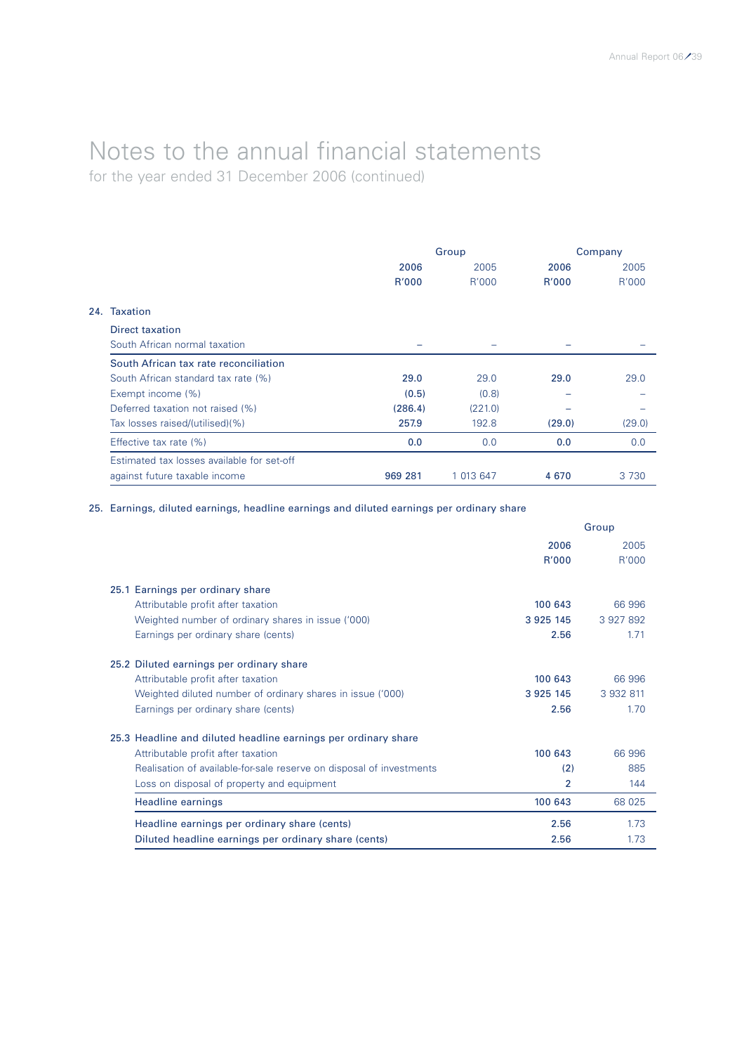# Notes to the annual financial statements

for the year ended 31 December 2006 (continued)

| | Group | | Company | |
|---|---|---|---|---|
| | **2006** | 2005 | **2006** | 2005 |
| | **R'000** | R'000 | **R'000** | R'000 |
| **24. Taxation** | | | | |
| Direct taxation | | | | |
| South African normal taxation | **–** | – | **–** | – |
| South African tax rate reconciliation | | | | |
| South African standard tax rate (%) | **29.0** | 29.0 | **29.0** | 29.0 |
| Exempt income (%) | **(0.5)** | (0.8) | **–** | – |
| Deferred taxation not raised (%) | **(286.4)** | (221.0) | **–** | – |
| Tax losses raised/(utilised)(%) | **257.9** | 192.8 | **(29.0)** | (29.0) |
| Effective tax rate (%) | **0.0** | 0.0 | **0.0** | 0.0 |
| Estimated tax losses available for set-off against future taxable income | **969 281** | 1 013 647 | **4 670** | 3 730 |

## 25. Earnings, diluted earnings, headline earnings and diluted earnings per ordinary share

| | Group | |
|---|---|---|
| | **2006** | 2005 |
| | **R'000** | R'000 |
| **25.1 Earnings per ordinary share** | | |
| Attributable profit after taxation | **100 643** | 66 996 |
| Weighted number of ordinary shares in issue ('000) | **3 925 145** | 3 927 892 |
| Earnings per ordinary share (cents) | **2.56** | 1.71 |
| **25.2 Diluted earnings per ordinary share** | | |
| Attributable profit after taxation | **100 643** | 66 996 |
| Weighted diluted number of ordinary shares in issue ('000) | **3 925 145** | 3 932 811 |
| Earnings per ordinary share (cents) | **2.56** | 1.70 |
| **25.3 Headline and diluted headline earnings per ordinary share** | | |
| Attributable profit after taxation | **100 643** | 66 996 |
| Realisation of available-for-sale reserve on disposal of investments | **(2)** | 885 |
| Loss on disposal of property and equipment | **2** | 144 |
| Headline earnings | **100 643** | 68 025 |
| Headline earnings per ordinary share (cents) | **2.56** | 1.73 |
| Diluted headline earnings per ordinary share (cents) | **2.56** | 1.73 |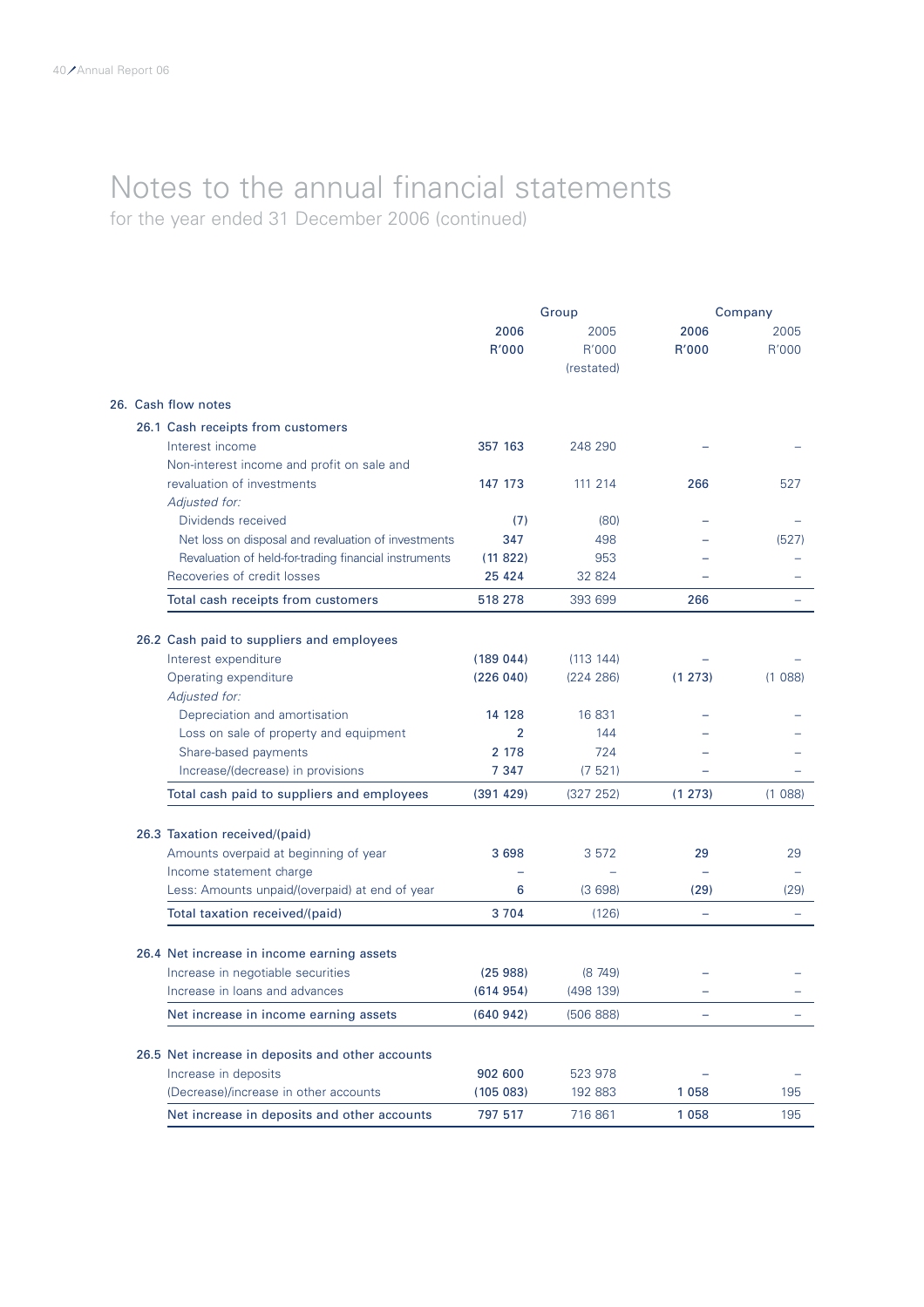# Notes to the annual financial statements

for the year ended 31 December 2006 (continued)

| | Group | | Company | |
|---|---|---|---|---|
| | 2006<br>R'000 | 2005<br>R'000<br>(restated) | 2006<br>R'000 | 2005<br>R'000 |
| **26. Cash flow notes** | | | | |
| **26.1 Cash receipts from customers** | | | | |
| Interest income | 357 163 | 248 290 | – | – |
| Non-interest income and profit on sale and revaluation of investments | 147 173 | 111 214 | 266 | 527 |
| *Adjusted for:* | | | | |
| Dividends received | (7) | (80) | – | – |
| Net loss on disposal and revaluation of investments | 347 | 498 | – | (527) |
| Revaluation of held-for-trading financial instruments | (11 822) | 953 | – | – |
| Recoveries of credit losses | 25 424 | 32 824 | – | – |
| Total cash receipts from customers | 518 278 | 393 699 | 266 | – |
| **26.2 Cash paid to suppliers and employees** | | | | |
| Interest expenditure | (189 044) | (113 144) | – | – |
| Operating expenditure | (226 040) | (224 286) | (1 273) | (1 088) |
| *Adjusted for:* | | | | |
| Depreciation and amortisation | 14 128 | 16 831 | – | – |
| Loss on sale of property and equipment | 2 | 144 | – | – |
| Share-based payments | 2 178 | 724 | – | – |
| Increase/(decrease) in provisions | 7 347 | (7 521) | – | – |
| Total cash paid to suppliers and employees | (391 429) | (327 252) | (1 273) | (1 088) |
| **26.3 Taxation received/(paid)** | | | | |
| Amounts overpaid at beginning of year | 3 698 | 3 572 | 29 | 29 |
| Income statement charge | – | – | – | – |
| Less: Amounts unpaid/(overpaid) at end of year | 6 | (3 698) | (29) | (29) |
| Total taxation received/(paid) | 3 704 | (126) | – | – |
| **26.4 Net increase in income earning assets** | | | | |
| Increase in negotiable securities | (25 988) | (8 749) | – | – |
| Increase in loans and advances | (614 954) | (498 139) | – | – |
| Net increase in income earning assets | (640 942) | (506 888) | – | – |
| **26.5 Net increase in deposits and other accounts** | | | | |
| Increase in deposits | 902 600 | 523 978 | – | – |
| (Decrease)/increase in other accounts | (105 083) | 192 883 | 1 058 | 195 |
| Net increase in deposits and other accounts | 797 517 | 716 861 | 1 058 | 195 |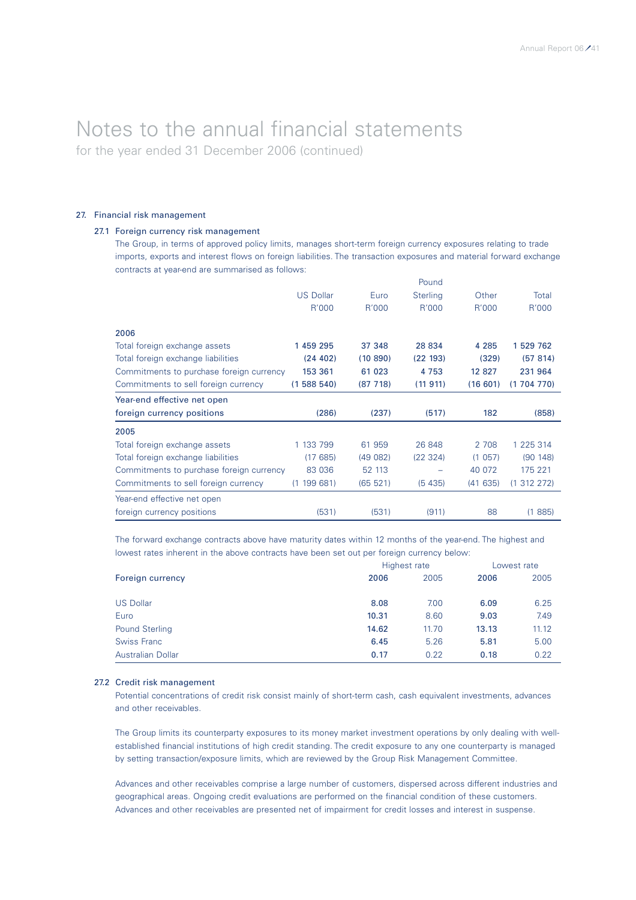# Notes to the annual financial statements

for the year ended 31 December 2006 (continued)

## 27. Financial risk management

### 27.1 Foreign currency risk management

The Group, in terms of approved policy limits, manages short-term foreign currency exposures relating to trade imports, exports and interest flows on foreign liabilities. The transaction exposures and material forward exchange contracts at year-end are summarised as follows:

| | US Dollar R'000 | Euro R'000 | Pound Sterling R'000 | Other R'000 | Total R'000 |
|---|---|---|---|---|---|
| **2006** | | | | | |
| Total foreign exchange assets | **1 459 295** | **37 348** | **28 834** | **4 285** | **1 529 762** |
| Total foreign exchange liabilities | **(24 402)** | **(10 890)** | **(22 193)** | **(329)** | **(57 814)** |
| Commitments to purchase foreign currency | **153 361** | **61 023** | **4 753** | **12 827** | **231 964** |
| Commitments to sell foreign currency | **(1 588 540)** | **(87 718)** | **(11 911)** | **(16 601)** | **(1 704 770)** |
| Year-end effective net open foreign currency positions | **(286)** | **(237)** | **(517)** | **182** | **(858)** |
| **2005** | | | | | |
| Total foreign exchange assets | 1 133 799 | 61 959 | 26 848 | 2 708 | 1 225 314 |
| Total foreign exchange liabilities | (17 685) | (49 082) | (22 324) | (1 057) | (90 148) |
| Commitments to purchase foreign currency | 83 036 | 52 113 | – | 40 072 | 175 221 |
| Commitments to sell foreign currency | (1 199 681) | (65 521) | (5 435) | (41 635) | (1 312 272) |
| Year-end effective net open foreign currency positions | (531) | (531) | (911) | 88 | (1 885) |

The forward exchange contracts above have maturity dates within 12 months of the year-end. The highest and lowest rates inherent in the above contracts have been set out per foreign currency below:

| | Highest rate | | Lowest rate | |
|---|---|---|---|---|
| Foreign currency | **2006** | 2005 | **2006** | 2005 |
| US Dollar | **8.08** | 7.00 | **6.09** | 6.25 |
| Euro | **10.31** | 8.60 | **9.03** | 7.49 |
| Pound Sterling | **14.62** | 11.70 | **13.13** | 11.12 |
| Swiss Franc | **6.45** | 5.26 | **5.81** | 5.00 |
| Australian Dollar | **0.17** | 0.22 | **0.18** | 0.22 |

### 27.2 Credit risk management

Potential concentrations of credit risk consist mainly of short-term cash, cash equivalent investments, advances and other receivables.

The Group limits its counterparty exposures to its money market investment operations by only dealing with well-established financial institutions of high credit standing. The credit exposure to any one counterparty is managed by setting transaction/exposure limits, which are reviewed by the Group Risk Management Committee.

Advances and other receivables comprise a large number of customers, dispersed across different industries and geographical areas. Ongoing credit evaluations are performed on the financial condition of these customers. Advances and other receivables are presented net of impairment for credit losses and interest in suspense.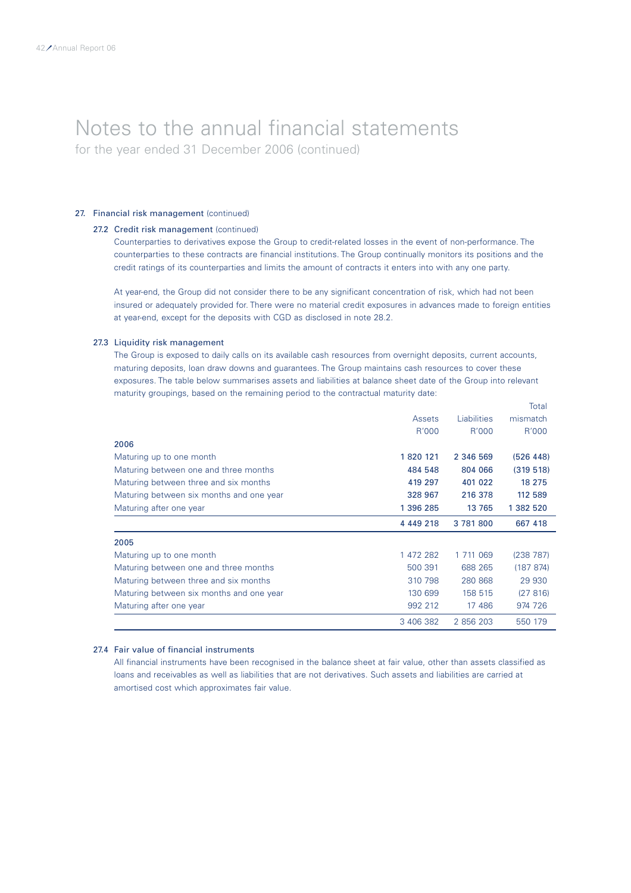# Notes to the annual financial statements

for the year ended 31 December 2006 (continued)

## 27. Financial risk management (continued)

### 27.2 Credit risk management (continued)

Counterparties to derivatives expose the Group to credit-related losses in the event of non-performance. The counterparties to these contracts are financial institutions. The Group continually monitors its positions and the credit ratings of its counterparties and limits the amount of contracts it enters into with any one party.

At year-end, the Group did not consider there to be any significant concentration of risk, which had not been insured or adequately provided for. There were no material credit exposures in advances made to foreign entities at year-end, except for the deposits with CGD as disclosed in note 28.2.

### 27.3 Liquidity risk management

The Group is exposed to daily calls on its available cash resources from overnight deposits, current accounts, maturing deposits, loan draw downs and guarantees. The Group maintains cash resources to cover these exposures. The table below summarises assets and liabilities at balance sheet date of the Group into relevant maturity groupings, based on the remaining period to the contractual maturity date:

| | Assets R'000 | Liabilities R'000 | Total mismatch R'000 |
|---|---|---|---|
| **2006** | | | |
| Maturing up to one month | **1 820 121** | **2 346 569** | **(526 448)** |
| Maturing between one and three months | **484 548** | **804 066** | **(319 518)** |
| Maturing between three and six months | **419 297** | **401 022** | **18 275** |
| Maturing between six months and one year | **328 967** | **216 378** | **112 589** |
| Maturing after one year | **1 396 285** | **13 765** | **1 382 520** |
| | **4 449 218** | **3 781 800** | **667 418** |
| **2005** | | | |
| Maturing up to one month | 1 472 282 | 1 711 069 | (238 787) |
| Maturing between one and three months | 500 391 | 688 265 | (187 874) |
| Maturing between three and six months | 310 798 | 280 868 | 29 930 |
| Maturing between six months and one year | 130 699 | 158 515 | (27 816) |
| Maturing after one year | 992 212 | 17 486 | 974 726 |
| | 3 406 382 | 2 856 203 | 550 179 |

### 27.4 Fair value of financial instruments

All financial instruments have been recognised in the balance sheet at fair value, other than assets classified as loans and receivables as well as liabilities that are not derivatives. Such assets and liabilities are carried at amortised cost which approximates fair value.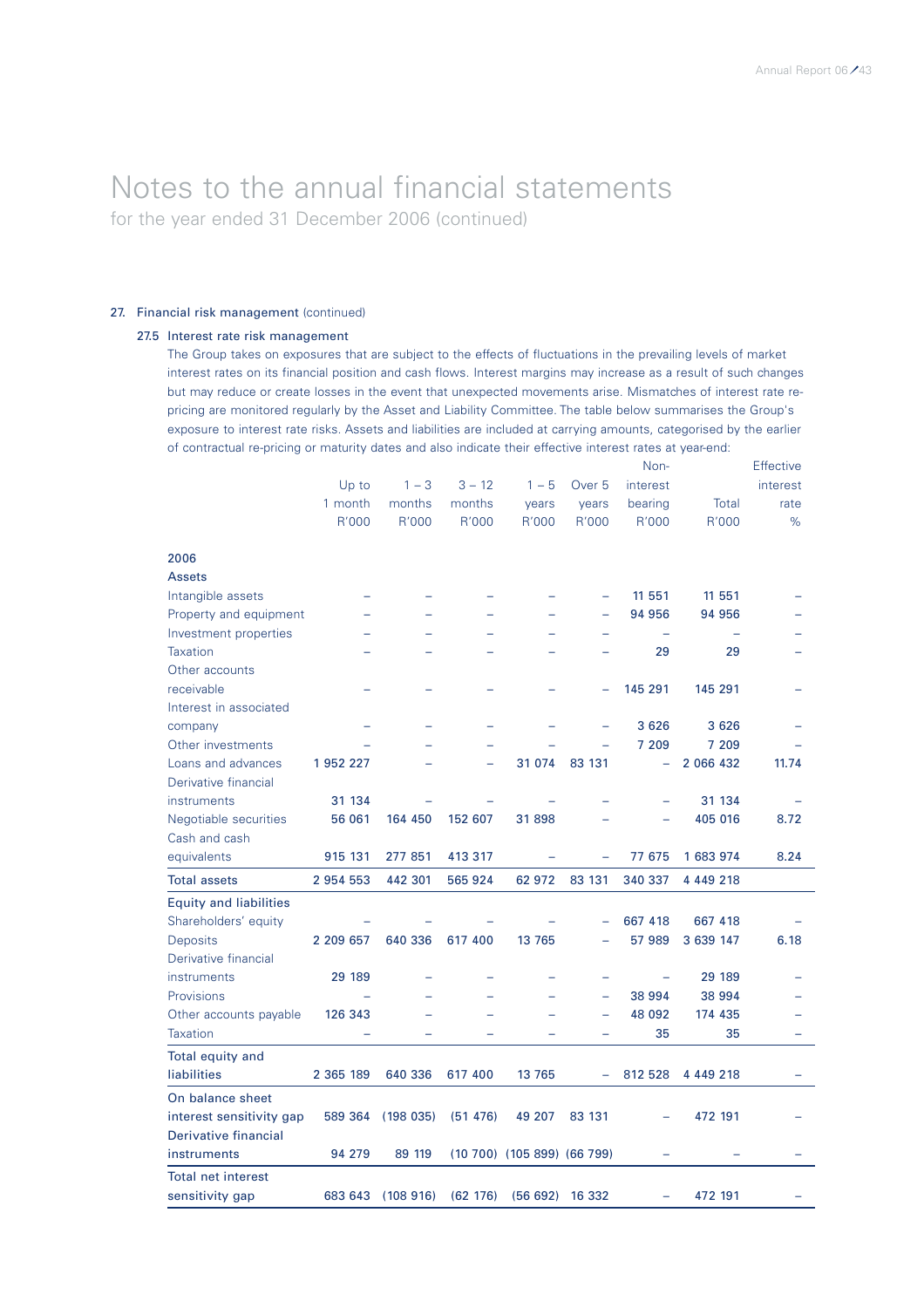# Notes to the annual financial statements

for the year ended 31 December 2006 (continued)

## 27. Financial risk management (continued)

### 27.5 Interest rate risk management

The Group takes on exposures that are subject to the effects of fluctuations in the prevailing levels of market interest rates on its financial position and cash flows. Interest margins may increase as a result of such changes but may reduce or create losses in the event that unexpected movements arise. Mismatches of interest rate re-pricing are monitored regularly by the Asset and Liability Committee. The table below summarises the Group's exposure to interest rate risks. Assets and liabilities are included at carrying amounts, categorised by the earlier of contractual re-pricing or maturity dates and also indicate their effective interest rates at year-end:

| | Up to 1 month R'000 | 1 – 3 months R'000 | 3 – 12 months R'000 | 1 – 5 years R'000 | Over 5 years R'000 | Non-interest bearing R'000 | Total R'000 | Effective interest rate % |
|---|---|---|---|---|---|---|---|---|
| **2006** | | | | | | | | |
| **Assets** | | | | | | | | |
| Intangible assets | – | – | – | – | – | 11 551 | 11 551 | – |
| Property and equipment | – | – | – | – | – | 94 956 | 94 956 | – |
| Investment properties | – | – | – | – | – | – | – | – |
| Taxation | – | – | – | – | – | 29 | 29 | – |
| Other accounts receivable | – | – | – | – | – | 145 291 | 145 291 | – |
| Interest in associated company | – | – | – | – | – | 3 626 | 3 626 | – |
| Other investments | – | – | – | – | – | 7 209 | 7 209 | – |
| Loans and advances | 1 952 227 | – | – | 31 074 | 83 131 | – | 2 066 432 | 11.74 |
| Derivative financial instruments | 31 134 | – | – | – | – | – | 31 134 | – |
| Negotiable securities | 56 061 | 164 450 | 152 607 | 31 898 | – | – | 405 016 | 8.72 |
| Cash and cash equivalents | 915 131 | 277 851 | 413 317 | – | – | 77 675 | 1 683 974 | 8.24 |
| **Total assets** | 2 954 553 | 442 301 | 565 924 | 62 972 | 83 131 | 340 337 | 4 449 218 | |
| **Equity and liabilities** | | | | | | | | |
| Shareholders' equity | – | – | – | – | – | 667 418 | 667 418 | – |
| Deposits | 2 209 657 | 640 336 | 617 400 | 13 765 | – | 57 989 | 3 639 147 | 6.18 |
| Derivative financial instruments | 29 189 | – | – | – | – | – | 29 189 | – |
| Provisions | – | – | – | – | – | 38 994 | 38 994 | – |
| Other accounts payable | 126 343 | – | – | – | – | 48 092 | 174 435 | – |
| Taxation | – | – | – | – | – | 35 | 35 | – |
| **Total equity and liabilities** | 2 365 189 | 640 336 | 617 400 | 13 765 | – | 812 528 | 4 449 218 | – |
| **On balance sheet interest sensitivity gap** | 589 364 | (198 035) | (51 476) | 49 207 | 83 131 | – | 472 191 | – |
| **Derivative financial instruments** | 94 279 | 89 119 | (10 700) | (105 899) | (66 799) | – | – | – |
| **Total net interest sensitivity gap** | 683 643 | (108 916) | (62 176) | (56 692) | 16 332 | – | 472 191 | – |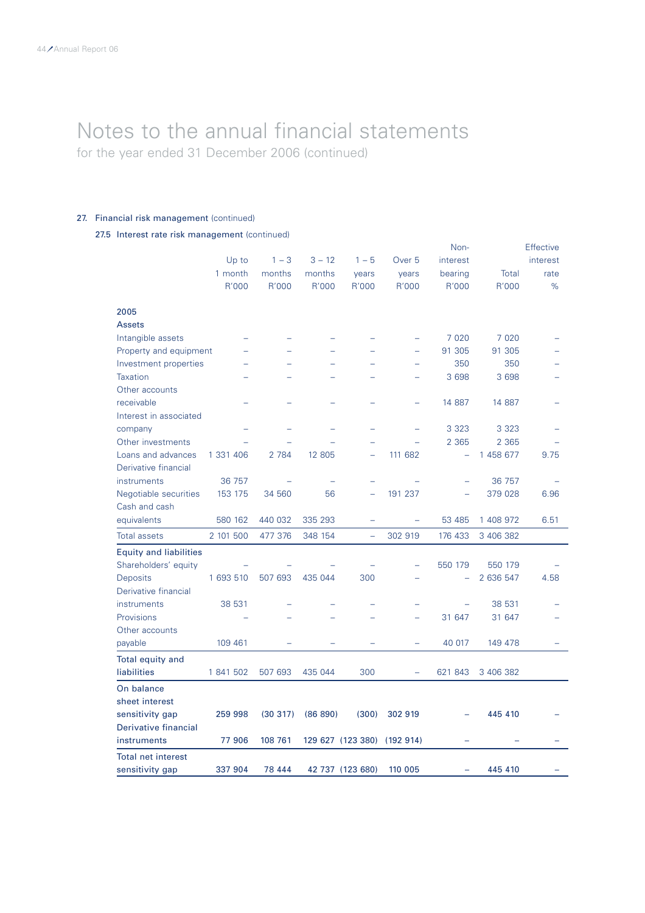# Notes to the annual financial statements

for the year ended 31 December 2006 (continued)

## 27. Financial risk management (continued)

### 27.5 Interest rate risk management (continued)

| | Up to 1 month R'000 | 1 – 3 months R'000 | 3 – 12 months R'000 | 1 – 5 years R'000 | Over 5 years R'000 | Non-interest bearing R'000 | Total R'000 | Effective interest rate % |
|---|---|---|---|---|---|---|---|---|
| **2005** | | | | | | | | |
| **Assets** | | | | | | | | |
| Intangible assets | – | – | – | – | – | 7 020 | 7 020 | – |
| Property and equipment | – | – | – | – | – | 91 305 | 91 305 | – |
| Investment properties | – | – | – | – | – | 350 | 350 | – |
| Taxation | – | – | – | – | – | 3 698 | 3 698 | – |
| Other accounts receivable | – | – | – | – | – | 14 887 | 14 887 | – |
| Interest in associated company | – | – | – | – | – | 3 323 | 3 323 | – |
| Other investments | – | – | – | – | – | 2 365 | 2 365 | – |
| Loans and advances | 1 331 406 | 2 784 | 12 805 | – | 111 682 | – | 1 458 677 | 9.75 |
| Derivative financial instruments | 36 757 | – | – | – | – | – | 36 757 | – |
| Negotiable securities | 153 175 | 34 560 | 56 | – | 191 237 | – | 379 028 | 6.96 |
| Cash and cash equivalents | 580 162 | 440 032 | 335 293 | – | – | 53 485 | 1 408 972 | 6.51 |
| Total assets | 2 101 500 | 477 376 | 348 154 | – | 302 919 | 176 433 | 3 406 382 | |
| **Equity and liabilities** | | | | | | | | |
| Shareholders' equity | – | – | – | – | – | 550 179 | 550 179 | – |
| Deposits | 1 693 510 | 507 693 | 435 044 | 300 | – | – | 2 636 547 | 4.58 |
| Derivative financial instruments | 38 531 | – | – | – | – | – | 38 531 | – |
| Provisions | – | – | – | – | – | 31 647 | 31 647 | – |
| Other accounts payable | 109 461 | – | – | – | – | 40 017 | 149 478 | – |
| Total equity and liabilities | 1 841 502 | 507 693 | 435 044 | 300 | – | 621 843 | 3 406 382 | |
| **On balance sheet interest sensitivity gap** | **259 998** | **(30 317)** | **(86 890)** | **(300)** | **302 919** | **–** | **445 410** | **–** |
| **Derivative financial instruments** | **77 906** | **108 761** | **129 627** | **(123 380)** | **(192 914)** | **–** | **–** | **–** |
| **Total net interest sensitivity gap** | **337 904** | **78 444** | **42 737** | **(123 680)** | **110 005** | **–** | **445 410** | **–** |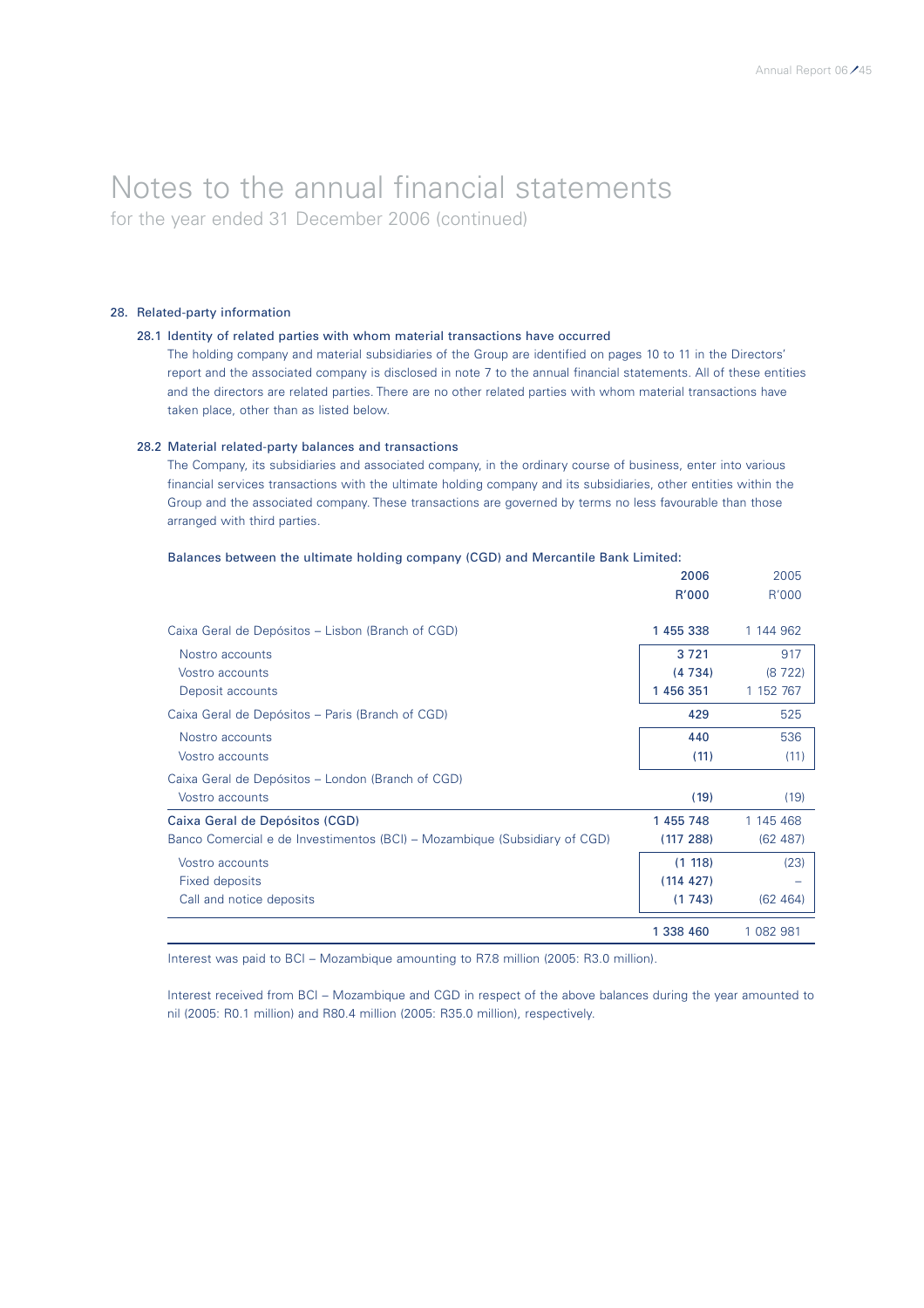# Notes to the annual financial statements

for the year ended 31 December 2006 (continued)

## 28. Related-party information

### 28.1 Identity of related parties with whom material transactions have occurred

The holding company and material subsidiaries of the Group are identified on pages 10 to 11 in the Directors' report and the associated company is disclosed in note 7 to the annual financial statements. All of these entities and the directors are related parties. There are no other related parties with whom material transactions have taken place, other than as listed below.

### 28.2 Material related-party balances and transactions

The Company, its subsidiaries and associated company, in the ordinary course of business, enter into various financial services transactions with the ultimate holding company and its subsidiaries, other entities within the Group and the associated company. These transactions are governed by terms no less favourable than those arranged with third parties.

Balances between the ultimate holding company (CGD) and Mercantile Bank Limited:

| | 2006 R'000 | 2005 R'000 |
|---|---|---|
| Caixa Geral de Depósitos – Lisbon (Branch of CGD) | 1 455 338 | 1 144 962 |
| Nostro accounts | 3 721 | 917 |
| Vostro accounts | (4 734) | (8 722) |
| Deposit accounts | 1 456 351 | 1 152 767 |
| Caixa Geral de Depósitos – Paris (Branch of CGD) | 429 | 525 |
| Nostro accounts | 440 | 536 |
| Vostro accounts | (11) | (11) |
| Caixa Geral de Depósitos – London (Branch of CGD) | | |
| Vostro accounts | (19) | (19) |
| Caixa Geral de Depósitos (CGD) | 1 455 748 | 1 145 468 |
| Banco Comercial e de Investimentos (BCI) – Mozambique (Subsidiary of CGD) | (117 288) | (62 487) |
| Vostro accounts | (1 118) | (23) |
| Fixed deposits | (114 427) | – |
| Call and notice deposits | (1 743) | (62 464) |
| | 1 338 460 | 1 082 981 |

Interest was paid to BCI – Mozambique amounting to R7.8 million (2005: R3.0 million).

Interest received from BCI – Mozambique and CGD in respect of the above balances during the year amounted to nil (2005: R0.1 million) and R80.4 million (2005: R35.0 million), respectively.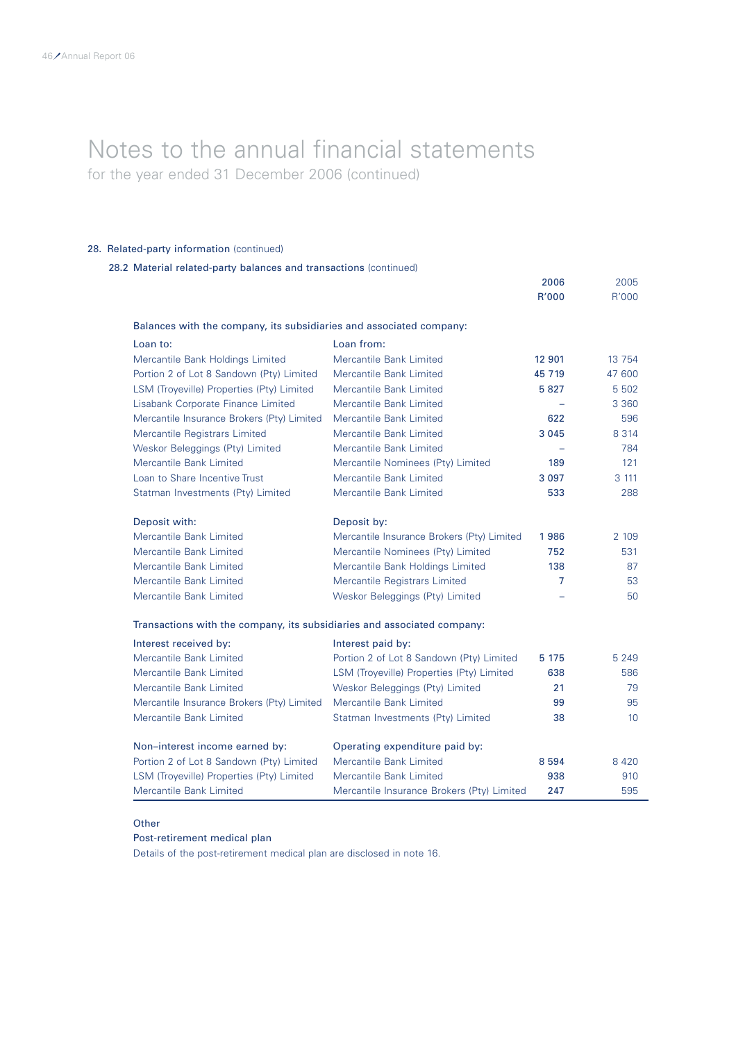# Notes to the annual financial statements

for the year ended 31 December 2006 (continued)

## 28. Related-party information (continued)

### 28.2 Material related-party balances and transactions (continued)

| | | 2006 R'000 | 2005 R'000 |
|---|---|---|---|
| **Balances with the company, its subsidiaries and associated company:** | | | |
| Loan to: | Loan from: | | |
| Mercantile Bank Holdings Limited | Mercantile Bank Limited | **12 901** | 13 754 |
| Portion 2 of Lot 8 Sandown (Pty) Limited | Mercantile Bank Limited | **45 719** | 47 600 |
| LSM (Troyeville) Properties (Pty) Limited | Mercantile Bank Limited | **5 827** | 5 502 |
| Lisabank Corporate Finance Limited | Mercantile Bank Limited | **–** | 3 360 |
| Mercantile Insurance Brokers (Pty) Limited | Mercantile Bank Limited | **622** | 596 |
| Mercantile Registrars Limited | Mercantile Bank Limited | **3 045** | 8 314 |
| Weskor Beleggings (Pty) Limited | Mercantile Bank Limited | **–** | 784 |
| Mercantile Bank Limited | Mercantile Nominees (Pty) Limited | **189** | 121 |
| Loan to Share Incentive Trust | Mercantile Bank Limited | **3 097** | 3 111 |
| Statman Investments (Pty) Limited | Mercantile Bank Limited | **533** | 288 |
| Deposit with: | Deposit by: | | |
| Mercantile Bank Limited | Mercantile Insurance Brokers (Pty) Limited | **1 986** | 2 109 |
| Mercantile Bank Limited | Mercantile Nominees (Pty) Limited | **752** | 531 |
| Mercantile Bank Limited | Mercantile Bank Holdings Limited | **138** | 87 |
| Mercantile Bank Limited | Mercantile Registrars Limited | **7** | 53 |
| Mercantile Bank Limited | Weskor Beleggings (Pty) Limited | **–** | 50 |
| **Transactions with the company, its subsidiaries and associated company:** | | | |
| Interest received by: | Interest paid by: | | |
| Mercantile Bank Limited | Portion 2 of Lot 8 Sandown (Pty) Limited | **5 175** | 5 249 |
| Mercantile Bank Limited | LSM (Troyeville) Properties (Pty) Limited | **638** | 586 |
| Mercantile Bank Limited | Weskor Beleggings (Pty) Limited | **21** | 79 |
| Mercantile Insurance Brokers (Pty) Limited | Mercantile Bank Limited | **99** | 95 |
| Mercantile Bank Limited | Statman Investments (Pty) Limited | **38** | 10 |
| Non–interest income earned by: | Operating expenditure paid by: | | |
| Portion 2 of Lot 8 Sandown (Pty) Limited | Mercantile Bank Limited | **8 594** | 8 420 |
| LSM (Troyeville) Properties (Pty) Limited | Mercantile Bank Limited | **938** | 910 |
| Mercantile Bank Limited | Mercantile Insurance Brokers (Pty) Limited | **247** | 595 |

Other

Post-retirement medical plan

Details of the post-retirement medical plan are disclosed in note 16.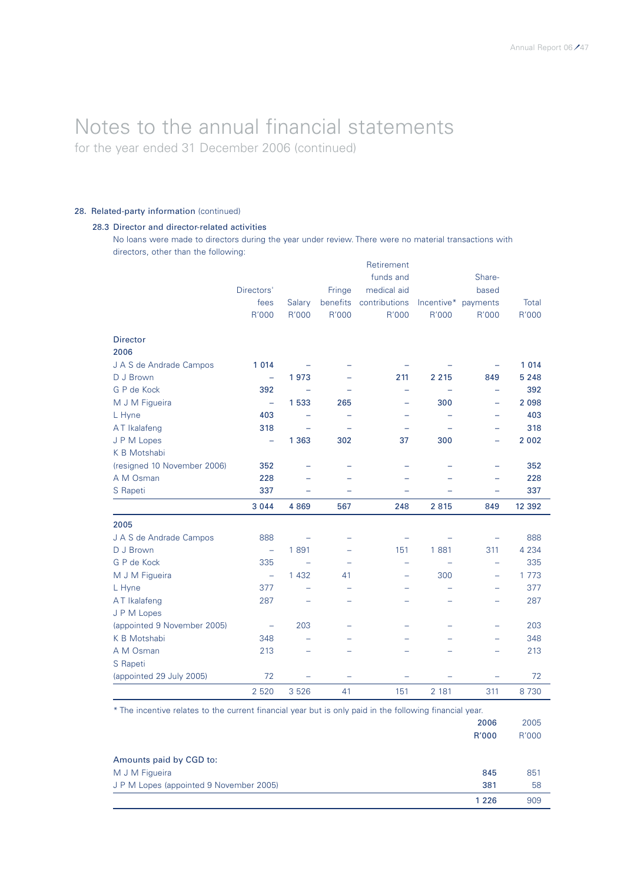# Notes to the annual financial statements

for the year ended 31 December 2006 (continued)

## 28. Related-party information (continued)

### 28.3 Director and director-related activities

No loans were made to directors during the year under review. There were no material transactions with directors, other than the following:

| | Directors' fees R'000 | Salary R'000 | Fringe benefits R'000 | Retirement funds and medical aid contributions R'000 | Incentive* R'000 | Share-based payments R'000 | Total R'000 |
|---|---|---|---|---|---|---|---|
| **Director** | | | | | | | |
| **2006** | | | | | | | |
| J A S de Andrade Campos | **1 014** | – | – | – | – | – | **1 014** |
| D J Brown | – | **1 973** | – | **211** | **2 215** | **849** | **5 248** |
| G P de Kock | **392** | – | – | – | – | – | **392** |
| M J M Figueira | – | **1 533** | **265** | – | **300** | – | **2 098** |
| L Hyne | **403** | – | – | – | – | – | **403** |
| A T Ikalafeng | **318** | – | – | – | – | – | **318** |
| J P M Lopes | – | **1 363** | **302** | **37** | **300** | – | **2 002** |
| K B Motshabi (resigned 10 November 2006) | **352** | – | – | – | – | – | **352** |
| A M Osman | **228** | – | – | – | – | – | **228** |
| S Rapeti | **337** | – | – | – | – | – | **337** |
| | **3 044** | **4 869** | **567** | **248** | **2 815** | **849** | **12 392** |
| **2005** | | | | | | | |
| J A S de Andrade Campos | 888 | – | – | – | – | – | 888 |
| D J Brown | – | 1 891 | – | 151 | 1 881 | 311 | 4 234 |
| G P de Kock | 335 | – | – | – | – | – | 335 |
| M J M Figueira | – | 1 432 | 41 | – | 300 | – | 1 773 |
| L Hyne | 377 | – | – | – | – | – | 377 |
| A T Ikalafeng | 287 | – | – | – | – | – | 287 |
| J P M Lopes (appointed 9 November 2005) | – | 203 | – | – | – | – | 203 |
| K B Motshabi | 348 | – | – | – | – | – | 348 |
| A M Osman | 213 | – | – | – | – | – | 213 |
| S Rapeti (appointed 29 July 2005) | 72 | – | – | – | – | – | 72 |
| | 2 520 | 3 526 | 41 | 151 | 2 181 | 311 | 8 730 |

\* The incentive relates to the current financial year but is only paid in the following financial year.

| | **2006 R'000** | 2005 R'000 |
|---|---|---|
| Amounts paid by CGD to: | | |
| M J M Figueira | **845** | 851 |
| J P M Lopes (appointed 9 November 2005) | **381** | 58 |
| | **1 226** | 909 |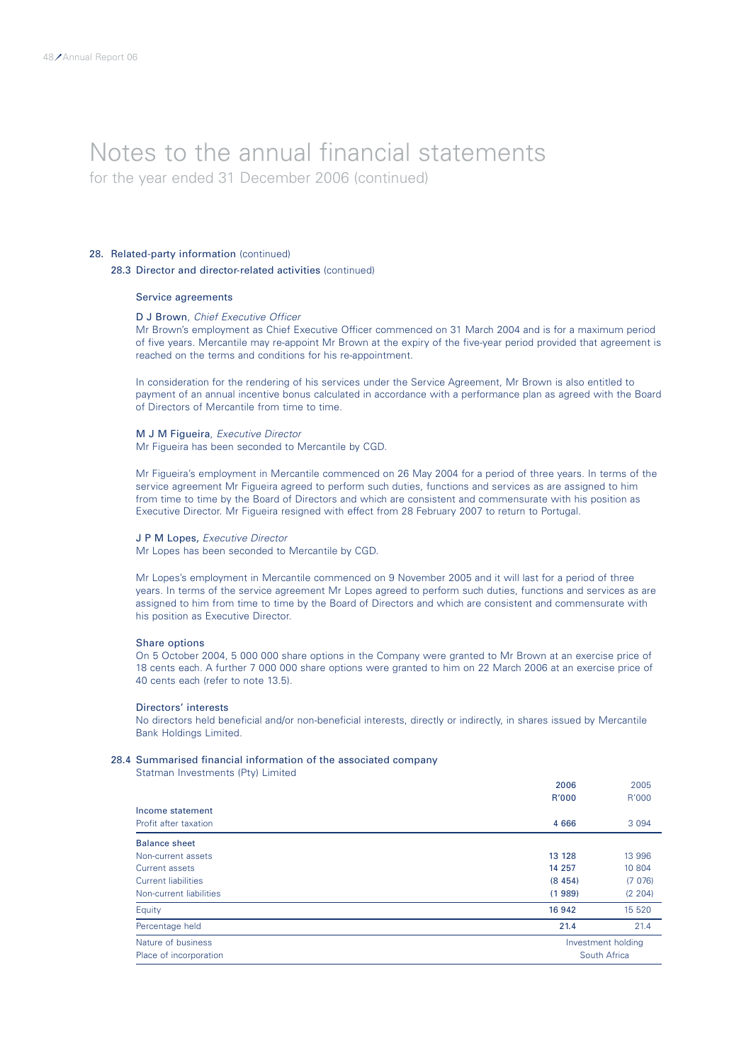# Notes to the annual financial statements

for the year ended 31 December 2006 (continued)

## 28. Related-party information (continued)

### 28.3 Director and director-related activities (continued)

#### Service agreements

**D J Brown**, *Chief Executive Officer*

Mr Brown's employment as Chief Executive Officer commenced on 31 March 2004 and is for a maximum period of five years. Mercantile may re-appoint Mr Brown at the expiry of the five-year period provided that agreement is reached on the terms and conditions for his re-appointment.

In consideration for the rendering of his services under the Service Agreement, Mr Brown is also entitled to payment of an annual incentive bonus calculated in accordance with a performance plan as agreed with the Board of Directors of Mercantile from time to time.

**M J M Figueira**, *Executive Director*

Mr Figueira has been seconded to Mercantile by CGD.

Mr Figueira's employment in Mercantile commenced on 26 May 2004 for a period of three years. In terms of the service agreement Mr Figueira agreed to perform such duties, functions and services as are assigned to him from time to time by the Board of Directors and which are consistent and commensurate with his position as Executive Director. Mr Figueira resigned with effect from 28 February 2007 to return to Portugal.

**J P M Lopes,** *Executive Director*

Mr Lopes has been seconded to Mercantile by CGD.

Mr Lopes's employment in Mercantile commenced on 9 November 2005 and it will last for a period of three years. In terms of the service agreement Mr Lopes agreed to perform such duties, functions and services as are assigned to him from time to time by the Board of Directors and which are consistent and commensurate with his position as Executive Director.

#### Share options

On 5 October 2004, 5 000 000 share options in the Company were granted to Mr Brown at an exercise price of 18 cents each. A further 7 000 000 share options were granted to him on 22 March 2006 at an exercise price of 40 cents each (refer to note 13.5).

#### Directors' interests

No directors held beneficial and/or non-beneficial interests, directly or indirectly, in shares issued by Mercantile Bank Holdings Limited.

### 28.4 Summarised financial information of the associated company

Statman Investments (Pty) Limited

| | 2006 R'000 | 2005 R'000 |
|---|---|---|
| **Income statement** | | |
| Profit after taxation | **4 666** | 3 094 |
| **Balance sheet** | | |
| Non-current assets | **13 128** | 13 996 |
| Current assets | **14 257** | 10 804 |
| Current liabilities | **(8 454)** | (7 076) |
| Non-current liabilities | **(1 989)** | (2 204) |
| Equity | **16 942** | 15 520 |
| Percentage held | **21.4** | 21.4 |
| Nature of business | Investment holding | |
| Place of incorporation | South Africa | |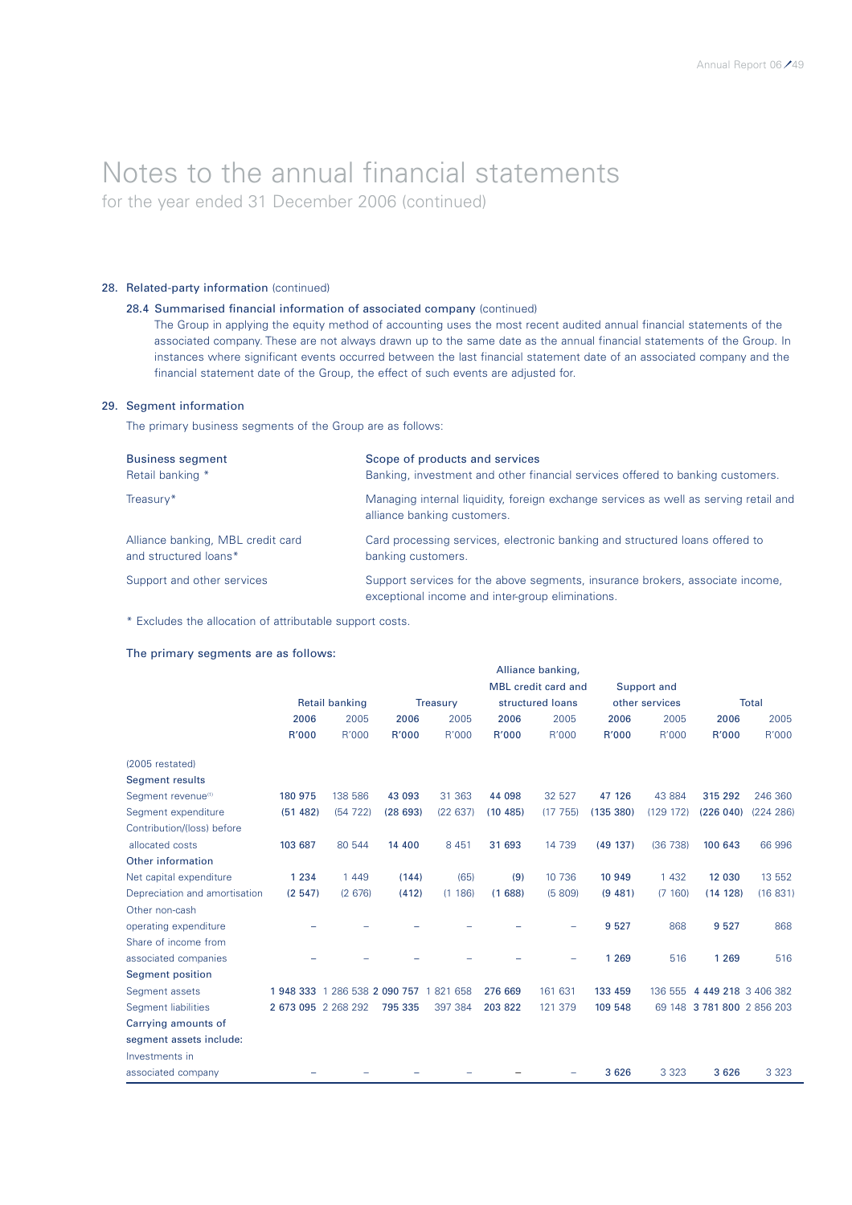# Notes to the annual financial statements

for the year ended 31 December 2006 (continued)

## 28. Related-party information (continued)

### 28.4 Summarised financial information of associated company (continued)

The Group in applying the equity method of accounting uses the most recent audited annual financial statements of the associated company. These are not always drawn up to the same date as the annual financial statements of the Group. In instances where significant events occurred between the last financial statement date of an associated company and the financial statement date of the Group, the effect of such events are adjusted for.

## 29. Segment information

The primary business segments of the Group are as follows:

| Business segment | Scope of products and services |
|---|---|
| Retail banking * | Banking, investment and other financial services offered to banking customers. |
| Treasury* | Managing internal liquidity, foreign exchange services as well as serving retail and alliance banking customers. |
| Alliance banking, MBL credit card and structured loans* | Card processing services, electronic banking and structured loans offered to banking customers. |
| Support and other services | Support services for the above segments, insurance brokers, associate income, exceptional income and inter-group eliminations. |

\* Excludes the allocation of attributable support costs.

### The primary segments are as follows:

| | Retail banking | | Treasury | | Alliance banking, MBL credit card and structured loans | | Support and other services | | Total | |
|---|---|---|---|---|---|---|---|---|---|---|
| | **2006** | 2005 | **2006** | 2005 | **2006** | 2005 | **2006** | 2005 | **2006** | 2005 |
| | **R'000** | R'000 | **R'000** | R'000 | **R'000** | R'000 | **R'000** | R'000 | **R'000** | R'000 |
| (2005 restated) | | | | | | | | | | |
| **Segment results** | | | | | | | | | | |
| Segment revenue[1] | **180 975** | 138 586 | **43 093** | 31 363 | **44 098** | 32 527 | **47 126** | 43 884 | **315 292** | 246 360 |
| Segment expenditure | **(51 482)** | (54 722) | **(28 693)** | (22 637) | **(10 485)** | (17 755) | **(135 380)** | (129 172) | **(226 040)** | (224 286) |
| Contribution/(loss) before allocated costs | **103 687** | 80 544 | **14 400** | 8 451 | **31 693** | 14 739 | **(49 137)** | (36 738) | **100 643** | 66 996 |
| **Other information** | | | | | | | | | | |
| Net capital expenditure | **1 234** | 1 449 | **(144)** | (65) | **(9)** | 10 736 | **10 949** | 1 432 | **12 030** | 13 552 |
| Depreciation and amortisation | **(2 547)** | (2 676) | **(412)** | (1 186) | **(1 688)** | (5 809) | **(9 481)** | (7 160) | **(14 128)** | (16 831) |
| Other non-cash operating expenditure | – | – | – | – | – | – | **9 527** | 868 | **9 527** | 868 |
| Share of income from associated companies | – | – | – | – | – | – | **1 269** | 516 | **1 269** | 516 |
| **Segment position** | | | | | | | | | | |
| Segment assets | **1 948 333** | 1 286 538 | **2 090 757** | 1 821 658 | **276 669** | 161 631 | **133 459** | 136 555 | **4 449 218** | 3 406 382 |
| Segment liabilities | **2 673 095** | 2 268 292 | **795 335** | 397 384 | **203 822** | 121 379 | **109 548** | 69 148 | **3 781 800** | 2 856 203 |
| **Carrying amounts of segment assets include:** | | | | | | | | | | |
| Investments in associated company | – | – | – | – | – | – | **3 626** | 3 323 | **3 626** | 3 323 |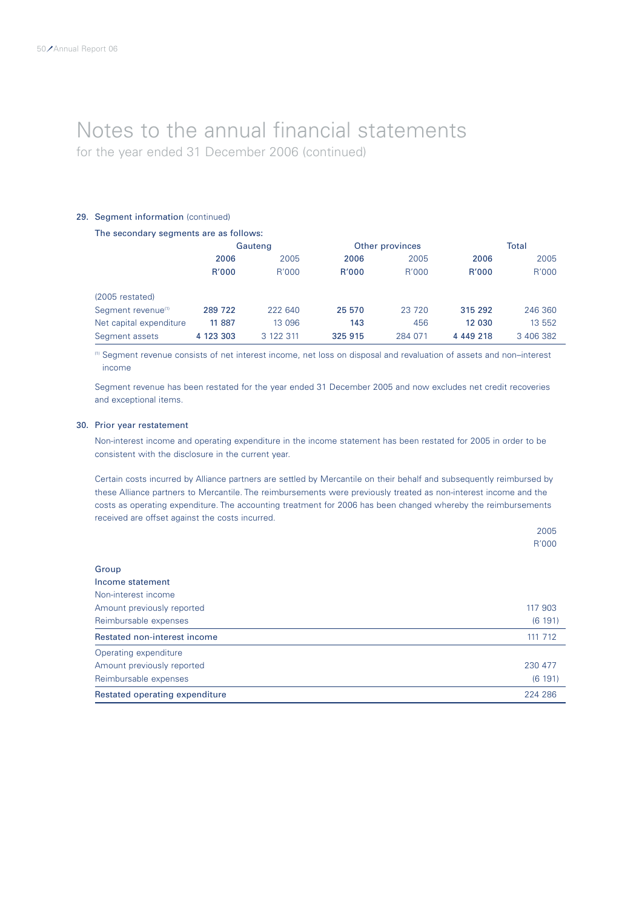# Notes to the annual financial statements

for the year ended 31 December 2006 (continued)

## 29. Segment information (continued)

The secondary segments are as follows:

| | Gauteng | | Other provinces | | Total | |
|---|---|---|---|---|---|---|
| | **2006** | 2005 | **2006** | 2005 | **2006** | 2005 |
| | **R'000** | R'000 | **R'000** | R'000 | **R'000** | R'000 |
| (2005 restated) | | | | | | |
| Segment revenue[1] | **289 722** | 222 640 | **25 570** | 23 720 | **315 292** | 246 360 |
| Net capital expenditure | **11 887** | 13 096 | **143** | 456 | **12 030** | 13 552 |
| Segment assets | **4 123 303** | 3 122 311 | **325 915** | 284 071 | **4 449 218** | 3 406 382 |

[1] Segment revenue consists of net interest income, net loss on disposal and revaluation of assets and non–interest income

Segment revenue has been restated for the year ended 31 December 2005 and now excludes net credit recoveries and exceptional items.

## 30. Prior year restatement

Non-interest income and operating expenditure in the income statement has been restated for 2005 in order to be consistent with the disclosure in the current year.

Certain costs incurred by Alliance partners are settled by Mercantile on their behalf and subsequently reimbursed by these Alliance partners to Mercantile. The reimbursements were previously treated as non-interest income and the costs as operating expenditure. The accounting treatment for 2006 has been changed whereby the reimbursements received are offset against the costs incurred.

| | 2005 |
|---|---|
| | R'000 |
| **Group** | |
| **Income statement** | |
| Non-interest income | |
| Amount previously reported | 117 903 |
| Reimbursable expenses | (6 191) |
| **Restated non-interest income** | 111 712 |
| Operating expenditure | |
| Amount previously reported | 230 477 |
| Reimbursable expenses | (6 191) |
| **Restated operating expenditure** | 224 286 |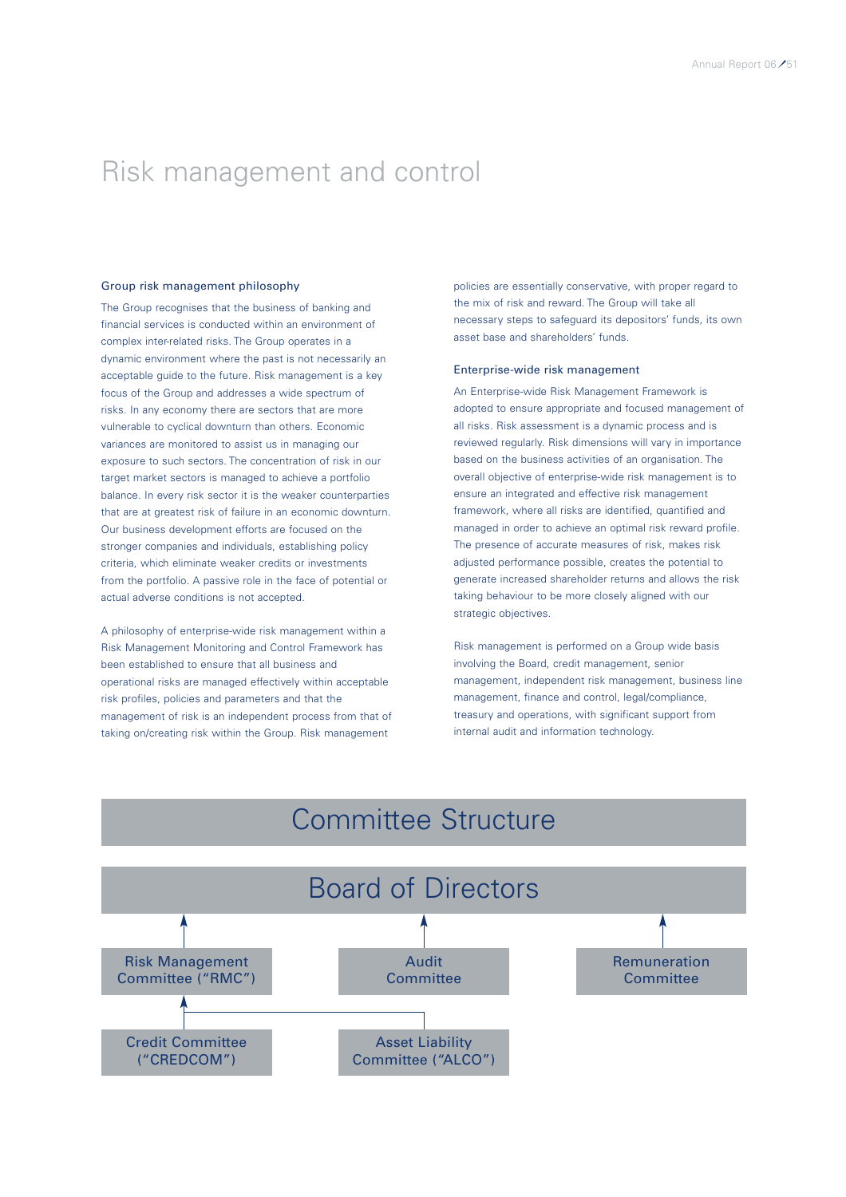# Risk management and control

## Group risk management philosophy

The Group recognises that the business of banking and financial services is conducted within an environment of complex inter-related risks. The Group operates in a dynamic environment where the past is not necessarily an acceptable guide to the future. Risk management is a key focus of the Group and addresses a wide spectrum of risks. In any economy there are sectors that are more vulnerable to cyclical downturn than others. Economic variances are monitored to assist us in managing our exposure to such sectors. The concentration of risk in our target market sectors is managed to achieve a portfolio balance. In every risk sector it is the weaker counterparties that are at greatest risk of failure in an economic downturn. Our business development efforts are focused on the stronger companies and individuals, establishing policy criteria, which eliminate weaker credits or investments from the portfolio. A passive role in the face of potential or actual adverse conditions is not accepted.

A philosophy of enterprise-wide risk management within a Risk Management Monitoring and Control Framework has been established to ensure that all business and operational risks are managed effectively within acceptable risk profiles, policies and parameters and that the management of risk is an independent process from that of taking on/creating risk within the Group. Risk management policies are essentially conservative, with proper regard to the mix of risk and reward. The Group will take all necessary steps to safeguard its depositors' funds, its own asset base and shareholders' funds.

## Enterprise-wide risk management

An Enterprise-wide Risk Management Framework is adopted to ensure appropriate and focused management of all risks. Risk assessment is a dynamic process and is reviewed regularly. Risk dimensions will vary in importance based on the business activities of an organisation. The overall objective of enterprise-wide risk management is to ensure an integrated and effective risk management framework, where all risks are identified, quantified and managed in order to achieve an optimal risk reward profile. The presence of accurate measures of risk, makes risk adjusted performance possible, creates the potential to generate increased shareholder returns and allows the risk taking behaviour to be more closely aligned with our strategic objectives.

Risk management is performed on a Group wide basis involving the Board, credit management, senior management, independent risk management, business line management, finance and control, legal/compliance, treasury and operations, with significant support from internal audit and information technology.

## Committee Structure

**Board of Directors**

- Risk Management Committee ("RMC") → reports to Board of Directors
  - Credit Committee ("CREDCOM") → reports to Risk Management Committee
  - Asset Liability Committee ("ALCO") → reports to Risk Management Committee
- Audit Committee → reports to Board of Directors
- Remuneration Committee → reports to Board of Directors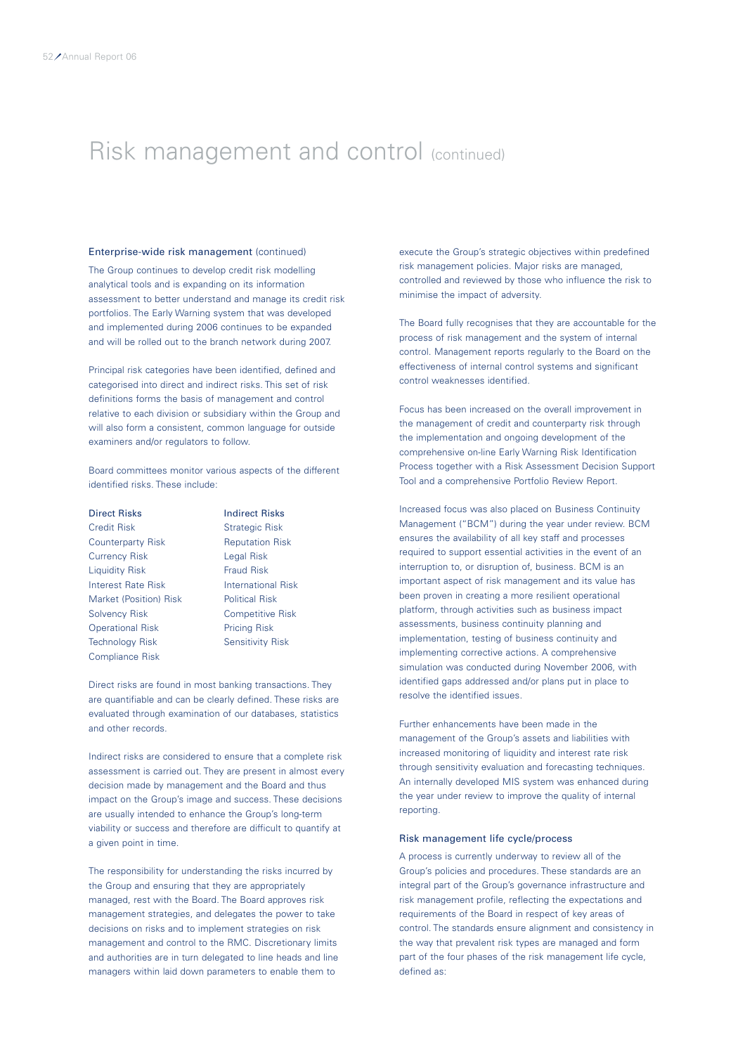# Risk management and control (continued)

## Enterprise-wide risk management (continued)

The Group continues to develop credit risk modelling analytical tools and is expanding on its information assessment to better understand and manage its credit risk portfolios. The Early Warning system that was developed and implemented during 2006 continues to be expanded and will be rolled out to the branch network during 2007.

Principal risk categories have been identified, defined and categorised into direct and indirect risks. This set of risk definitions forms the basis of management and control relative to each division or subsidiary within the Group and will also form a consistent, common language for outside examiners and/or regulators to follow.

Board committees monitor various aspects of the different identified risks. These include:

| Direct Risks | Indirect Risks |
|---|---|
| Credit Risk | Strategic Risk |
| Counterparty Risk | Reputation Risk |
| Currency Risk | Legal Risk |
| Liquidity Risk | Fraud Risk |
| Interest Rate Risk | International Risk |
| Market (Position) Risk | Political Risk |
| Solvency Risk | Competitive Risk |
| Operational Risk | Pricing Risk |
| Technology Risk | Sensitivity Risk |
| Compliance Risk | |

Direct risks are found in most banking transactions. They are quantifiable and can be clearly defined. These risks are evaluated through examination of our databases, statistics and other records.

Indirect risks are considered to ensure that a complete risk assessment is carried out. They are present in almost every decision made by management and the Board and thus impact on the Group's image and success. These decisions are usually intended to enhance the Group's long-term viability or success and therefore are difficult to quantify at a given point in time.

The responsibility for understanding the risks incurred by the Group and ensuring that they are appropriately managed, rest with the Board. The Board approves risk management strategies, and delegates the power to take decisions on risks and to implement strategies on risk management and control to the RMC. Discretionary limits and authorities are in turn delegated to line heads and line managers within laid down parameters to enable them to execute the Group's strategic objectives within predefined risk management policies. Major risks are managed, controlled and reviewed by those who influence the risk to minimise the impact of adversity.

The Board fully recognises that they are accountable for the process of risk management and the system of internal control. Management reports regularly to the Board on the effectiveness of internal control systems and significant control weaknesses identified.

Focus has been increased on the overall improvement in the management of credit and counterparty risk through the implementation and ongoing development of the comprehensive on-line Early Warning Risk Identification Process together with a Risk Assessment Decision Support Tool and a comprehensive Portfolio Review Report.

Increased focus was also placed on Business Continuity Management ("BCM") during the year under review. BCM ensures the availability of all key staff and processes required to support essential activities in the event of an interruption to, or disruption of, business. BCM is an important aspect of risk management and its value has been proven in creating a more resilient operational platform, through activities such as business impact assessments, business continuity planning and implementation, testing of business continuity and implementing corrective actions. A comprehensive simulation was conducted during November 2006, with identified gaps addressed and/or plans put in place to resolve the identified issues.

Further enhancements have been made in the management of the Group's assets and liabilities with increased monitoring of liquidity and interest rate risk through sensitivity evaluation and forecasting techniques. An internally developed MIS system was enhanced during the year under review to improve the quality of internal reporting.

## Risk management life cycle/process

A process is currently underway to review all of the Group's policies and procedures. These standards are an integral part of the Group's governance infrastructure and risk management profile, reflecting the expectations and requirements of the Board in respect of key areas of control. The standards ensure alignment and consistency in the way that prevalent risk types are managed and form part of the four phases of the risk management life cycle, defined as: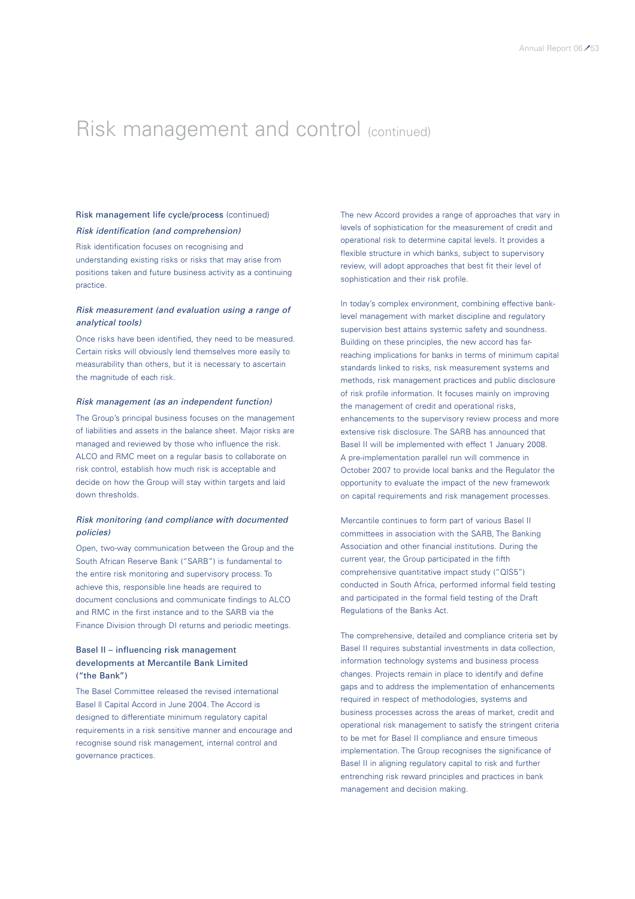# Risk management and control (continued)

## Risk management life cycle/process (continued)

### *Risk identification (and comprehension)*

Risk identification focuses on recognising and understanding existing risks or risks that may arise from positions taken and future business activity as a continuing practice.

### *Risk measurement (and evaluation using a range of analytical tools)*

Once risks have been identified, they need to be measured. Certain risks will obviously lend themselves more easily to measurability than others, but it is necessary to ascertain the magnitude of each risk.

### *Risk management (as an independent function)*

The Group's principal business focuses on the management of liabilities and assets in the balance sheet. Major risks are managed and reviewed by those who influence the risk. ALCO and RMC meet on a regular basis to collaborate on risk control, establish how much risk is acceptable and decide on how the Group will stay within targets and laid down thresholds.

### *Risk monitoring (and compliance with documented policies)*

Open, two-way communication between the Group and the South African Reserve Bank ("SARB") is fundamental to the entire risk monitoring and supervisory process. To achieve this, responsible line heads are required to document conclusions and communicate findings to ALCO and RMC in the first instance and to the SARB via the Finance Division through DI returns and periodic meetings.

## Basel II – influencing risk management developments at Mercantile Bank Limited ("the Bank")

The Basel Committee released the revised international Basel II Capital Accord in June 2004. The Accord is designed to differentiate minimum regulatory capital requirements in a risk sensitive manner and encourage and recognise sound risk management, internal control and governance practices.

The new Accord provides a range of approaches that vary in levels of sophistication for the measurement of credit and operational risk to determine capital levels. It provides a flexible structure in which banks, subject to supervisory review, will adopt approaches that best fit their level of sophistication and their risk profile.

In today's complex environment, combining effective bank-level management with market discipline and regulatory supervision best attains systemic safety and soundness. Building on these principles, the new accord has far-reaching implications for banks in terms of minimum capital standards linked to risks, risk measurement systems and methods, risk management practices and public disclosure of risk profile information. It focuses mainly on improving the management of credit and operational risks, enhancements to the supervisory review process and more extensive risk disclosure. The SARB has announced that Basel II will be implemented with effect 1 January 2008. A pre-implementation parallel run will commence in October 2007 to provide local banks and the Regulator the opportunity to evaluate the impact of the new framework on capital requirements and risk management processes.

Mercantile continues to form part of various Basel II committees in association with the SARB, The Banking Association and other financial institutions. During the current year, the Group participated in the fifth comprehensive quantitative impact study ("QIS5") conducted in South Africa, performed informal field testing and participated in the formal field testing of the Draft Regulations of the Banks Act.

The comprehensive, detailed and compliance criteria set by Basel II requires substantial investments in data collection, information technology systems and business process changes. Projects remain in place to identify and define gaps and to address the implementation of enhancements required in respect of methodologies, systems and business processes across the areas of market, credit and operational risk management to satisfy the stringent criteria to be met for Basel II compliance and ensure timeous implementation. The Group recognises the significance of Basel II in aligning regulatory capital to risk and further entrenching risk reward principles and practices in bank management and decision making.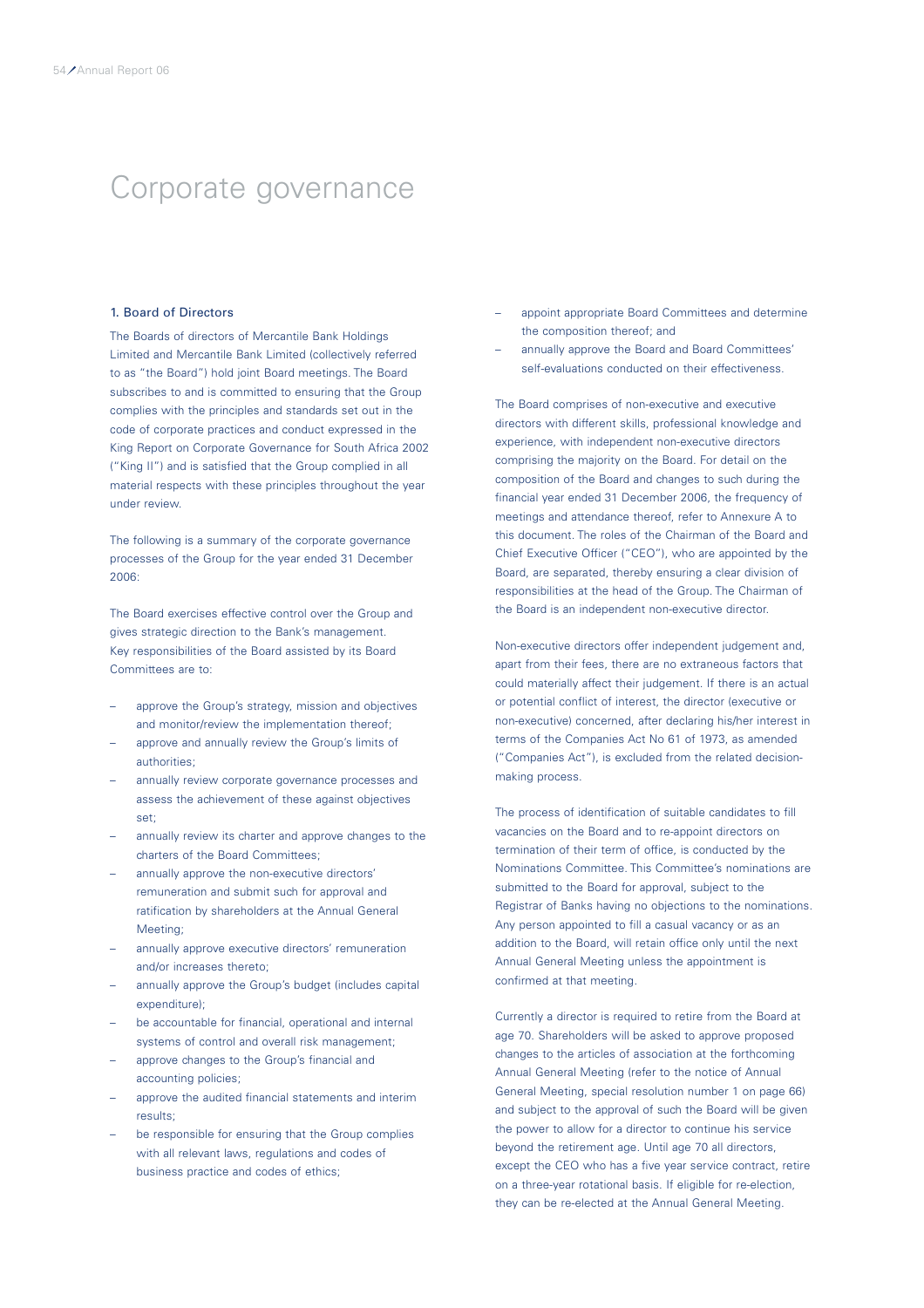# Corporate governance

## 1. Board of Directors

The Boards of directors of Mercantile Bank Holdings Limited and Mercantile Bank Limited (collectively referred to as "the Board") hold joint Board meetings. The Board subscribes to and is committed to ensuring that the Group complies with the principles and standards set out in the code of corporate practices and conduct expressed in the King Report on Corporate Governance for South Africa 2002 ("King II") and is satisfied that the Group complied in all material respects with these principles throughout the year under review.

The following is a summary of the corporate governance processes of the Group for the year ended 31 December 2006:

The Board exercises effective control over the Group and gives strategic direction to the Bank's management. Key responsibilities of the Board assisted by its Board Committees are to:

- approve the Group's strategy, mission and objectives and monitor/review the implementation thereof;
- approve and annually review the Group's limits of authorities;
- annually review corporate governance processes and assess the achievement of these against objectives set;
- annually review its charter and approve changes to the charters of the Board Committees;
- annually approve the non-executive directors' remuneration and submit such for approval and ratification by shareholders at the Annual General Meeting;
- annually approve executive directors' remuneration and/or increases thereto;
- annually approve the Group's budget (includes capital expenditure);
- be accountable for financial, operational and internal systems of control and overall risk management;
- approve changes to the Group's financial and accounting policies;
- approve the audited financial statements and interim results;
- be responsible for ensuring that the Group complies with all relevant laws, regulations and codes of business practice and codes of ethics;
- appoint appropriate Board Committees and determine the composition thereof; and
- annually approve the Board and Board Committees' self-evaluations conducted on their effectiveness.

The Board comprises of non-executive and executive directors with different skills, professional knowledge and experience, with independent non-executive directors comprising the majority on the Board. For detail on the composition of the Board and changes to such during the financial year ended 31 December 2006, the frequency of meetings and attendance thereof, refer to Annexure A to this document. The roles of the Chairman of the Board and Chief Executive Officer ("CEO"), who are appointed by the Board, are separated, thereby ensuring a clear division of responsibilities at the head of the Group. The Chairman of the Board is an independent non-executive director.

Non-executive directors offer independent judgement and, apart from their fees, there are no extraneous factors that could materially affect their judgement. If there is an actual or potential conflict of interest, the director (executive or non-executive) concerned, after declaring his/her interest in terms of the Companies Act No 61 of 1973, as amended ("Companies Act"), is excluded from the related decision-making process.

The process of identification of suitable candidates to fill vacancies on the Board and to re-appoint directors on termination of their term of office, is conducted by the Nominations Committee. This Committee's nominations are submitted to the Board for approval, subject to the Registrar of Banks having no objections to the nominations. Any person appointed to fill a casual vacancy or as an addition to the Board, will retain office only until the next Annual General Meeting unless the appointment is confirmed at that meeting.

Currently a director is required to retire from the Board at age 70. Shareholders will be asked to approve proposed changes to the articles of association at the forthcoming Annual General Meeting (refer to the notice of Annual General Meeting, special resolution number 1 on page 66) and subject to the approval of such the Board will be given the power to allow for a director to continue his service beyond the retirement age. Until age 70 all directors, except the CEO who has a five year service contract, retire on a three-year rotational basis. If eligible for re-election, they can be re-elected at the Annual General Meeting.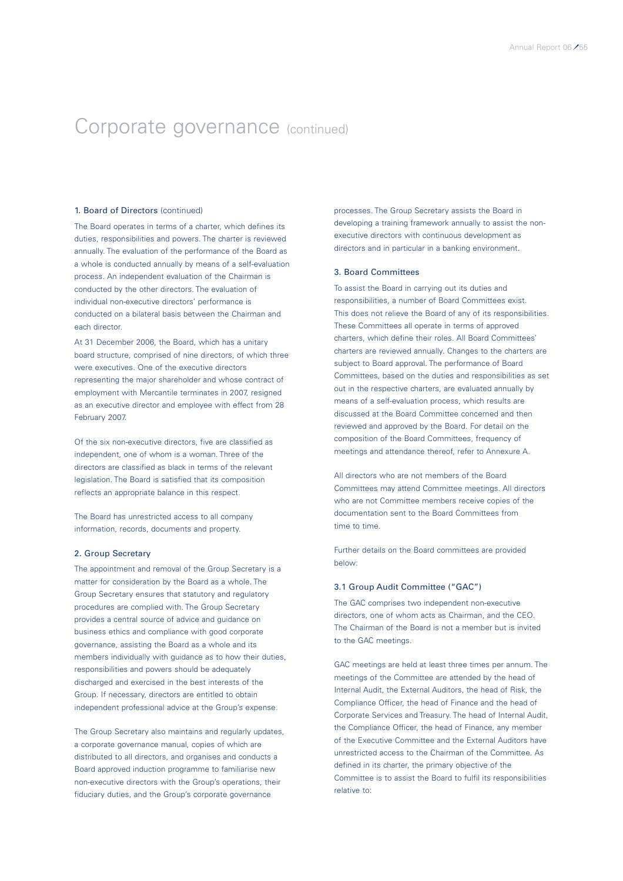// Corporate governance (continued)

### 1. Board of Directors (continued)

The Board operates in terms of a charter, which defines its duties, responsibilities and powers. The charter is reviewed annually. The evaluation of the performance of the Board as a whole is conducted annually by means of a self-evaluation process. An independent evaluation of the Chairman is conducted by the other directors. The evaluation of individual non-executive directors' performance is conducted on a bilateral basis between the Chairman and each director.

At 31 December 2006, the Board, which has a unitary board structure, comprised of nine directors, of which three were executives. One of the executive directors representing the major shareholder and whose contract of employment with Mercantile terminates in 2007, resigned as an executive director and employee with effect from 28 February 2007.

Of the six non-executive directors, five are classified as independent, one of whom is a woman. Three of the directors are classified as black in terms of the relevant legislation. The Board is satisfied that its composition reflects an appropriate balance in this respect.

The Board has unrestricted access to all company information, records, documents and property.

### 2. Group Secretary

The appointment and removal of the Group Secretary is a matter for consideration by the Board as a whole. The Group Secretary ensures that statutory and regulatory procedures are complied with. The Group Secretary provides a central source of advice and guidance on business ethics and compliance with good corporate governance, assisting the Board as a whole and its members individually with guidance as to how their duties, responsibilities and powers should be adequately discharged and exercised in the best interests of the Group. If necessary, directors are entitled to obtain independent professional advice at the Group's expense.

The Group Secretary also maintains and regularly updates, a corporate governance manual, copies of which are distributed to all directors, and organises and conducts a Board approved induction programme to familiarise new non-executive directors with the Group's operations, their fiduciary duties, and the Group's corporate governance processes. The Group Secretary assists the Board in developing a training framework annually to assist the non-executive directors with continuous development as directors and in particular in a banking environment.

### 3. Board Committees

To assist the Board in carrying out its duties and responsibilities, a number of Board Committees exist. This does not relieve the Board of any of its responsibilities. These Committees all operate in terms of approved charters, which define their roles. All Board Committees' charters are reviewed annually. Changes to the charters are subject to Board approval. The performance of Board Committees, based on the duties and responsibilities as set out in the respective charters, are evaluated annually by means of a self-evaluation process, which results are discussed at the Board Committee concerned and then reviewed and approved by the Board. For detail on the composition of the Board Committees, frequency of meetings and attendance thereof, refer to Annexure A.

All directors who are not members of the Board Committees may attend Committee meetings. All directors who are not Committee members receive copies of the documentation sent to the Board Committees from time to time.

Further details on the Board committees are provided below:

#### 3.1 Group Audit Committee ("GAC")

The GAC comprises two independent non-executive directors, one of whom acts as Chairman, and the CEO. The Chairman of the Board is not a member but is invited to the GAC meetings.

GAC meetings are held at least three times per annum. The meetings of the Committee are attended by the head of Internal Audit, the External Auditors, the head of Risk, the Compliance Officer, the head of Finance and the head of Corporate Services and Treasury. The head of Internal Audit, the Compliance Officer, the head of Finance, any member of the Executive Committee and the External Auditors have unrestricted access to the Chairman of the Committee. As defined in its charter, the primary objective of the Committee is to assist the Board to fulfil its responsibilities relative to: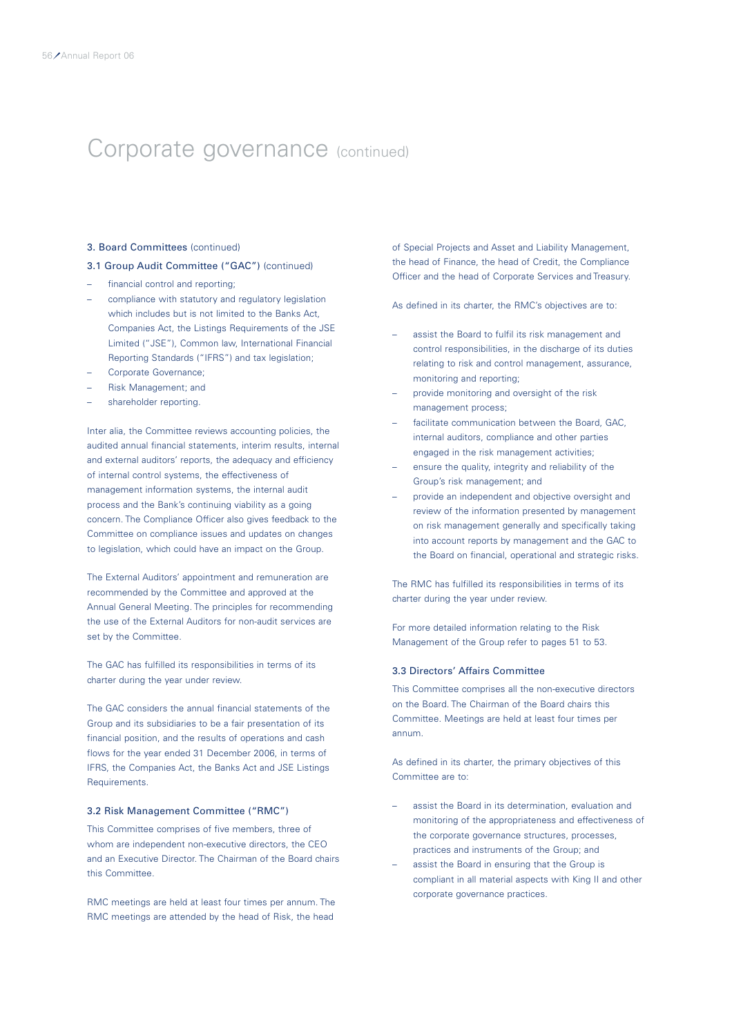# Corporate governance (continued)

### 3. Board Committees (continued)

### 3.1 Group Audit Committee ("GAC") (continued)

- financial control and reporting;
- compliance with statutory and regulatory legislation which includes but is not limited to the Banks Act, Companies Act, the Listings Requirements of the JSE Limited ("JSE"), Common law, International Financial Reporting Standards ("IFRS") and tax legislation;
- Corporate Governance;
- Risk Management; and
- shareholder reporting.

Inter alia, the Committee reviews accounting policies, the audited annual financial statements, interim results, internal and external auditors' reports, the adequacy and efficiency of internal control systems, the effectiveness of management information systems, the internal audit process and the Bank's continuing viability as a going concern. The Compliance Officer also gives feedback to the Committee on compliance issues and updates on changes to legislation, which could have an impact on the Group.

The External Auditors' appointment and remuneration are recommended by the Committee and approved at the Annual General Meeting. The principles for recommending the use of the External Auditors for non-audit services are set by the Committee.

The GAC has fulfilled its responsibilities in terms of its charter during the year under review.

The GAC considers the annual financial statements of the Group and its subsidiaries to be a fair presentation of its financial position, and the results of operations and cash flows for the year ended 31 December 2006, in terms of IFRS, the Companies Act, the Banks Act and JSE Listings Requirements.

### 3.2 Risk Management Committee ("RMC")

This Committee comprises of five members, three of whom are independent non-executive directors, the CEO and an Executive Director. The Chairman of the Board chairs this Committee.

RMC meetings are held at least four times per annum. The RMC meetings are attended by the head of Risk, the head of Special Projects and Asset and Liability Management, the head of Finance, the head of Credit, the Compliance Officer and the head of Corporate Services and Treasury.

As defined in its charter, the RMC's objectives are to:

- assist the Board to fulfil its risk management and control responsibilities, in the discharge of its duties relating to risk and control management, assurance, monitoring and reporting;
- provide monitoring and oversight of the risk management process;
- facilitate communication between the Board, GAC, internal auditors, compliance and other parties engaged in the risk management activities;
- ensure the quality, integrity and reliability of the Group's risk management; and
- provide an independent and objective oversight and review of the information presented by management on risk management generally and specifically taking into account reports by management and the GAC to the Board on financial, operational and strategic risks.

The RMC has fulfilled its responsibilities in terms of its charter during the year under review.

For more detailed information relating to the Risk Management of the Group refer to pages 51 to 53.

### 3.3 Directors' Affairs Committee

This Committee comprises all the non-executive directors on the Board. The Chairman of the Board chairs this Committee. Meetings are held at least four times per annum.

As defined in its charter, the primary objectives of this Committee are to:

- assist the Board in its determination, evaluation and monitoring of the appropriateness and effectiveness of the corporate governance structures, processes, practices and instruments of the Group; and
- assist the Board in ensuring that the Group is compliant in all material aspects with King II and other corporate governance practices.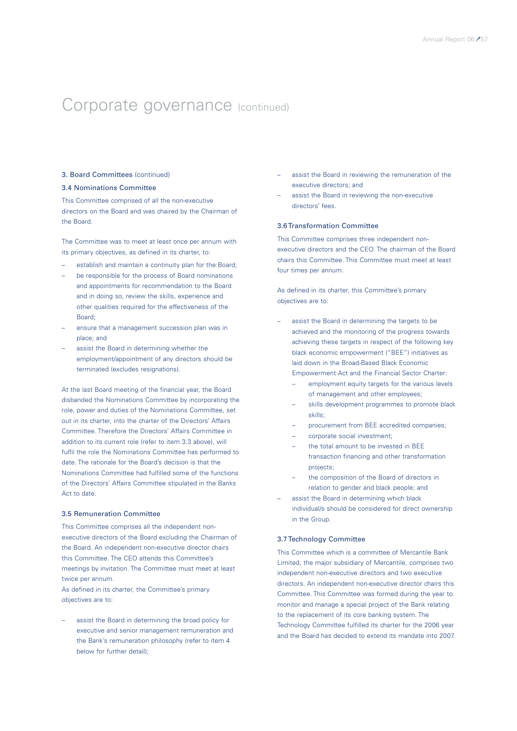# Corporate governance (continued)

### 3. Board Committees (continued)

### 3.4 Nominations Committee

This Committee comprised of all the non-executive directors on the Board and was chaired by the Chairman of the Board.

The Committee was to meet at least once per annum with its primary objectives, as defined in its charter, to:

- establish and maintain a continuity plan for the Board;
- be responsible for the process of Board nominations and appointments for recommendation to the Board and in doing so, review the skills, experience and other qualities required for the effectiveness of the Board;
- ensure that a management succession plan was in place; and
- assist the Board in determining whether the employment/appointment of any directors should be terminated (excludes resignations).

At the last Board meeting of the financial year, the Board disbanded the Nominations Committee by incorporating the role, power and duties of the Nominations Committee, set out in its charter, into the charter of the Directors' Affairs Committee. Therefore the Directors' Affairs Committee in addition to its current role (refer to item 3.3 above), will fulfil the role the Nominations Committee has performed to date. The rationale for the Board's decision is that the Nominations Committee had fulfilled some of the functions of the Directors' Affairs Committee stipulated in the Banks Act to date.

### 3.5 Remuneration Committee

This Committee comprises all the independent non-executive directors of the Board excluding the Chairman of the Board. An independent non-executive director chairs this Committee. The CEO attends this Committee's meetings by invitation. The Committee must meet at least twice per annum.

As defined in its charter, the Committee's primary objectives are to:

- assist the Board in determining the broad policy for executive and senior management remuneration and the Bank's remuneration philosophy (refer to item 4 below for further detail);
- assist the Board in reviewing the remuneration of the executive directors; and
- assist the Board in reviewing the non-executive directors' fees.

### 3.6 Transformation Committee

This Committee comprises three independent non-executive directors and the CEO. The chairman of the Board chairs this Committee. This Committee must meet at least four times per annum.

As defined in its charter, this Committee's primary objectives are to:

- assist the Board in determining the targets to be achieved and the monitoring of the progress towards achieving these targets in respect of the following key black economic empowerment ("BEE") initiatives as laid down in the Broad-Based Black Economic Empowerment Act and the Financial Sector Charter:
  - employment equity targets for the various levels of management and other employees;
  - skills development programmes to promote black skills;
  - procurement from BEE accredited companies;
  - corporate social investment;
  - the total amount to be invested in BEE transaction financing and other transformation projects;
  - the composition of the Board of directors in relation to gender and black people; and
- assist the Board in determining which black individual/s should be considered for direct ownership in the Group.

### 3.7 Technology Committee

This Committee which is a committee of Mercantile Bank Limited, the major subsidiary of Mercantile, comprises two independent non-executive directors and two executive directors. An independent non-executive director chairs this Committee. This Committee was formed during the year to monitor and manage a special project of the Bank relating to the replacement of its core banking system. The Technology Committee fulfilled its charter for the 2006 year and the Board has decided to extend its mandate into 2007.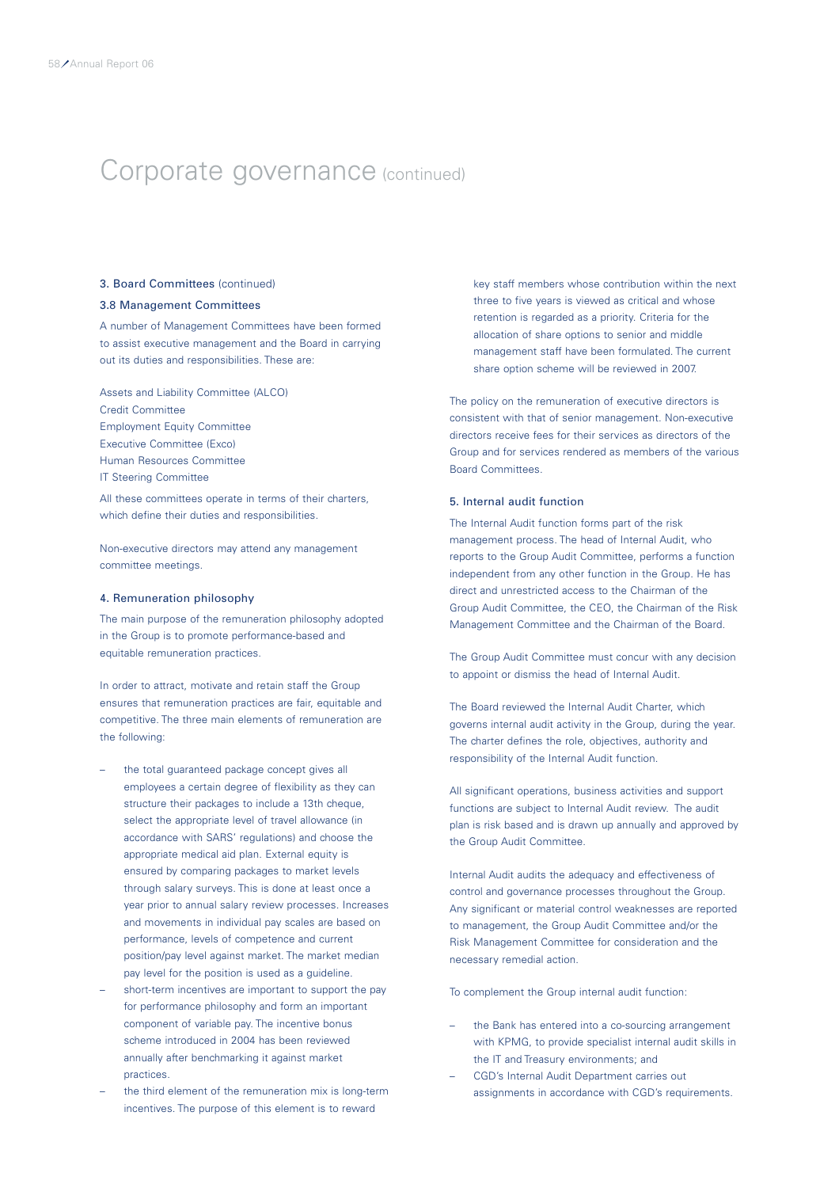# Corporate governance (continued)

### 3. Board Committees (continued)

### 3.8 Management Committees

A number of Management Committees have been formed to assist executive management and the Board in carrying out its duties and responsibilities. These are:

Assets and Liability Committee (ALCO)
Credit Committee
Employment Equity Committee
Executive Committee (Exco)
Human Resources Committee
IT Steering Committee

All these committees operate in terms of their charters, which define their duties and responsibilities.

Non-executive directors may attend any management committee meetings.

### 4. Remuneration philosophy

The main purpose of the remuneration philosophy adopted in the Group is to promote performance-based and equitable remuneration practices.

In order to attract, motivate and retain staff the Group ensures that remuneration practices are fair, equitable and competitive. The three main elements of remuneration are the following:

- the total guaranteed package concept gives all employees a certain degree of flexibility as they can structure their packages to include a 13th cheque, select the appropriate level of travel allowance (in accordance with SARS' regulations) and choose the appropriate medical aid plan. External equity is ensured by comparing packages to market levels through salary surveys. This is done at least once a year prior to annual salary review processes. Increases and movements in individual pay scales are based on performance, levels of competence and current position/pay level against market. The market median pay level for the position is used as a guideline.
- short-term incentives are important to support the pay for performance philosophy and form an important component of variable pay. The incentive bonus scheme introduced in 2004 has been reviewed annually after benchmarking it against market practices.
- the third element of the remuneration mix is long-term incentives. The purpose of this element is to reward key staff members whose contribution within the next three to five years is viewed as critical and whose retention is regarded as a priority. Criteria for the allocation of share options to senior and middle management staff have been formulated. The current share option scheme will be reviewed in 2007.

The policy on the remuneration of executive directors is consistent with that of senior management. Non-executive directors receive fees for their services as directors of the Group and for services rendered as members of the various Board Committees.

### 5. Internal audit function

The Internal Audit function forms part of the risk management process. The head of Internal Audit, who reports to the Group Audit Committee, performs a function independent from any other function in the Group. He has direct and unrestricted access to the Chairman of the Group Audit Committee, the CEO, the Chairman of the Risk Management Committee and the Chairman of the Board.

The Group Audit Committee must concur with any decision to appoint or dismiss the head of Internal Audit.

The Board reviewed the Internal Audit Charter, which governs internal audit activity in the Group, during the year. The charter defines the role, objectives, authority and responsibility of the Internal Audit function.

All significant operations, business activities and support functions are subject to Internal Audit review. The audit plan is risk based and is drawn up annually and approved by the Group Audit Committee.

Internal Audit audits the adequacy and effectiveness of control and governance processes throughout the Group. Any significant or material control weaknesses are reported to management, the Group Audit Committee and/or the Risk Management Committee for consideration and the necessary remedial action.

To complement the Group internal audit function:

- the Bank has entered into a co-sourcing arrangement with KPMG, to provide specialist internal audit skills in the IT and Treasury environments; and
- CGD's Internal Audit Department carries out assignments in accordance with CGD's requirements.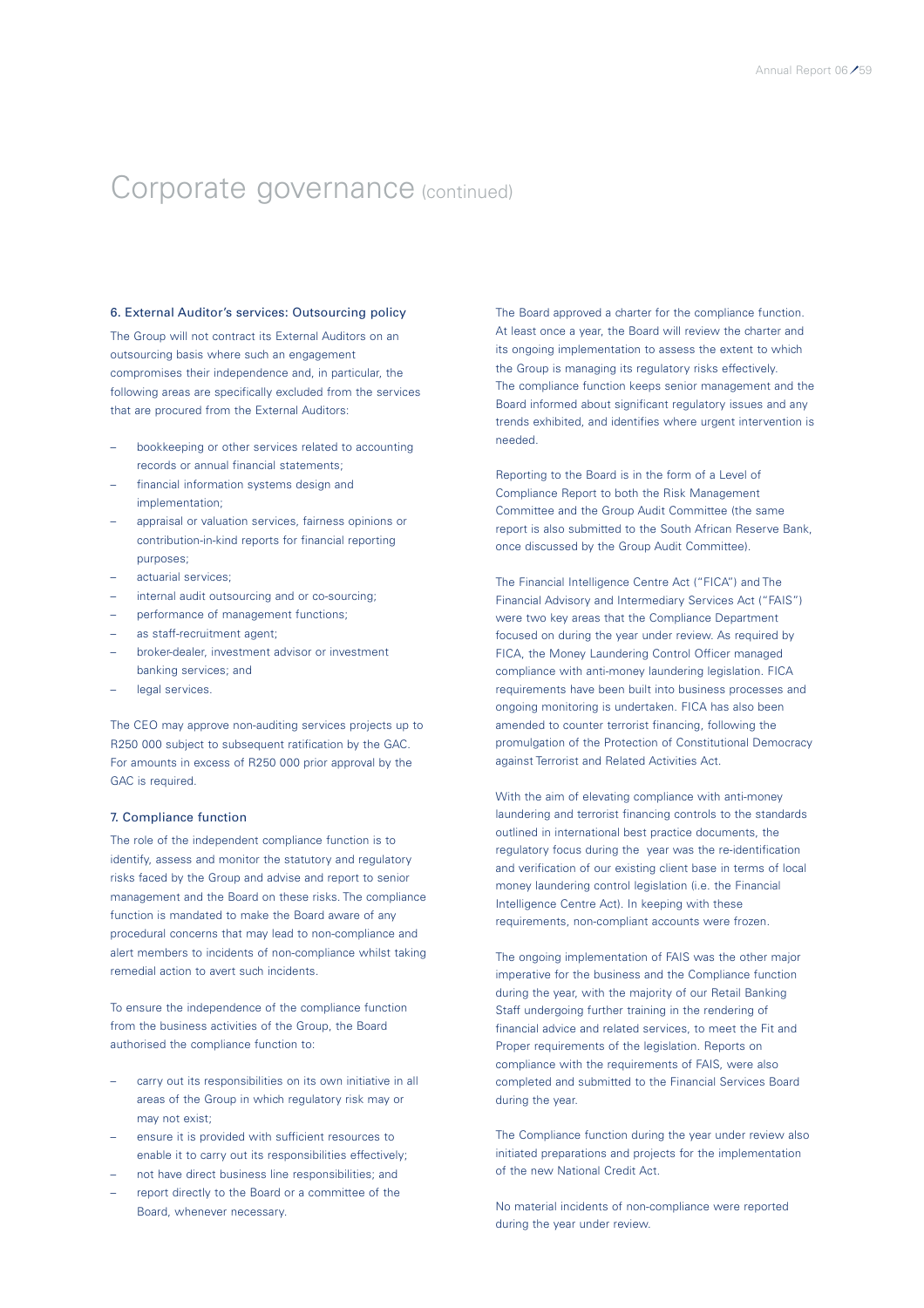# Corporate governance (continued)

### 6. External Auditor's services: Outsourcing policy

The Group will not contract its External Auditors on an outsourcing basis where such an engagement compromises their independence and, in particular, the following areas are specifically excluded from the services that are procured from the External Auditors:

- bookkeeping or other services related to accounting records or annual financial statements;
- financial information systems design and implementation;
- appraisal or valuation services, fairness opinions or contribution-in-kind reports for financial reporting purposes;
- actuarial services;
- internal audit outsourcing and or co-sourcing;
- performance of management functions;
- as staff-recruitment agent;
- broker-dealer, investment advisor or investment banking services; and
- legal services.

The CEO may approve non-auditing services projects up to R250 000 subject to subsequent ratification by the GAC. For amounts in excess of R250 000 prior approval by the GAC is required.

### 7. Compliance function

The role of the independent compliance function is to identify, assess and monitor the statutory and regulatory risks faced by the Group and advise and report to senior management and the Board on these risks. The compliance function is mandated to make the Board aware of any procedural concerns that may lead to non-compliance and alert members to incidents of non-compliance whilst taking remedial action to avert such incidents.

To ensure the independence of the compliance function from the business activities of the Group, the Board authorised the compliance function to:

- carry out its responsibilities on its own initiative in all areas of the Group in which regulatory risk may or may not exist;
- ensure it is provided with sufficient resources to enable it to carry out its responsibilities effectively;
- not have direct business line responsibilities; and
- report directly to the Board or a committee of the Board, whenever necessary.

The Board approved a charter for the compliance function. At least once a year, the Board will review the charter and its ongoing implementation to assess the extent to which the Group is managing its regulatory risks effectively. The compliance function keeps senior management and the Board informed about significant regulatory issues and any trends exhibited, and identifies where urgent intervention is needed.

Reporting to the Board is in the form of a Level of Compliance Report to both the Risk Management Committee and the Group Audit Committee (the same report is also submitted to the South African Reserve Bank, once discussed by the Group Audit Committee).

The Financial Intelligence Centre Act ("FICA") and The Financial Advisory and Intermediary Services Act ("FAIS") were two key areas that the Compliance Department focused on during the year under review. As required by FICA, the Money Laundering Control Officer managed compliance with anti-money laundering legislation. FICA requirements have been built into business processes and ongoing monitoring is undertaken. FICA has also been amended to counter terrorist financing, following the promulgation of the Protection of Constitutional Democracy against Terrorist and Related Activities Act.

With the aim of elevating compliance with anti-money laundering and terrorist financing controls to the standards outlined in international best practice documents, the regulatory focus during the year was the re-identification and verification of our existing client base in terms of local money laundering control legislation (i.e. the Financial Intelligence Centre Act). In keeping with these requirements, non-compliant accounts were frozen.

The ongoing implementation of FAIS was the other major imperative for the business and the Compliance function during the year, with the majority of our Retail Banking Staff undergoing further training in the rendering of financial advice and related services, to meet the Fit and Proper requirements of the legislation. Reports on compliance with the requirements of FAIS, were also completed and submitted to the Financial Services Board during the year.

The Compliance function during the year under review also initiated preparations and projects for the implementation of the new National Credit Act.

No material incidents of non-compliance were reported during the year under review.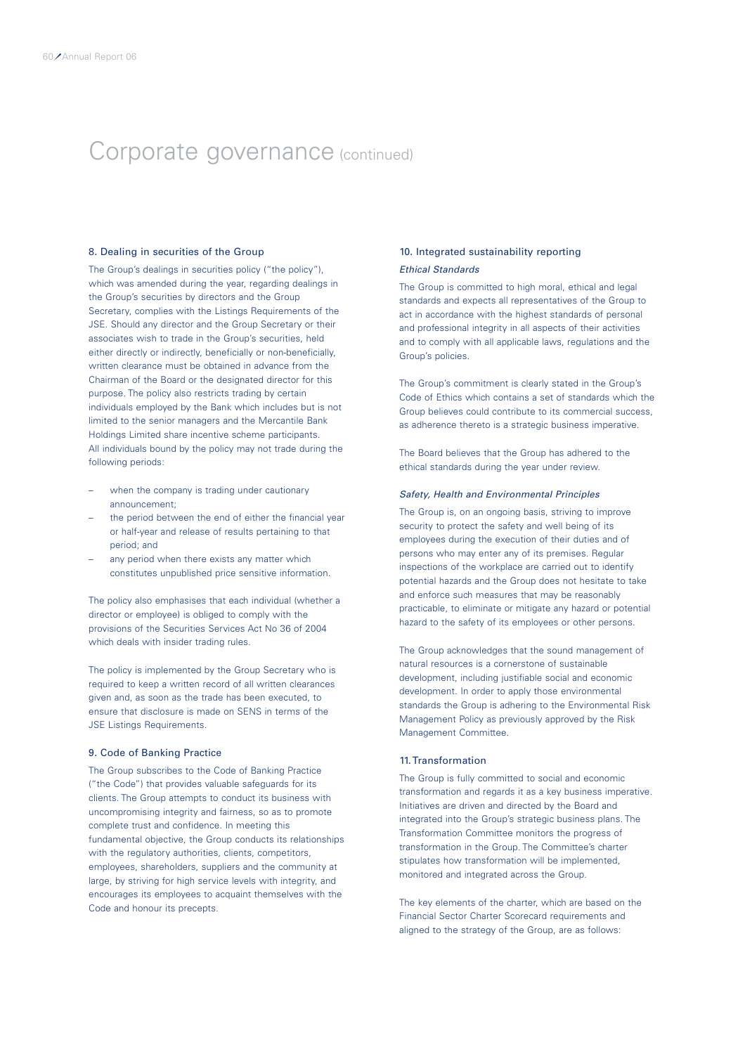# Corporate governance (continued)

## 8. Dealing in securities of the Group

The Group's dealings in securities policy ("the policy"), which was amended during the year, regarding dealings in the Group's securities by directors and the Group Secretary, complies with the Listings Requirements of the JSE. Should any director and the Group Secretary or their associates wish to trade in the Group's securities, held either directly or indirectly, beneficially or non-beneficially, written clearance must be obtained in advance from the Chairman of the Board or the designated director for this purpose. The policy also restricts trading by certain individuals employed by the Bank which includes but is not limited to the senior managers and the Mercantile Bank Holdings Limited share incentive scheme participants. All individuals bound by the policy may not trade during the following periods:

- when the company is trading under cautionary announcement;
- the period between the end of either the financial year or half-year and release of results pertaining to that period; and
- any period when there exists any matter which constitutes unpublished price sensitive information.

The policy also emphasises that each individual (whether a director or employee) is obliged to comply with the provisions of the Securities Services Act No 36 of 2004 which deals with insider trading rules.

The policy is implemented by the Group Secretary who is required to keep a written record of all written clearances given and, as soon as the trade has been executed, to ensure that disclosure is made on SENS in terms of the JSE Listings Requirements.

## 9. Code of Banking Practice

The Group subscribes to the Code of Banking Practice ("the Code") that provides valuable safeguards for its clients. The Group attempts to conduct its business with uncompromising integrity and fairness, so as to promote complete trust and confidence. In meeting this fundamental objective, the Group conducts its relationships with the regulatory authorities, clients, competitors, employees, shareholders, suppliers and the community at large, by striving for high service levels with integrity, and encourages its employees to acquaint themselves with the Code and honour its precepts.

## 10. Integrated sustainability reporting

### *Ethical Standards*

The Group is committed to high moral, ethical and legal standards and expects all representatives of the Group to act in accordance with the highest standards of personal and professional integrity in all aspects of their activities and to comply with all applicable laws, regulations and the Group's policies.

The Group's commitment is clearly stated in the Group's Code of Ethics which contains a set of standards which the Group believes could contribute to its commercial success, as adherence thereto is a strategic business imperative.

The Board believes that the Group has adhered to the ethical standards during the year under review.

### *Safety, Health and Environmental Principles*

The Group is, on an ongoing basis, striving to improve security to protect the safety and well being of its employees during the execution of their duties and of persons who may enter any of its premises. Regular inspections of the workplace are carried out to identify potential hazards and the Group does not hesitate to take and enforce such measures that may be reasonably practicable, to eliminate or mitigate any hazard or potential hazard to the safety of its employees or other persons.

The Group acknowledges that the sound management of natural resources is a cornerstone of sustainable development, including justifiable social and economic development. In order to apply those environmental standards the Group is adhering to the Environmental Risk Management Policy as previously approved by the Risk Management Committee.

## 11. Transformation

The Group is fully committed to social and economic transformation and regards it as a key business imperative. Initiatives are driven and directed by the Board and integrated into the Group's strategic business plans. The Transformation Committee monitors the progress of transformation in the Group. The Committee's charter stipulates how transformation will be implemented, monitored and integrated across the Group.

The key elements of the charter, which are based on the Financial Sector Charter Scorecard requirements and aligned to the strategy of the Group, are as follows: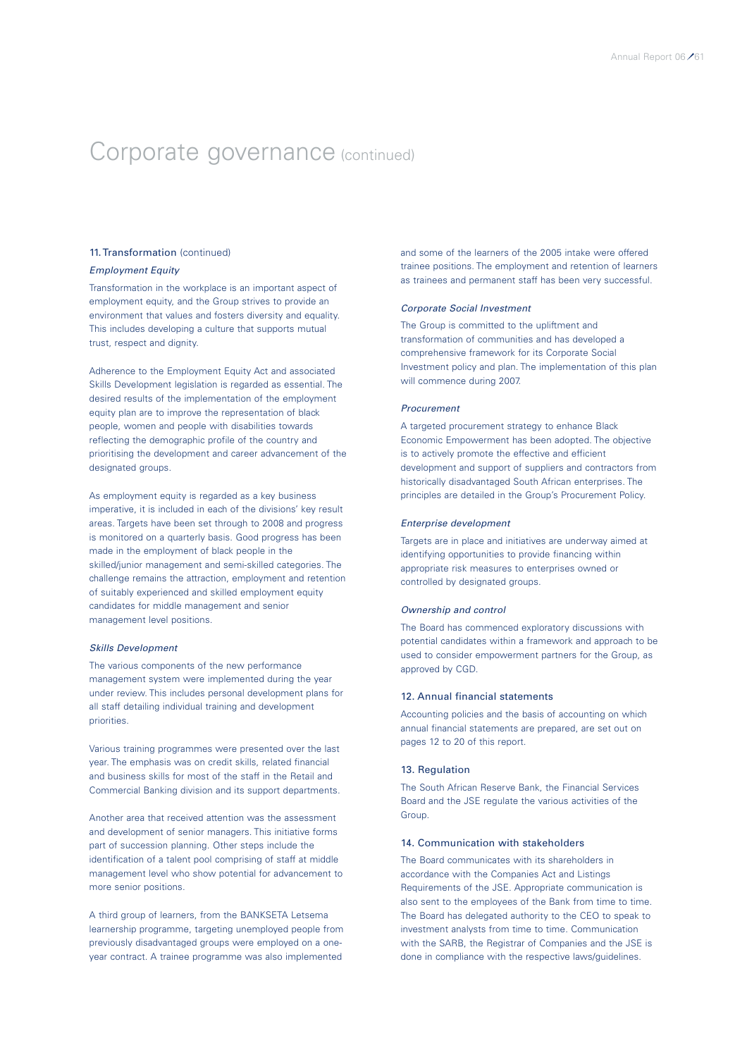# Corporate governance (continued)

## 11. Transformation (continued)

### *Employment Equity*

Transformation in the workplace is an important aspect of employment equity, and the Group strives to provide an environment that values and fosters diversity and equality. This includes developing a culture that supports mutual trust, respect and dignity.

Adherence to the Employment Equity Act and associated Skills Development legislation is regarded as essential. The desired results of the implementation of the employment equity plan are to improve the representation of black people, women and people with disabilities towards reflecting the demographic profile of the country and prioritising the development and career advancement of the designated groups.

As employment equity is regarded as a key business imperative, it is included in each of the divisions' key result areas. Targets have been set through to 2008 and progress is monitored on a quarterly basis. Good progress has been made in the employment of black people in the skilled/junior management and semi-skilled categories. The challenge remains the attraction, employment and retention of suitably experienced and skilled employment equity candidates for middle management and senior management level positions.

### *Skills Development*

The various components of the new performance management system were implemented during the year under review. This includes personal development plans for all staff detailing individual training and development priorities.

Various training programmes were presented over the last year. The emphasis was on credit skills, related financial and business skills for most of the staff in the Retail and Commercial Banking division and its support departments.

Another area that received attention was the assessment and development of senior managers. This initiative forms part of succession planning. Other steps include the identification of a talent pool comprising of staff at middle management level who show potential for advancement to more senior positions.

A third group of learners, from the BANKSETA Letsema learnership programme, targeting unemployed people from previously disadvantaged groups were employed on a one-year contract. A trainee programme was also implemented and some of the learners of the 2005 intake were offered trainee positions. The employment and retention of learners as trainees and permanent staff has been very successful.

### *Corporate Social Investment*

The Group is committed to the upliftment and transformation of communities and has developed a comprehensive framework for its Corporate Social Investment policy and plan. The implementation of this plan will commence during 2007.

### *Procurement*

A targeted procurement strategy to enhance Black Economic Empowerment has been adopted. The objective is to actively promote the effective and efficient development and support of suppliers and contractors from historically disadvantaged South African enterprises. The principles are detailed in the Group's Procurement Policy.

### *Enterprise development*

Targets are in place and initiatives are underway aimed at identifying opportunities to provide financing within appropriate risk measures to enterprises owned or controlled by designated groups.

### *Ownership and control*

The Board has commenced exploratory discussions with potential candidates within a framework and approach to be used to consider empowerment partners for the Group, as approved by CGD.

## 12. Annual financial statements

Accounting policies and the basis of accounting on which annual financial statements are prepared, are set out on pages 12 to 20 of this report.

## 13. Regulation

The South African Reserve Bank, the Financial Services Board and the JSE regulate the various activities of the Group.

## 14. Communication with stakeholders

The Board communicates with its shareholders in accordance with the Companies Act and Listings Requirements of the JSE. Appropriate communication is also sent to the employees of the Bank from time to time. The Board has delegated authority to the CEO to speak to investment analysts from time to time. Communication with the SARB, the Registrar of Companies and the JSE is done in compliance with the respective laws/guidelines.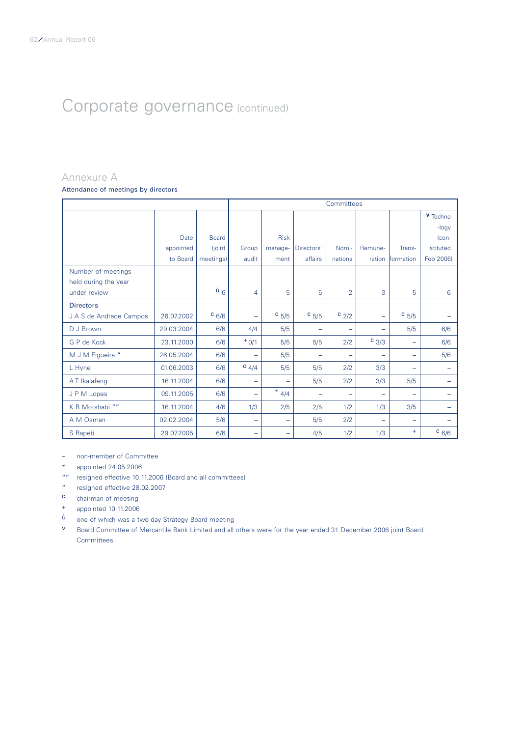# Corporate governance (continued)

## Annexure A

**Attendance of meetings by directors**

| | | | Committees | | | | | | |
|---|---|---|---|---|---|---|---|---|---|
| | Date appointed to Board | Board (joint meetings) | Group audit | Risk manage-ment | Directors' affairs | Nomi-nations | Remune-ration | Trans-formation | v Techno-logy (con-stituted Feb 2006) |
| Number of meetings held during the year under review | | ù 6 | 4 | 5 | 5 | 2 | 3 | 5 | 6 |
| **Directors** | | | | | | | | | |
| J A S de Andrade Campos | 26.07.2002 | c 6/6 | – | c 5/5 | c 5/5 | c 2/2 | – | c 5/5 | – |
| D J Brown | 29.03.2004 | 6/6 | 4/4 | 5/5 | – | – | – | 5/5 | 6/6 |
| G P de Kock | 23.11.2000 | 6/6 | + 0/1 | 5/5 | 5/5 | 2/2 | c 3/3 | – | 6/6 |
| M J M Figueira " | 26.05.2004 | 6/6 | – | 5/5 | – | – | – | – | 5/6 |
| L Hyne | 01.06.2003 | 6/6 | c 4/4 | 5/5 | 5/5 | 2/2 | 3/3 | – | – |
| A T Ikalafeng | 16.11.2004 | 6/6 | – | – | 5/5 | 2/2 | 3/3 | 5/5 | – |
| J P M Lopes | 09.11.2005 | 6/6 | – | * 4/4 | – | – | – | – | – |
| K B Motshabi "" | 16.11.2004 | 4/6 | 1/3 | 2/5 | 2/5 | 1/2 | 1/3 | 3/5 | – |
| A M Osman | 02.02.2004 | 5/6 | – | – | 5/5 | 2/2 | – | – | – |
| S Rapeti | 29.07.2005 | 6/6 | – | – | 4/5 | 1/2 | 1/3 | + | c 6/6 |

– non-member of Committee
* appointed 24.05.2006
"" resigned effective 10.11.2006 (Board and all committees)
" resigned effective 28.02.2007
c chairman of meeting
+ appointed 10.11.2006
ù one of which was a two day Strategy Board meeting
v Board Committee of Mercantile Bank Limited and all others were for the year ended 31 December 2006 joint Board Committees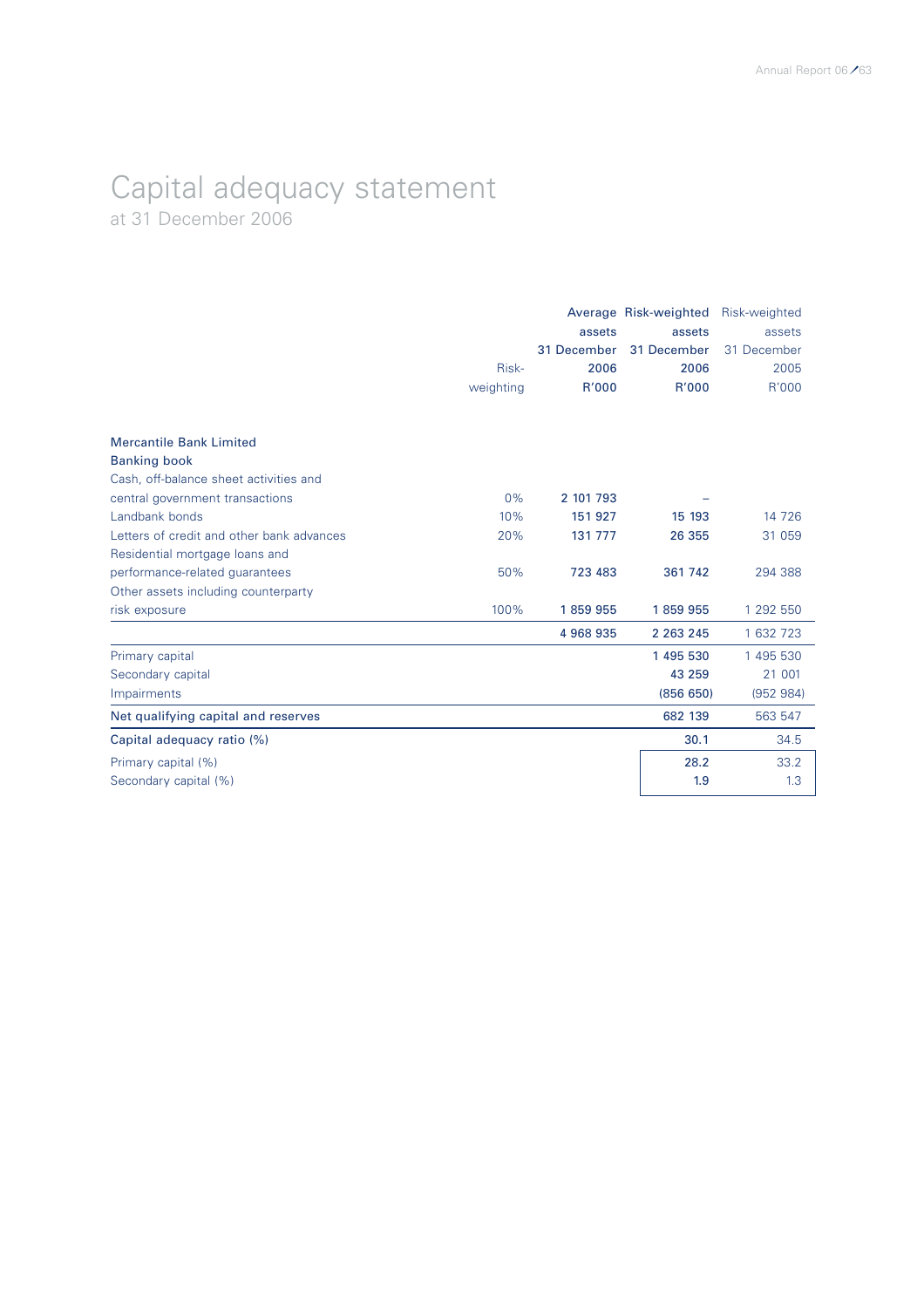# Capital adequacy statement

at 31 December 2006

| | Risk-weighting | Average assets 31 December 2006 R'000 | Risk-weighted assets 31 December 2006 R'000 | Risk-weighted assets 31 December 2005 R'000 |
|---|---|---|---|---|
| **Mercantile Bank Limited** | | | | |
| **Banking book** | | | | |
| Cash, off-balance sheet activities and central government transactions | 0% | 2 101 793 | – | |
| Landbank bonds | 10% | 151 927 | 15 193 | 14 726 |
| Letters of credit and other bank advances | 20% | 131 777 | 26 355 | 31 059 |
| Residential mortgage loans and performance-related guarantees | 50% | 723 483 | 361 742 | 294 388 |
| Other assets including counterparty risk exposure | 100% | 1 859 955 | 1 859 955 | 1 292 550 |
| | | 4 968 935 | 2 263 245 | 1 632 723 |
| Primary capital | | | 1 495 530 | 1 495 530 |
| Secondary capital | | | 43 259 | 21 001 |
| Impairments | | | (856 650) | (952 984) |
| Net qualifying capital and reserves | | | 682 139 | 563 547 |
| Capital adequacy ratio (%) | | | 30.1 | 34.5 |
| Primary capital (%) | | | 28.2 | 33.2 |
| Secondary capital (%) | | | 1.9 | 1.3 |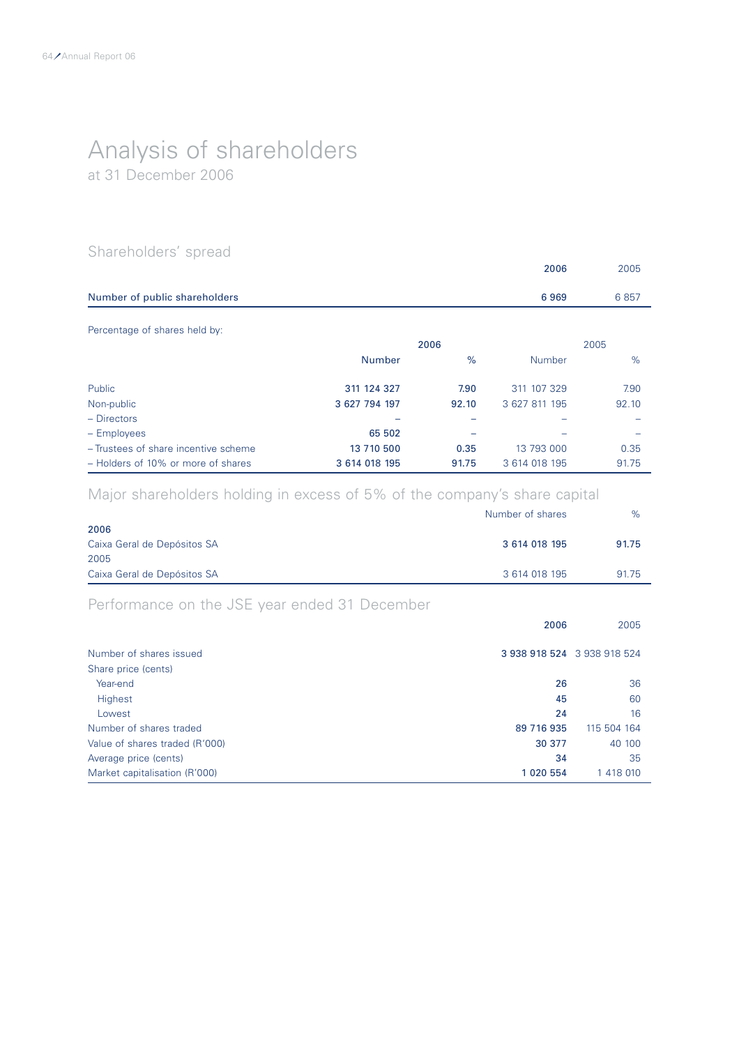# Analysis of shareholders

at 31 December 2006

## Shareholders' spread

| | 2006 | 2005 |
|---|---|---|
| Number of public shareholders | **6 969** | 6 857 |

Percentage of shares held by:

| | 2006 | | 2005 | |
|---|---|---|---|---|
| | **Number** | **%** | Number | % |
| Public | **311 124 327** | **7.90** | 311 107 329 | 7.90 |
| Non-public | **3 627 794 197** | **92.10** | 3 627 811 195 | 92.10 |
| – Directors | – | – | – | – |
| – Employees | **65 502** | – | – | – |
| – Trustees of share incentive scheme | **13 710 500** | **0.35** | 13 793 000 | 0.35 |
| – Holders of 10% or more of shares | **3 614 018 195** | **91.75** | 3 614 018 195 | 91.75 |

## Major shareholders holding in excess of 5% of the company's share capital

| | Number of shares | % |
|---|---|---|
| **2006** | | |
| Caixa Geral de Depósitos SA | **3 614 018 195** | **91.75** |
| 2005 | | |
| Caixa Geral de Depósitos SA | 3 614 018 195 | 91.75 |

## Performance on the JSE year ended 31 December

| | 2006 | 2005 |
|---|---|---|
| Number of shares issued | **3 938 918 524** | 3 938 918 524 |
| Share price (cents) | | |
| Year-end | **26** | 36 |
| Highest | **45** | 60 |
| Lowest | **24** | 16 |
| Number of shares traded | **89 716 935** | 115 504 164 |
| Value of shares traded (R'000) | **30 377** | 40 100 |
| Average price (cents) | **34** | 35 |
| Market capitalisation (R'000) | **1 020 554** | 1 418 010 |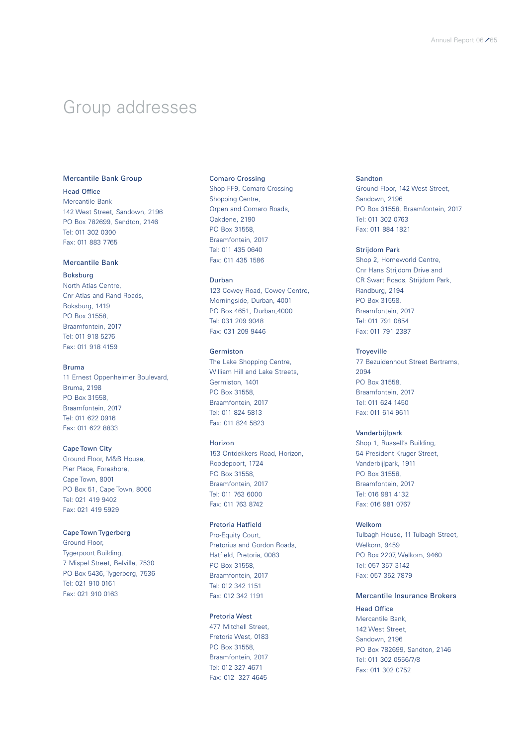# Group addresses

## Mercantile Bank Group

### Head Office

Mercantile Bank
142 West Street, Sandown, 2196
PO Box 782699, Sandton, 2146
Tel: 011 302 0300
Fax: 011 883 7765

## Mercantile Bank

### Boksburg

North Atlas Centre,
Cnr Atlas and Rand Roads,
Boksburg, 1419
PO Box 31558,
Braamfontein, 2017
Tel: 011 918 5276
Fax: 011 918 4159

### Bruma

11 Ernest Oppenheimer Boulevard,
Bruma, 2198
PO Box 31558,
Braamfontein, 2017
Tel: 011 622 0916
Fax: 011 622 8833

### Cape Town City

Ground Floor, M&B House,
Pier Place, Foreshore,
Cape Town, 8001
PO Box 51, Cape Town, 8000
Tel: 021 419 9402
Fax: 021 419 5929

### Cape Town Tygerberg

Ground Floor,
Tygerpoort Building,
7 Mispel Street, Belville, 7530
PO Box 5436, Tygerberg, 7536
Tel: 021 910 0161
Fax: 021 910 0163

### Comaro Crossing

Shop FF9, Comaro Crossing
Shopping Centre,
Orpen and Comaro Roads,
Oakdene, 2190
PO Box 31558,
Braamfontein, 2017
Tel: 011 435 0640
Fax: 011 435 1586

### Durban

123 Cowey Road, Cowey Centre,
Morningside, Durban, 4001
PO Box 4651, Durban,4000
Tel: 031 209 9048
Fax: 031 209 9446

### Germiston

The Lake Shopping Centre,
William Hill and Lake Streets,
Germiston, 1401
PO Box 31558,
Braamfontein, 2017
Tel: 011 824 5813
Fax: 011 824 5823

### Horizon

153 Ontdekkers Road, Horizon,
Roodepoort, 1724
PO Box 31558,
Braamfontein, 2017
Tel: 011 763 6000
Fax: 011 763 8742

### Pretoria Hatfield

Pro-Equity Court,
Pretorius and Gordon Roads,
Hatfield, Pretoria, 0083
PO Box 31558,
Braamfontein, 2017
Tel: 012 342 1151
Fax: 012 342 1191

### Pretoria West

477 Mitchell Street,
Pretoria West, 0183
PO Box 31558,
Braamfontein, 2017
Tel: 012 327 4671
Fax: 012 327 4645

### Sandton

Ground Floor, 142 West Street,
Sandown, 2196
PO Box 31558, Braamfontein, 2017
Tel: 011 302 0763
Fax: 011 884 1821

### Strijdom Park

Shop 2, Homeworld Centre,
Cnr Hans Strijdom Drive and
CR Swart Roads, Strijdom Park,
Randburg, 2194
PO Box 31558,
Braamfontein, 2017
Tel: 011 791 0854
Fax: 011 791 2387

### Troyeville

77 Bezuidenhout Street Bertrams,
2094
PO Box 31558,
Braamfontein, 2017
Tel: 011 624 1450
Fax: 011 614 9611

### Vanderbijlpark

Shop 1, Russell's Building,
54 President Kruger Street,
Vanderbijlpark, 1911
PO Box 31558,
Braamfontein, 2017
Tel: 016 981 4132
Fax: 016 981 0767

### Welkom

Tulbagh House, 11 Tulbagh Street,
Welkom, 9459
PO Box 2207, Welkom, 9460
Tel: 057 357 3142
Fax: 057 352 7879

## Mercantile Insurance Brokers

### Head Office

Mercantile Bank,
142 West Street,
Sandown, 2196
PO Box 782699, Sandton, 2146
Tel: 011 302 0556/7/8
Fax: 011 302 0752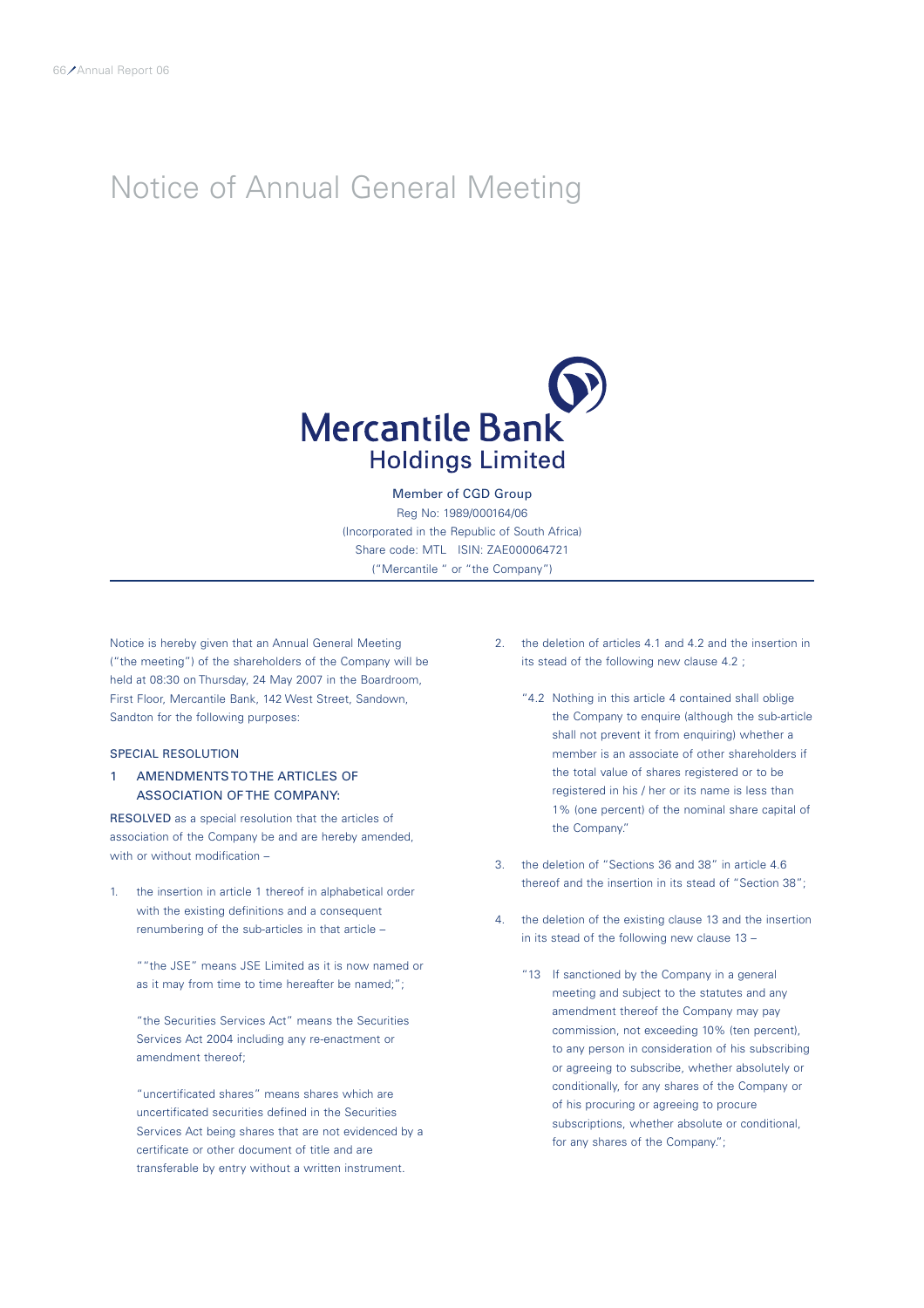# Notice of Annual General Meeting

**Mercantile Bank Holdings Limited**

Member of CGD Group

Reg No: 1989/000164/06

(Incorporated in the Republic of South Africa)

Share code: MTL ISIN: ZAE000064721

("Mercantile " or "the Company")

---

Notice is hereby given that an Annual General Meeting ("the meeting") of the shareholders of the Company will be held at 08:30 on Thursday, 24 May 2007 in the Boardroom, First Floor, Mercantile Bank, 142 West Street, Sandown, Sandton for the following purposes:

## SPECIAL RESOLUTION

### 1 AMENDMENTS TO THE ARTICLES OF ASSOCIATION OF THE COMPANY:

RESOLVED as a special resolution that the articles of association of the Company be and are hereby amended, with or without modification –

1. the insertion in article 1 thereof in alphabetical order with the existing definitions and a consequent renumbering of the sub-articles in that article –

   ""the JSE" means JSE Limited as it is now named or as it may from time to time hereafter be named;";

   "the Securities Services Act" means the Securities Services Act 2004 including any re-enactment or amendment thereof;

   "uncertificated shares" means shares which are uncertificated securities defined in the Securities Services Act being shares that are not evidenced by a certificate or other document of title and are transferable by entry without a written instrument.

2. the deletion of articles 4.1 and 4.2 and the insertion in its stead of the following new clause 4.2 ;

   "4.2 Nothing in this article 4 contained shall oblige the Company to enquire (although the sub-article shall not prevent it from enquiring) whether a member is an associate of other shareholders if the total value of shares registered or to be registered in his / her or its name is less than 1% (one percent) of the nominal share capital of the Company."

3. the deletion of "Sections 36 and 38" in article 4.6 thereof and the insertion in its stead of "Section 38";

4. the deletion of the existing clause 13 and the insertion in its stead of the following new clause 13 –

   "13 If sanctioned by the Company in a general meeting and subject to the statutes and any amendment thereof the Company may pay commission, not exceeding 10% (ten percent), to any person in consideration of his subscribing or agreeing to subscribe, whether absolutely or conditionally, for any shares of the Company or of his procuring or agreeing to procure subscriptions, whether absolute or conditional, for any shares of the Company.";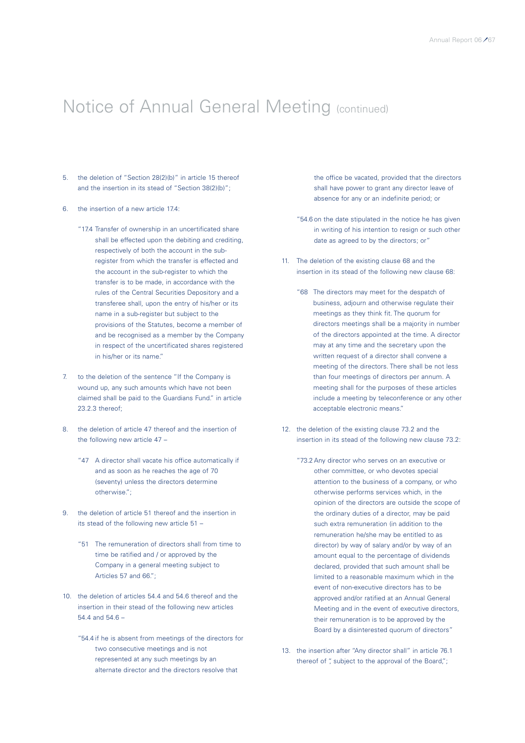# Notice of Annual General Meeting (continued)

5. the deletion of "Section 28(2)(b)" in article 15 thereof and the insertion in its stead of "Section 38(2)(b)";

6. the insertion of a new article 17.4:

   "17.4 Transfer of ownership in an uncertificated share shall be effected upon the debiting and crediting, respectively of both the account in the sub-register from which the transfer is effected and the account in the sub-register to which the transfer is to be made, in accordance with the rules of the Central Securities Depository and a transferee shall, upon the entry of his/her or its name in a sub-register but subject to the provisions of the Statutes, become a member of and be recognised as a member by the Company in respect of the uncertificated shares registered in his/her or its name."

7. to the deletion of the sentence "If the Company is wound up, any such amounts which have not been claimed shall be paid to the Guardians Fund." in article 23.2.3 thereof;

8. the deletion of article 47 thereof and the insertion of the following new article 47 –

   "47 A director shall vacate his office automatically if and as soon as he reaches the age of 70 (seventy) unless the directors determine otherwise.";

9. the deletion of article 51 thereof and the insertion in its stead of the following new article 51 –

   "51 The remuneration of directors shall from time to time be ratified and / or approved by the Company in a general meeting subject to Articles 57 and 66.";

10. the deletion of articles 54.4 and 54.6 thereof and the insertion in their stead of the following new articles 54.4 and 54.6 –

    "54.4 if he is absent from meetings of the directors for two consecutive meetings and is not represented at any such meetings by an alternate director and the directors resolve that the office be vacated, provided that the directors shall have power to grant any director leave of absence for any or an indefinite period; or

    "54.6 on the date stipulated in the notice he has given in writing of his intention to resign or such other date as agreed to by the directors; or"

11. The deletion of the existing clause 68 and the insertion in its stead of the following new clause 68:

    "68 The directors may meet for the despatch of business, adjourn and otherwise regulate their meetings as they think fit. The quorum for directors meetings shall be a majority in number of the directors appointed at the time. A director may at any time and the secretary upon the written request of a director shall convene a meeting of the directors. There shall be not less than four meetings of directors per annum. A meeting shall for the purposes of these articles include a meeting by teleconference or any other acceptable electronic means."

12. the deletion of the existing clause 73.2 and the insertion in its stead of the following new clause 73.2:

    "73.2 Any director who serves on an executive or other committee, or who devotes special attention to the business of a company, or who otherwise performs services which, in the opinion of the directors are outside the scope of the ordinary duties of a director, may be paid such extra remuneration (in addition to the remuneration he/she may be entitled to as director) by way of salary and/or by way of an amount equal to the percentage of dividends declared, provided that such amount shall be limited to a reasonable maximum which in the event of non-executive directors has to be approved and/or ratified at an Annual General Meeting and in the event of executive directors, their remuneration is to be approved by the Board by a disinterested quorum of directors"

13. the insertion after "Any director shall" in article 76.1 thereof of ", subject to the approval of the Board,";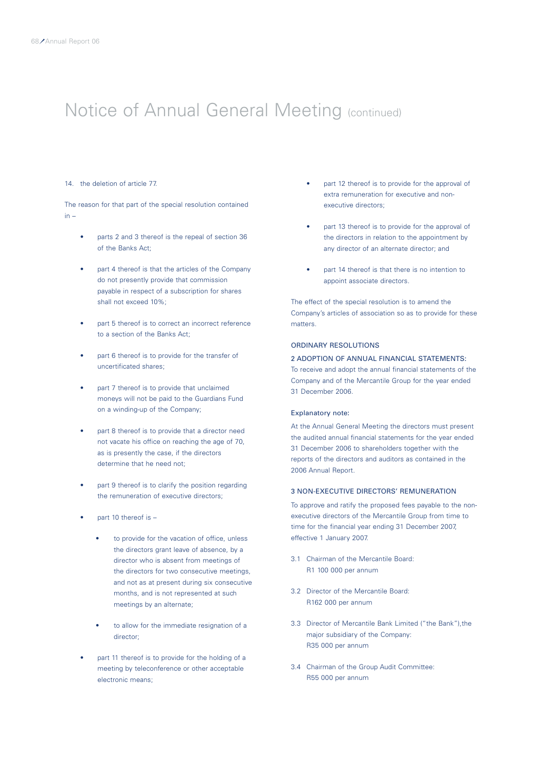# Notice of Annual General Meeting (continued)

14. the deletion of article 77.

The reason for that part of the special resolution contained in –

- parts 2 and 3 thereof is the repeal of section 36 of the Banks Act;
- part 4 thereof is that the articles of the Company do not presently provide that commission payable in respect of a subscription for shares shall not exceed 10%;
- part 5 thereof is to correct an incorrect reference to a section of the Banks Act;
- part 6 thereof is to provide for the transfer of uncertificated shares;
- part 7 thereof is to provide that unclaimed moneys will not be paid to the Guardians Fund on a winding-up of the Company;
- part 8 thereof is to provide that a director need not vacate his office on reaching the age of 70, as is presently the case, if the directors determine that he need not;
- part 9 thereof is to clarify the position regarding the remuneration of executive directors;
- part 10 thereof is –
  - to provide for the vacation of office, unless the directors grant leave of absence, by a director who is absent from meetings of the directors for two consecutive meetings, and not as at present during six consecutive months, and is not represented at such meetings by an alternate;
  - to allow for the immediate resignation of a director;
- part 11 thereof is to provide for the holding of a meeting by teleconference or other acceptable electronic means;
- part 12 thereof is to provide for the approval of extra remuneration for executive and non-executive directors;
- part 13 thereof is to provide for the approval of the directors in relation to the appointment by any director of an alternate director; and
- part 14 thereof is that there is no intention to appoint associate directors.

The effect of the special resolution is to amend the Company's articles of association so as to provide for these matters.

## ORDINARY RESOLUTIONS

### 2 ADOPTION OF ANNUAL FINANCIAL STATEMENTS:

To receive and adopt the annual financial statements of the Company and of the Mercantile Group for the year ended 31 December 2006.

**Explanatory note:**

At the Annual General Meeting the directors must present the audited annual financial statements for the year ended 31 December 2006 to shareholders together with the reports of the directors and auditors as contained in the 2006 Annual Report.

### 3 NON-EXECUTIVE DIRECTORS' REMUNERATION

To approve and ratify the proposed fees payable to the non-executive directors of the Mercantile Group from time to time for the financial year ending 31 December 2007, effective 1 January 2007.

3.1 Chairman of the Mercantile Board:
R1 100 000 per annum

3.2 Director of the Mercantile Board:
R162 000 per annum

3.3 Director of Mercantile Bank Limited ("the Bank"),the major subsidiary of the Company:
R35 000 per annum

3.4 Chairman of the Group Audit Committee:
R55 000 per annum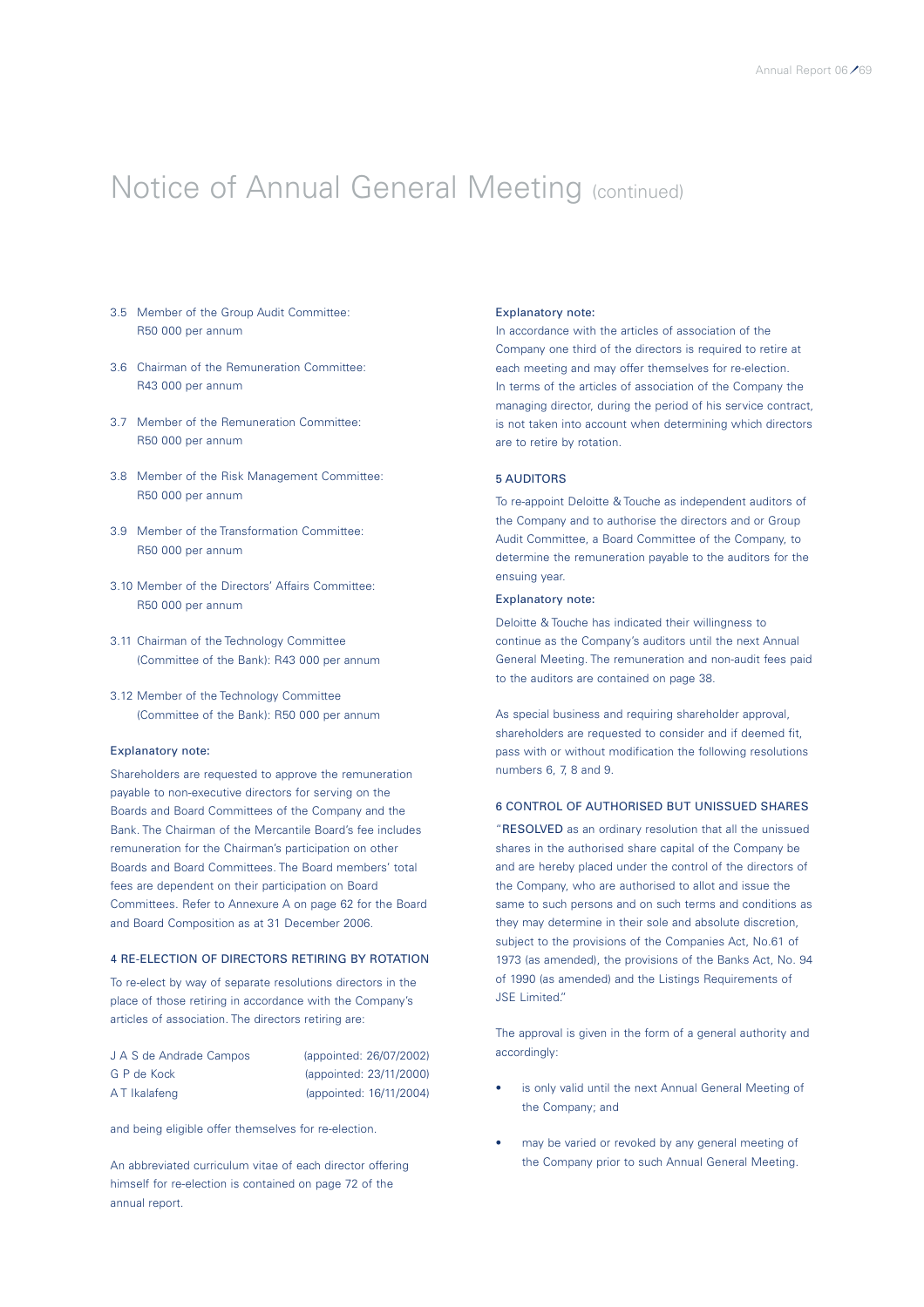# Notice of Annual General Meeting (continued)

3.5 Member of the Group Audit Committee: R50 000 per annum

3.6 Chairman of the Remuneration Committee: R43 000 per annum

3.7 Member of the Remuneration Committee: R50 000 per annum

3.8 Member of the Risk Management Committee: R50 000 per annum

3.9 Member of the Transformation Committee: R50 000 per annum

3.10 Member of the Directors' Affairs Committee: R50 000 per annum

3.11 Chairman of the Technology Committee (Committee of the Bank): R43 000 per annum

3.12 Member of the Technology Committee (Committee of the Bank): R50 000 per annum

**Explanatory note:**

Shareholders are requested to approve the remuneration payable to non-executive directors for serving on the Boards and Board Committees of the Company and the Bank. The Chairman of the Mercantile Board's fee includes remuneration for the Chairman's participation on other Boards and Board Committees. The Board members' total fees are dependent on their participation on Board Committees. Refer to Annexure A on page 62 for the Board and Board Composition as at 31 December 2006.

## 4 RE-ELECTION OF DIRECTORS RETIRING BY ROTATION

To re-elect by way of separate resolutions directors in the place of those retiring in accordance with the Company's articles of association. The directors retiring are:

| | |
|---|---|
| J A S de Andrade Campos | (appointed: 26/07/2002) |
| G P de Kock | (appointed: 23/11/2000) |
| A T Ikalafeng | (appointed: 16/11/2004) |

and being eligible offer themselves for re-election.

An abbreviated curriculum vitae of each director offering himself for re-election is contained on page 72 of the annual report.

**Explanatory note:**

In accordance with the articles of association of the Company one third of the directors is required to retire at each meeting and may offer themselves for re-election. In terms of the articles of association of the Company the managing director, during the period of his service contract, is not taken into account when determining which directors are to retire by rotation.

## 5 AUDITORS

To re-appoint Deloitte & Touche as independent auditors of the Company and to authorise the directors and or Group Audit Committee, a Board Committee of the Company, to determine the remuneration payable to the auditors for the ensuing year.

**Explanatory note:**

Deloitte & Touche has indicated their willingness to continue as the Company's auditors until the next Annual General Meeting. The remuneration and non-audit fees paid to the auditors are contained on page 38.

As special business and requiring shareholder approval, shareholders are requested to consider and if deemed fit, pass with or without modification the following resolutions numbers 6, 7, 8 and 9.

## 6 CONTROL OF AUTHORISED BUT UNISSUED SHARES

"**RESOLVED** as an ordinary resolution that all the unissued shares in the authorised share capital of the Company be and are hereby placed under the control of the directors of the Company, who are authorised to allot and issue the same to such persons and on such terms and conditions as they may determine in their sole and absolute discretion, subject to the provisions of the Companies Act, No.61 of 1973 (as amended), the provisions of the Banks Act, No. 94 of 1990 (as amended) and the Listings Requirements of JSE Limited."

The approval is given in the form of a general authority and accordingly:

- is only valid until the next Annual General Meeting of the Company; and
- may be varied or revoked by any general meeting of the Company prior to such Annual General Meeting.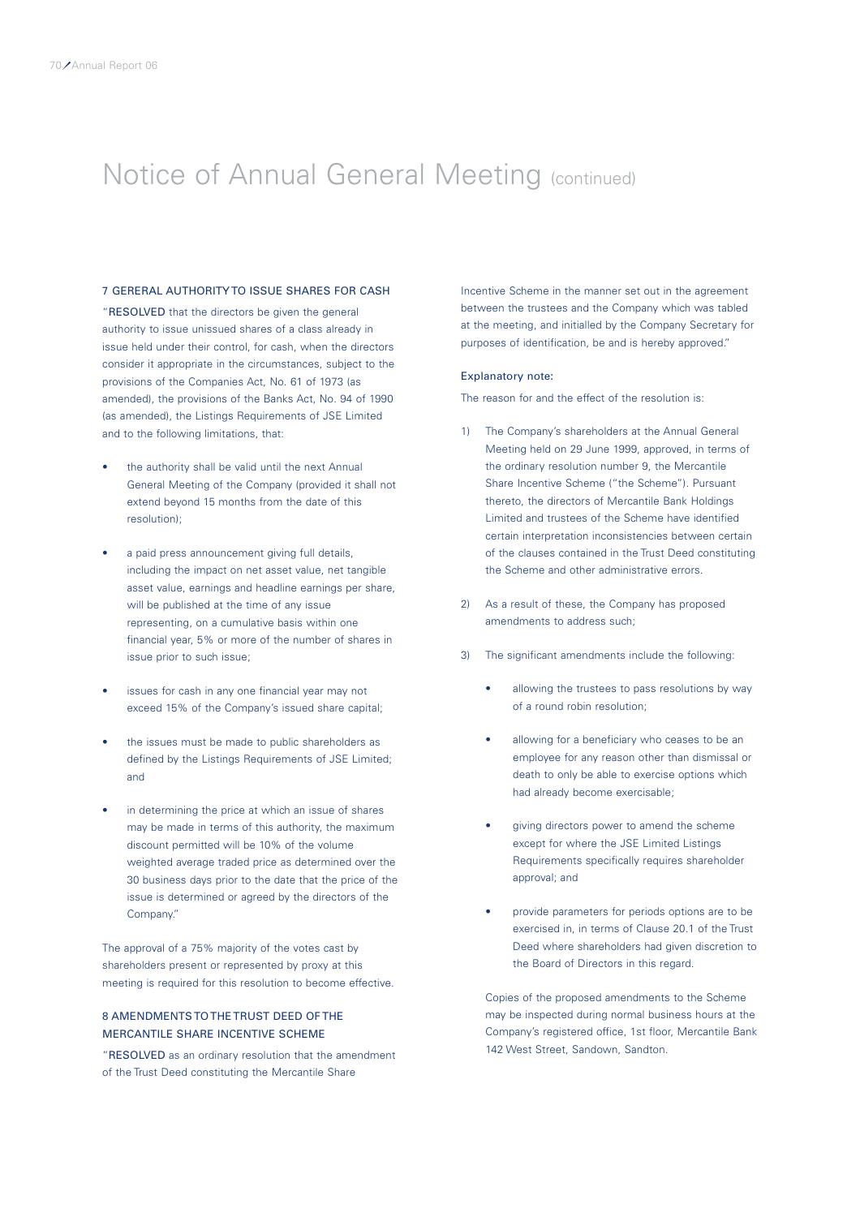# Notice of Annual General Meeting (continued)

### 7 GERERAL AUTHORITY TO ISSUE SHARES FOR CASH

"**RESOLVED** that the directors be given the general authority to issue unissued shares of a class already in issue held under their control, for cash, when the directors consider it appropriate in the circumstances, subject to the provisions of the Companies Act, No. 61 of 1973 (as amended), the provisions of the Banks Act, No. 94 of 1990 (as amended), the Listings Requirements of JSE Limited and to the following limitations, that:

- the authority shall be valid until the next Annual General Meeting of the Company (provided it shall not extend beyond 15 months from the date of this resolution);
- a paid press announcement giving full details, including the impact on net asset value, net tangible asset value, earnings and headline earnings per share, will be published at the time of any issue representing, on a cumulative basis within one financial year, 5% or more of the number of shares in issue prior to such issue;
- issues for cash in any one financial year may not exceed 15% of the Company's issued share capital;
- the issues must be made to public shareholders as defined by the Listings Requirements of JSE Limited; and
- in determining the price at which an issue of shares may be made in terms of this authority, the maximum discount permitted will be 10% of the volume weighted average traded price as determined over the 30 business days prior to the date that the price of the issue is determined or agreed by the directors of the Company."

The approval of a 75% majority of the votes cast by shareholders present or represented by proxy at this meeting is required for this resolution to become effective.

### 8 AMENDMENTS TO THE TRUST DEED OF THE MERCANTILE SHARE INCENTIVE SCHEME

"**RESOLVED** as an ordinary resolution that the amendment of the Trust Deed constituting the Mercantile Share Incentive Scheme in the manner set out in the agreement between the trustees and the Company which was tabled at the meeting, and initialled by the Company Secretary for purposes of identification, be and is hereby approved."

Explanatory note:

The reason for and the effect of the resolution is:

1) The Company's shareholders at the Annual General Meeting held on 29 June 1999, approved, in terms of the ordinary resolution number 9, the Mercantile Share Incentive Scheme ("the Scheme"). Pursuant thereto, the directors of Mercantile Bank Holdings Limited and trustees of the Scheme have identified certain interpretation inconsistencies between certain of the clauses contained in the Trust Deed constituting the Scheme and other administrative errors.

2) As a result of these, the Company has proposed amendments to address such;

3) The significant amendments include the following:

   - allowing the trustees to pass resolutions by way of a round robin resolution;
   - allowing for a beneficiary who ceases to be an employee for any reason other than dismissal or death to only be able to exercise options which had already become exercisable;
   - giving directors power to amend the scheme except for where the JSE Limited Listings Requirements specifically requires shareholder approval; and
   - provide parameters for periods options are to be exercised in, in terms of Clause 20.1 of the Trust Deed where shareholders had given discretion to the Board of Directors in this regard.

   Copies of the proposed amendments to the Scheme may be inspected during normal business hours at the Company's registered office, 1st floor, Mercantile Bank 142 West Street, Sandown, Sandton.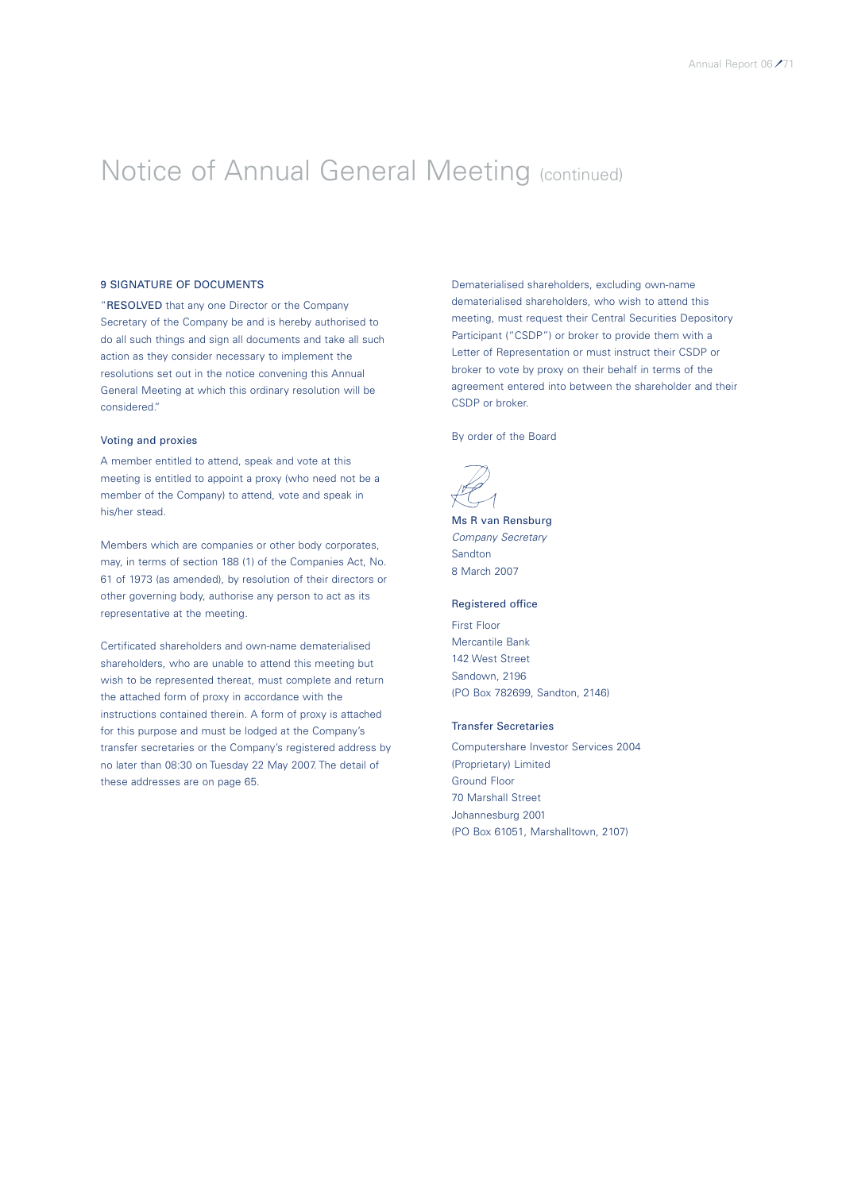# Notice of Annual General Meeting (continued)

### 9 SIGNATURE OF DOCUMENTS

"**RESOLVED** that any one Director or the Company Secretary of the Company be and is hereby authorised to do all such things and sign all documents and take all such action as they consider necessary to implement the resolutions set out in the notice convening this Annual General Meeting at which this ordinary resolution will be considered."

### Voting and proxies

A member entitled to attend, speak and vote at this meeting is entitled to appoint a proxy (who need not be a member of the Company) to attend, vote and speak in his/her stead.

Members which are companies or other body corporates, may, in terms of section 188 (1) of the Companies Act, No. 61 of 1973 (as amended), by resolution of their directors or other governing body, authorise any person to act as its representative at the meeting.

Certificated shareholders and own-name dematerialised shareholders, who are unable to attend this meeting but wish to be represented thereat, must complete and return the attached form of proxy in accordance with the instructions contained therein. A form of proxy is attached for this purpose and must be lodged at the Company's transfer secretaries or the Company's registered address by no later than 08:30 on Tuesday 22 May 2007. The detail of these addresses are on page 65.

Dematerialised shareholders, excluding own-name dematerialised shareholders, who wish to attend this meeting, must request their Central Securities Depository Participant ("CSDP") or broker to provide them with a Letter of Representation or must instruct their CSDP or broker to vote by proxy on their behalf in terms of the agreement entered into between the shareholder and their CSDP or broker.

By order of the Board

**Ms R van Rensburg**
*Company Secretary*
Sandton
8 March 2007

### Registered office

First Floor
Mercantile Bank
142 West Street
Sandown, 2196
(PO Box 782699, Sandton, 2146)

### Transfer Secretaries

Computershare Investor Services 2004
(Proprietary) Limited
Ground Floor
70 Marshall Street
Johannesburg 2001
(PO Box 61051, Marshalltown, 2107)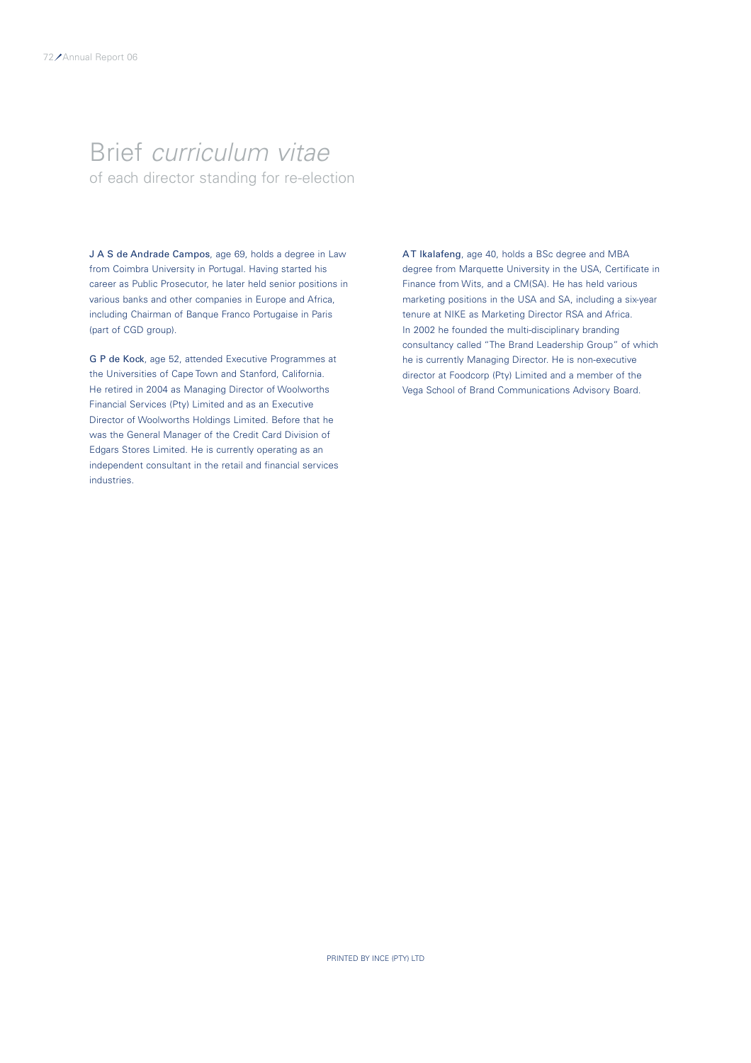# Brief *curriculum vitae*

## of each director standing for re-election

**J A S de Andrade Campos**, age 69, holds a degree in Law from Coimbra University in Portugal. Having started his career as Public Prosecutor, he later held senior positions in various banks and other companies in Europe and Africa, including Chairman of Banque Franco Portugaise in Paris (part of CGD group).

**G P de Kock**, age 52, attended Executive Programmes at the Universities of Cape Town and Stanford, California. He retired in 2004 as Managing Director of Woolworths Financial Services (Pty) Limited and as an Executive Director of Woolworths Holdings Limited. Before that he was the General Manager of the Credit Card Division of Edgars Stores Limited. He is currently operating as an independent consultant in the retail and financial services industries.

**A T Ikalafeng**, age 40, holds a BSc degree and MBA degree from Marquette University in the USA, Certificate in Finance from Wits, and a CM(SA). He has held various marketing positions in the USA and SA, including a six-year tenure at NIKE as Marketing Director RSA and Africa. In 2002 he founded the multi-disciplinary branding consultancy called "The Brand Leadership Group" of which he is currently Managing Director. He is non-executive director at Foodcorp (Pty) Limited and a member of the Vega School of Brand Communications Advisory Board.

PRINTED BY INCE (PTY) LTD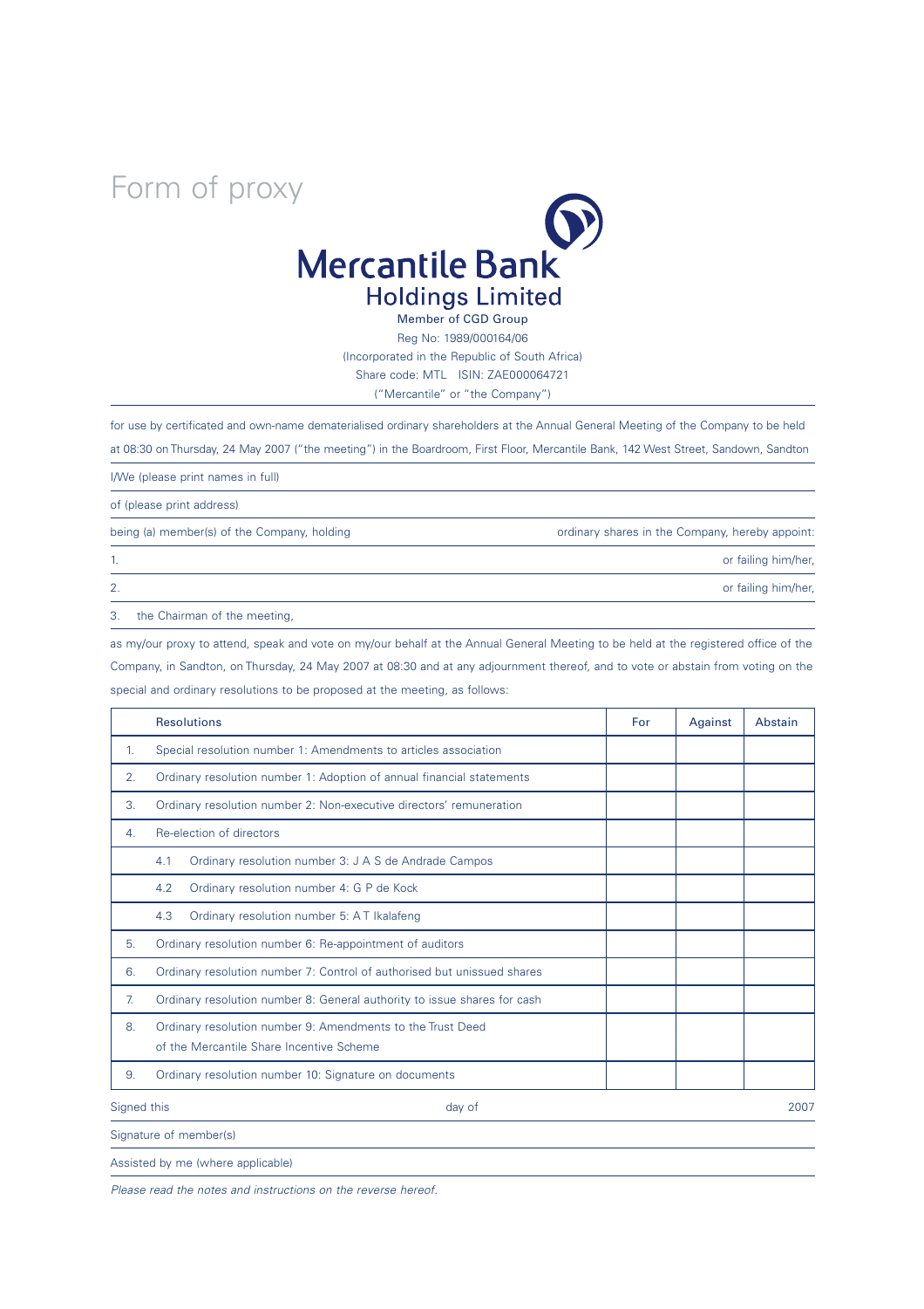# Form of proxy

**Mercantile Bank Holdings Limited**

Member of CGD Group

Reg No: 1989/000164/06

(Incorporated in the Republic of South Africa)

Share code: MTL ISIN: ZAE000064721

("Mercantile" or "the Company")

---

for use by certificated and own-name dematerialised ordinary shareholders at the Annual General Meeting of the Company to be held at 08:30 on Thursday, 24 May 2007 ("the meeting") in the Boardroom, First Floor, Mercantile Bank, 142 West Street, Sandown, Sandton

I/We (please print names in full)

of (please print address)

being (a) member(s) of the Company, holding ordinary shares in the Company, hereby appoint:

1. or failing him/her,

2. or failing him/her,

3. the Chairman of the meeting,

as my/our proxy to attend, speak and vote on my/our behalf at the Annual General Meeting to be held at the registered office of the Company, in Sandton, on Thursday, 24 May 2007 at 08:30 and at any adjournment thereof, and to vote or abstain from voting on the special and ordinary resolutions to be proposed at the meeting, as follows:

| | Resolutions | For | Against | Abstain |
|---|---|---|---|---|
| 1. | Special resolution number 1: Amendments to articles association | | | |
| 2. | Ordinary resolution number 1: Adoption of annual financial statements | | | |
| 3. | Ordinary resolution number 2: Non-executive directors' remuneration | | | |
| 4. | Re-election of directors | | | |
| | 4.1 Ordinary resolution number 3: J A S de Andrade Campos | | | |
| | 4.2 Ordinary resolution number 4: G P de Kock | | | |
| | 4.3 Ordinary resolution number 5: A T Ikalafeng | | | |
| 5. | Ordinary resolution number 6: Re-appointment of auditors | | | |
| 6. | Ordinary resolution number 7: Control of authorised but unissued shares | | | |
| 7. | Ordinary resolution number 8: General authority to issue shares for cash | | | |
| 8. | Ordinary resolution number 9: Amendments to the Trust Deed of the Mercantile Share Incentive Scheme | | | |
| 9. | Ordinary resolution number 10: Signature on documents | | | |

Signed this day of 2007

Signature of member(s)

Assisted by me (where applicable)

*Please read the notes and instructions on the reverse hereof.*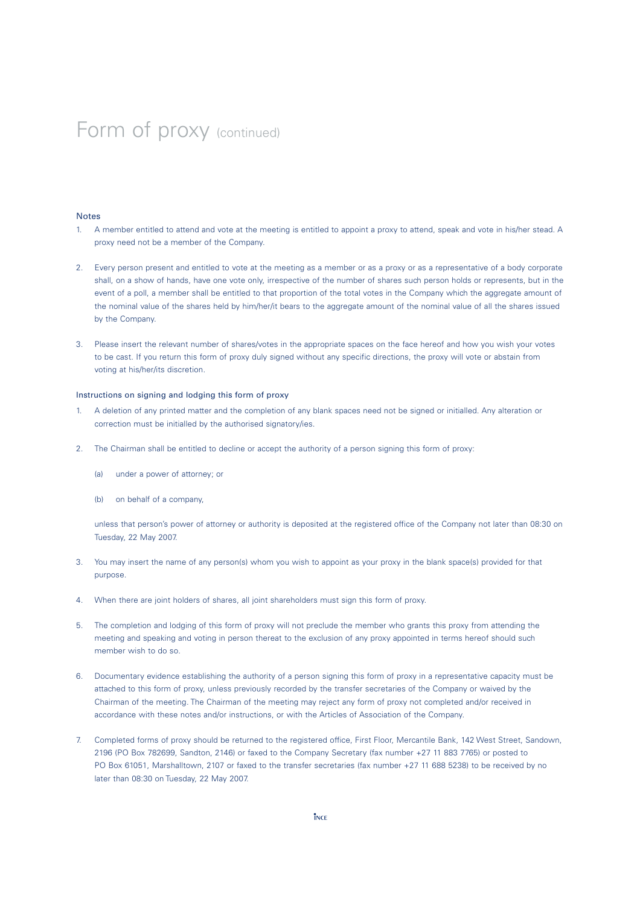# Form of proxy (continued)

## Notes

1. A member entitled to attend and vote at the meeting is entitled to appoint a proxy to attend, speak and vote in his/her stead. A proxy need not be a member of the Company.

2. Every person present and entitled to vote at the meeting as a member or as a proxy or as a representative of a body corporate shall, on a show of hands, have one vote only, irrespective of the number of shares such person holds or represents, but in the event of a poll, a member shall be entitled to that proportion of the total votes in the Company which the aggregate amount of the nominal value of the shares held by him/her/it bears to the aggregate amount of the nominal value of all the shares issued by the Company.

3. Please insert the relevant number of shares/votes in the appropriate spaces on the face hereof and how you wish your votes to be cast. If you return this form of proxy duly signed without any specific directions, the proxy will vote or abstain from voting at his/her/its discretion.

## Instructions on signing and lodging this form of proxy

1. A deletion of any printed matter and the completion of any blank spaces need not be signed or initialled. Any alteration or correction must be initialled by the authorised signatory/ies.

2. The Chairman shall be entitled to decline or accept the authority of a person signing this form of proxy:

   (a) under a power of attorney; or

   (b) on behalf of a company,

   unless that person's power of attorney or authority is deposited at the registered office of the Company not later than 08:30 on Tuesday, 22 May 2007.

3. You may insert the name of any person(s) whom you wish to appoint as your proxy in the blank space(s) provided for that purpose.

4. When there are joint holders of shares, all joint shareholders must sign this form of proxy.

5. The completion and lodging of this form of proxy will not preclude the member who grants this proxy from attending the meeting and speaking and voting in person thereat to the exclusion of any proxy appointed in terms hereof should such member wish to do so.

6. Documentary evidence establishing the authority of a person signing this form of proxy in a representative capacity must be attached to this form of proxy, unless previously recorded by the transfer secretaries of the Company or waived by the Chairman of the meeting. The Chairman of the meeting may reject any form of proxy not completed and/or received in accordance with these notes and/or instructions, or with the Articles of Association of the Company.

7. Completed forms of proxy should be returned to the registered office, First Floor, Mercantile Bank, 142 West Street, Sandown, 2196 (PO Box 782699, Sandton, 2146) or faxed to the Company Secretary (fax number +27 11 883 7765) or posted to PO Box 61051, Marshalltown, 2107 or faxed to the transfer secretaries (fax number +27 11 688 5238) to be received by no later than 08:30 on Tuesday, 22 May 2007.